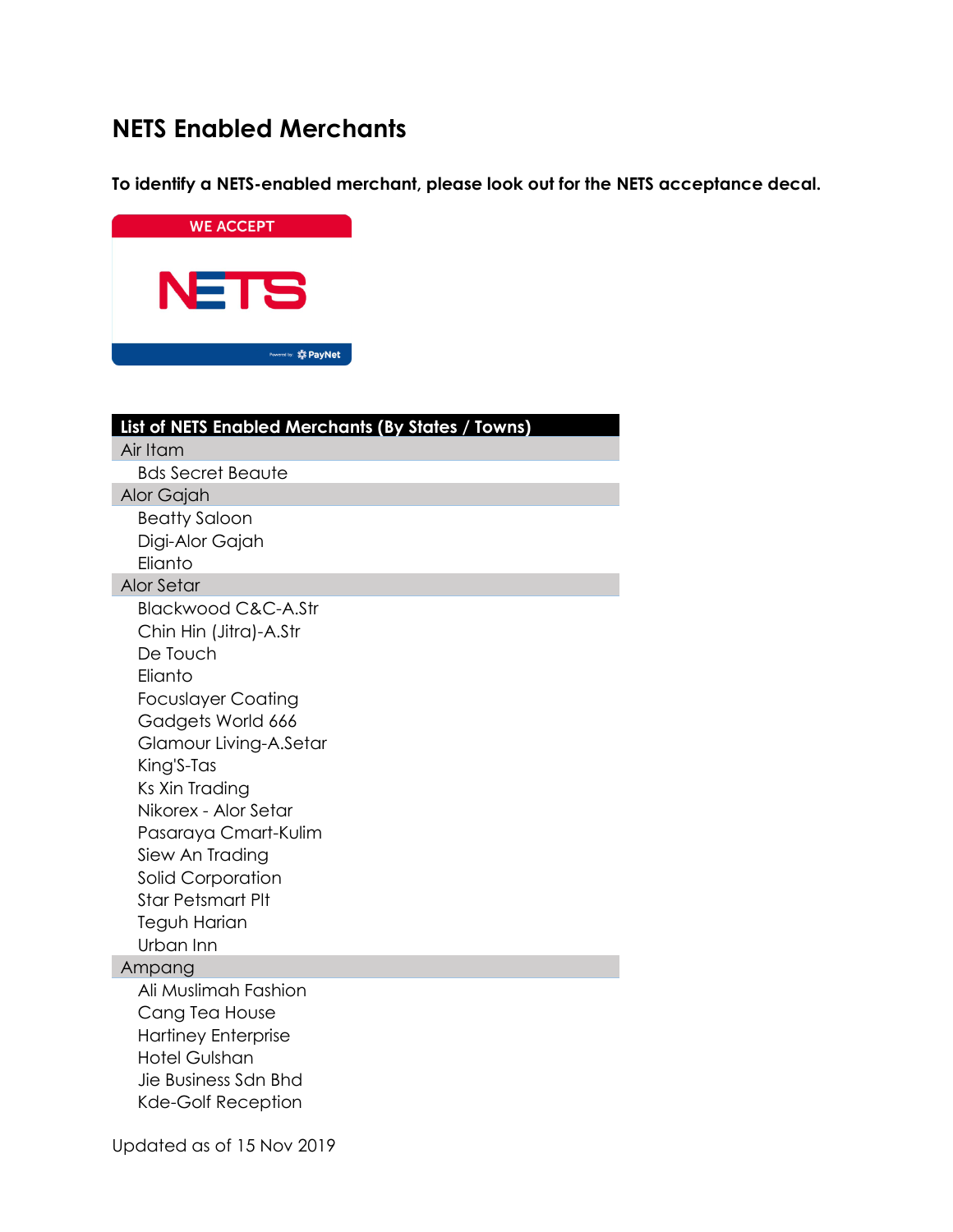# NETS Enabled Merchants

**To identify a NETS-enabled merchant, please look out for the NETS acceptance decal.**

**List of NETS Enabled Merchants (By States / Towns)**

**Air Itam**
- Bds Secret Beaute

**Alor Gajah**
- Beatty Saloon
- Digi-Alor Gajah
- Elianto

**Alor Setar**
- Blackwood C&C-A.Str
- Chin Hin (Jitra)-A.Str
- De Touch
- Elianto
- Focuslayer Coating
- Gadgets World 666
- Glamour Living-A.Setar
- King'S-Tas
- Ks Xin Trading
- Nikorex - Alor Setar
- Pasaraya Cmart-Kulim
- Siew An Trading
- Solid Corporation
- Star Petsmart Plt
- Teguh Harian
- Urban Inn

**Ampang**
- Ali Muslimah Fashion
- Cang Tea House
- Hartiney Enterprise
- Hotel Gulshan
- Jie Business Sdn Bhd
- Kde-Golf Reception

Updated as of 15 Nov 2019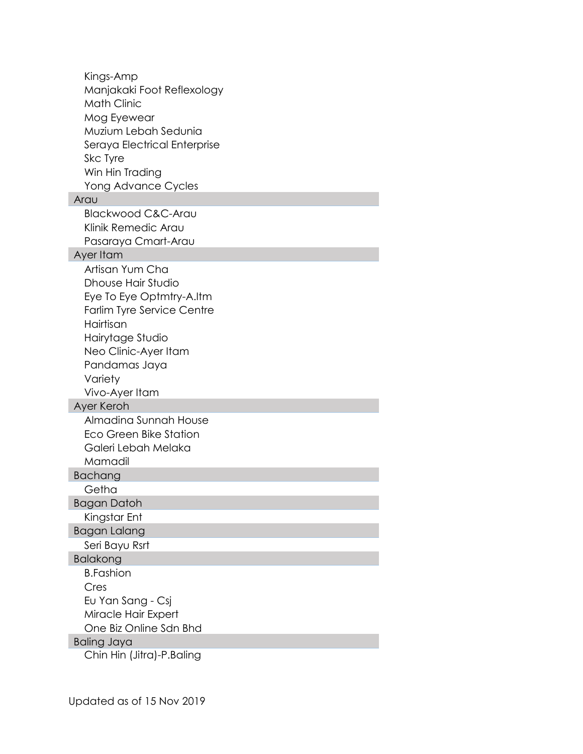- Kings-Amp
- Manjakaki Foot Reflexology
- Math Clinic
- Mog Eyewear
- Muzium Lebah Sedunia
- Seraya Electrical Enterprise
- Skc Tyre
- Win Hin Trading
- Yong Advance Cycles

## Arau

- Blackwood C&C-Arau
- Klinik Remedic Arau
- Pasaraya Cmart-Arau

## Ayer Itam

- Artisan Yum Cha
- Dhouse Hair Studio
- Eye To Eye Optmtry-A.Itm
- Farlim Tyre Service Centre
- Hairtisan
- Hairytage Studio
- Neo Clinic-Ayer Itam
- Pandamas Jaya
- Variety
- Vivo-Ayer Itam

## Ayer Keroh

- Almadina Sunnah House
- Eco Green Bike Station
- Galeri Lebah Melaka
- Mamadil

## Bachang

- Getha

## Bagan Datoh

- Kingstar Ent

## Bagan Lalang

- Seri Bayu Rsrt

## Balakong

- B.Fashion
- Cres
- Eu Yan Sang - Csj
- Miracle Hair Expert
- One Biz Online Sdn Bhd

## Baling Jaya

- Chin Hin (Jitra)-P.Baling

Updated as of 15 Nov 2019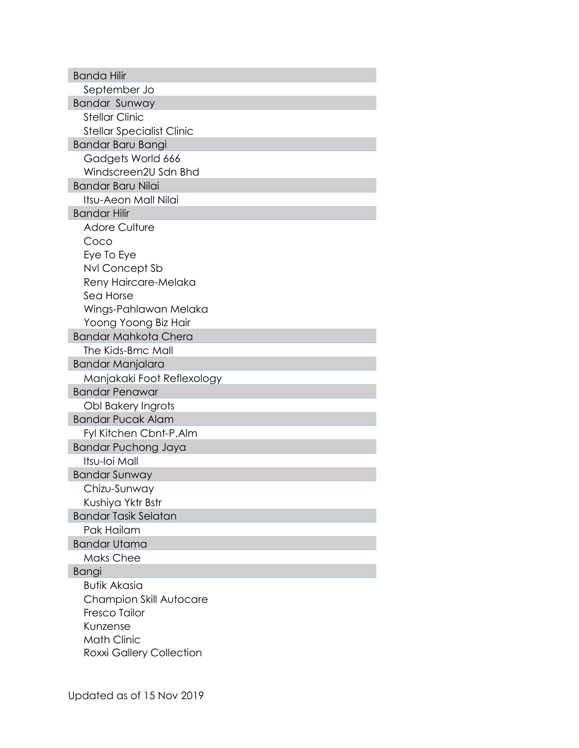| Location | Merchant |
|---|---|
| **Banda Hilir** | |
| | September Jo |
| **Bandar  Sunway** | |
| | Stellar Clinic |
| | Stellar Specialist Clinic |
| **Bandar Baru Bangi** | |
| | Gadgets World 666 |
| | Windscreen2U Sdn Bhd |
| **Bandar Baru Nilai** | |
| | Itsu-Aeon Mall Nilai |
| **Bandar Hilir** | |
| | Adore Culture |
| | Coco |
| | Eye To Eye |
| | Nvl Concept Sb |
| | Reny Haircare-Melaka |
| | Sea Horse |
| | Wings-Pahlawan Melaka |
| | Yoong Yoong Biz Hair |
| **Bandar Mahkota Chera** | |
| | The Kids-Bmc Mall |
| **Bandar Manjalara** | |
| | Manjakaki Foot Reflexology |
| **Bandar Penawar** | |
| | Obl Bakery Ingrots |
| **Bandar Pucak Alam** | |
| | Fyl Kitchen Cbnt-P.Alm |
| **Bandar Puchong Jaya** | |
| | Itsu-Ioi Mall |
| **Bandar Sunway** | |
| | Chizu-Sunway |
| | Kushiya Yktr Bstr |
| **Bandar Tasik Selatan** | |
| | Pak Hailam |
| **Bandar Utama** | |
| | Maks Chee |
| **Bangi** | |
| | Butik Akasia |
| | Champion Skill Autocare |
| | Fresco Tailor |
| | Kunzense |
| | Math Clinic |
| | Roxxi Gallery Collection |

Updated as of 15 Nov 2019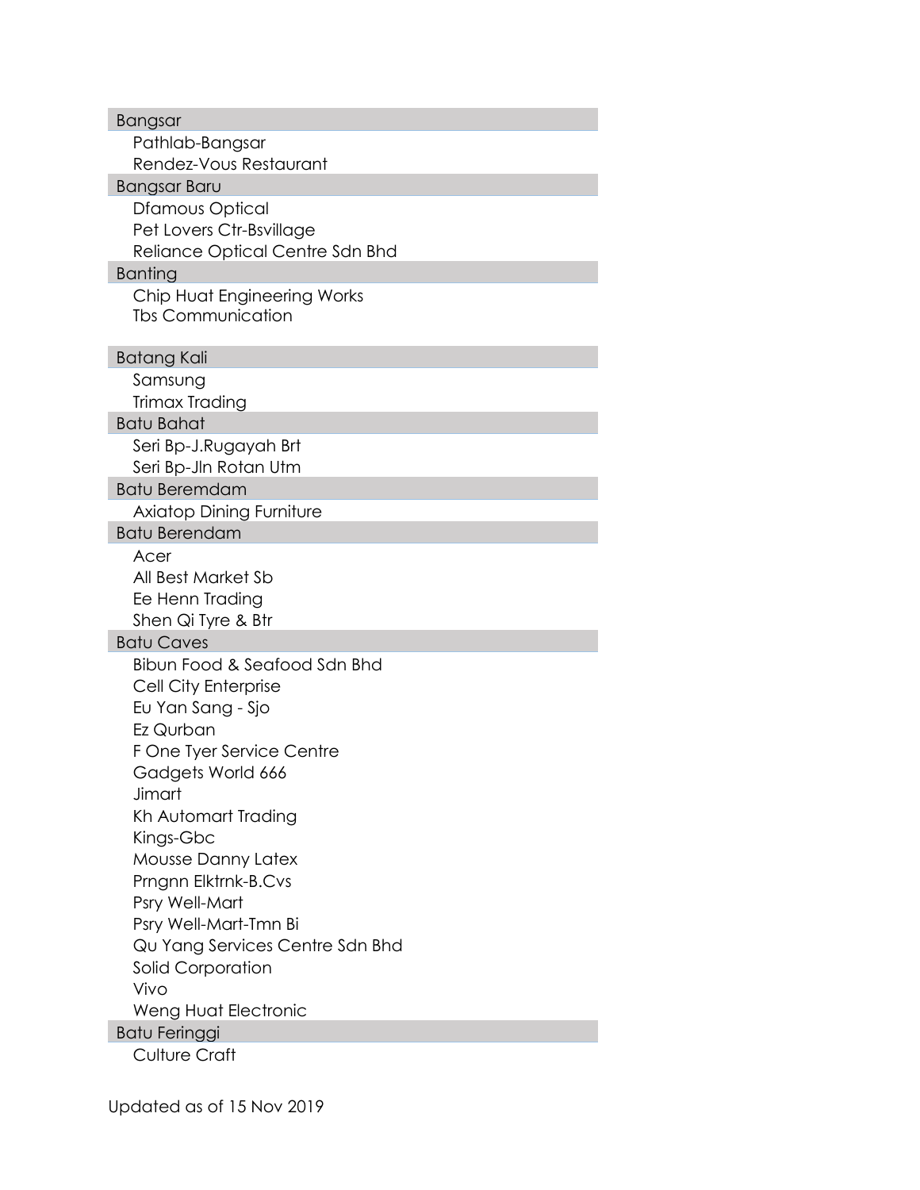**Bangsar**

- Pathlab-Bangsar
- Rendez-Vous Restaurant

**Bangsar Baru**

- Dfamous Optical
- Pet Lovers Ctr-Bsvillage
- Reliance Optical Centre Sdn Bhd

**Banting**

- Chip Huat Engineering Works
- Tbs Communication

**Batang Kali**

- Samsung
- Trimax Trading

**Batu Bahat**

- Seri Bp-J.Rugayah Brt
- Seri Bp-Jln Rotan Utm

**Batu Beremdam**

- Axiatop Dining Furniture

**Batu Berendam**

- Acer
- All Best Market Sb
- Ee Henn Trading
- Shen Qi Tyre & Btr

**Batu Caves**

- Bibun Food & Seafood Sdn Bhd
- Cell City Enterprise
- Eu Yan Sang - Sjo
- Ez Qurban
- F One Tyer Service Centre
- Gadgets World 666
- Jimart
- Kh Automart Trading
- Kings-Gbc
- Mousse Danny Latex
- Prngnn Elktrnk-B.Cvs
- Psry Well-Mart
- Psry Well-Mart-Tmn Bi
- Qu Yang Services Centre Sdn Bhd
- Solid Corporation
- Vivo
- Weng Huat Electronic

**Batu Feringgi**

- Culture Craft

Updated as of 15 Nov 2019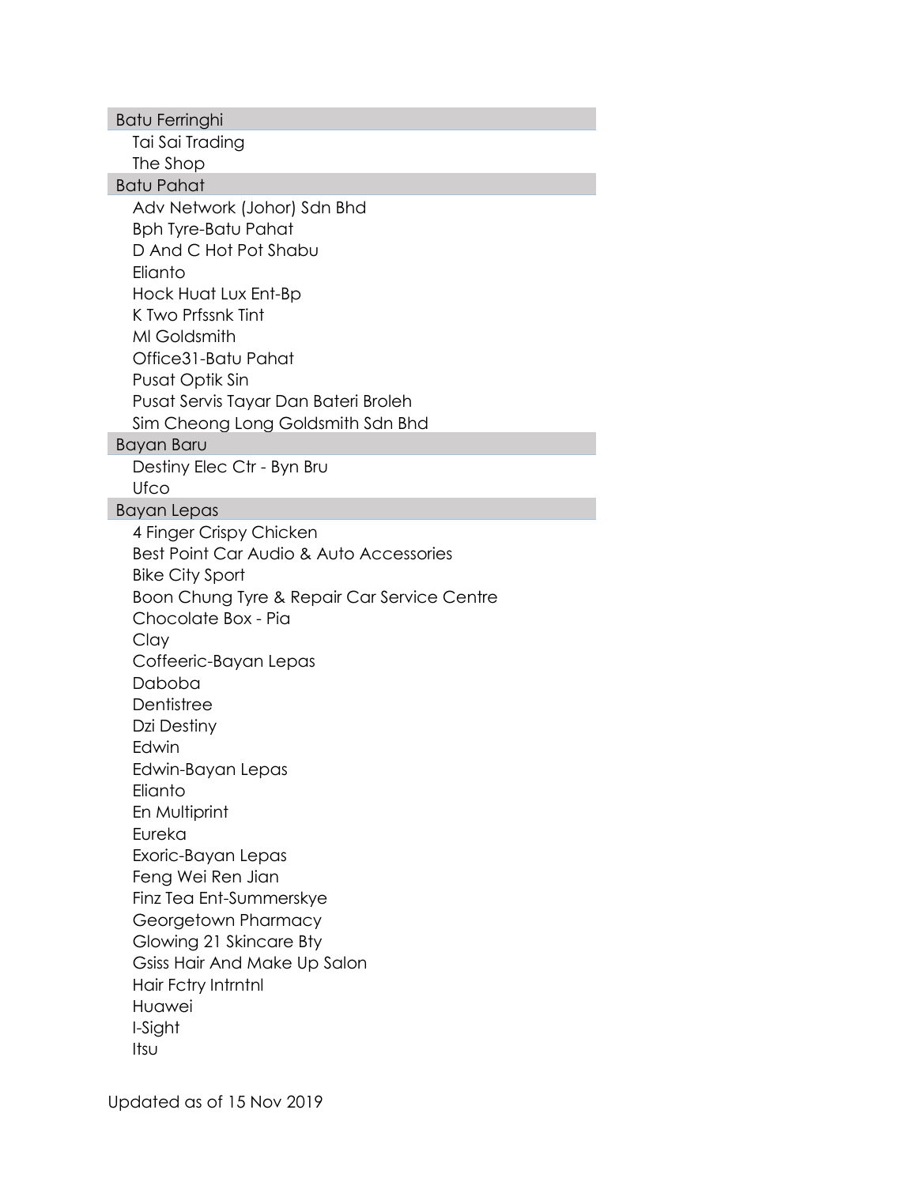## Batu Ferringhi

- Tai Sai Trading
- The Shop

## Batu Pahat

- Adv Network (Johor) Sdn Bhd
- Bph Tyre-Batu Pahat
- D And C Hot Pot Shabu
- Elianto
- Hock Huat Lux Ent-Bp
- K Two Prfssnk Tint
- Ml Goldsmith
- Office31-Batu Pahat
- Pusat Optik Sin
- Pusat Servis Tayar Dan Bateri Broleh
- Sim Cheong Long Goldsmith Sdn Bhd

## Bayan Baru

- Destiny Elec Ctr - Byn Bru
- Ufco

## Bayan Lepas

- 4 Finger Crispy Chicken
- Best Point Car Audio & Auto Accessories
- Bike City Sport
- Boon Chung Tyre & Repair Car Service Centre
- Chocolate Box - Pia
- Clay
- Coffeeric-Bayan Lepas
- Daboba
- Dentistree
- Dzi Destiny
- Edwin
- Edwin-Bayan Lepas
- Elianto
- En Multiprint
- Eureka
- Exoric-Bayan Lepas
- Feng Wei Ren Jian
- Finz Tea Ent-Summerskye
- Georgetown Pharmacy
- Glowing 21 Skincare Bty
- Gsiss Hair And Make Up Salon
- Hair Fctry Intrntnl
- Huawei
- I-Sight
- Itsu

Updated as of 15 Nov 2019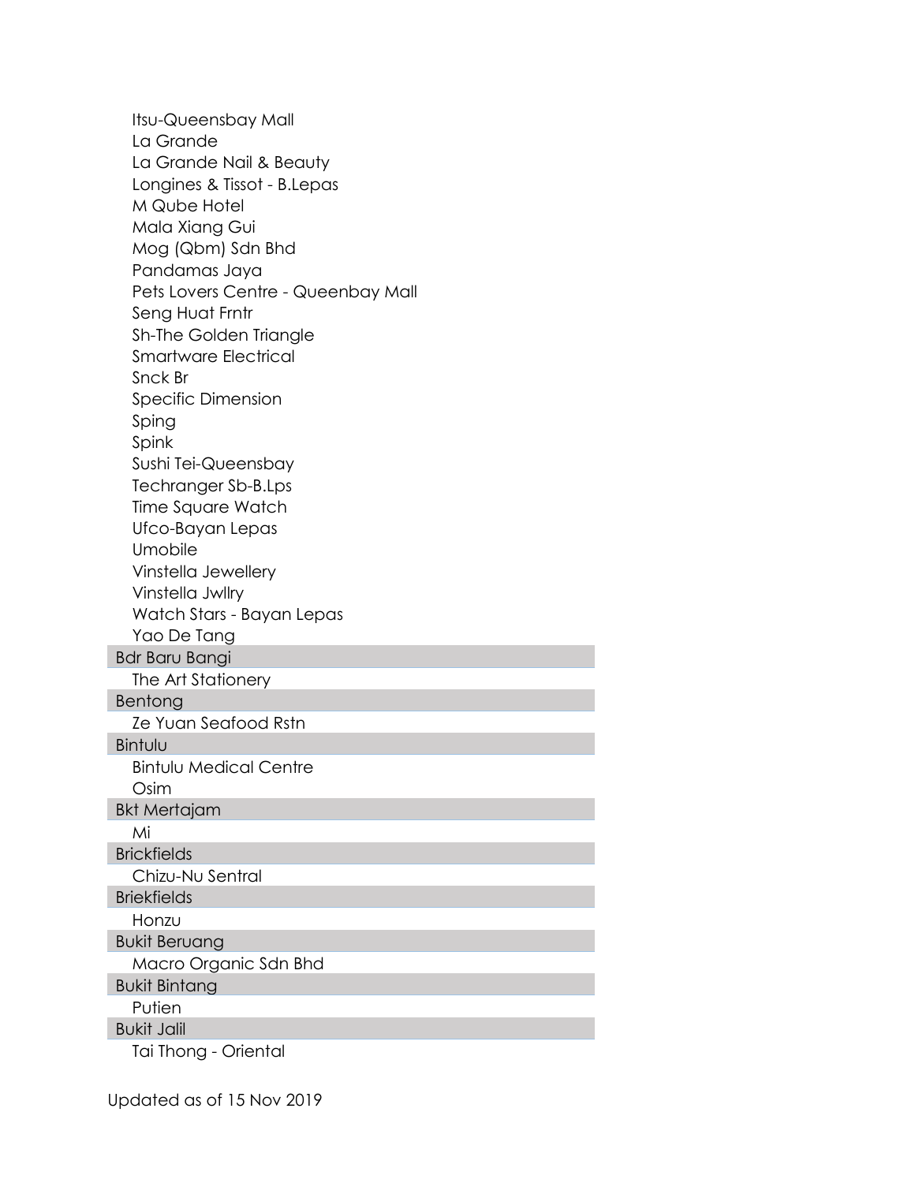- Itsu-Queensbay Mall
- La Grande
- La Grande Nail & Beauty
- Longines & Tissot - B.Lepas
- M Qube Hotel
- Mala Xiang Gui
- Mog (Qbm) Sdn Bhd
- Pandamas Jaya
- Pets Lovers Centre - Queenbay Mall
- Seng Huat Frntr
- Sh-The Golden Triangle
- Smartware Electrical
- Snck Br
- Specific Dimension
- Sping
- Spink
- Sushi Tei-Queensbay
- Techranger Sb-B.Lps
- Time Square Watch
- Ufco-Bayan Lepas
- Umobile
- Vinstella Jewellery
- Vinstella Jwllry
- Watch Stars - Bayan Lepas
- Yao De Tang

**Bdr Baru Bangi**

- The Art Stationery

**Bentong**

- Ze Yuan Seafood Rstn

**Bintulu**

- Bintulu Medical Centre
- Osim

**Bkt Mertajam**

- Mi

**Brickfields**

- Chizu-Nu Sentral

**Briekfields**

- Honzu

**Bukit Beruang**

- Macro Organic Sdn Bhd

**Bukit Bintang**

- Putien

**Bukit Jalil**

- Tai Thong - Oriental

Updated as of 15 Nov 2019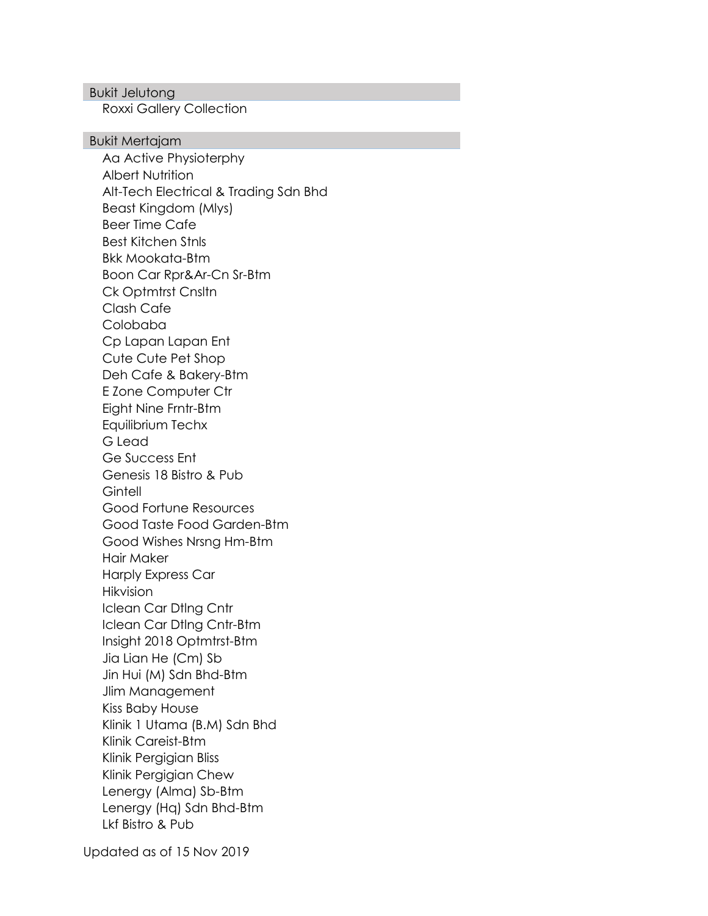## Bukit Jelutong

- Roxxi Gallery Collection

## Bukit Mertajam

- Aa Active Physioterphy
- Albert Nutrition
- Alt-Tech Electrical & Trading Sdn Bhd
- Beast Kingdom (Mlys)
- Beer Time Cafe
- Best Kitchen Stnls
- Bkk Mookata-Btm
- Boon Car Rpr&Ar-Cn Sr-Btm
- Ck Optmtrst Cnsltn
- Clash Cafe
- Colobaba
- Cp Lapan Lapan Ent
- Cute Cute Pet Shop
- Deh Cafe & Bakery-Btm
- E Zone Computer Ctr
- Eight Nine Frntr-Btm
- Equilibrium Techx
- G Lead
- Ge Success Ent
- Genesis 18 Bistro & Pub
- Gintell
- Good Fortune Resources
- Good Taste Food Garden-Btm
- Good Wishes Nrsng Hm-Btm
- Hair Maker
- Harply Express Car
- Hikvision
- Iclean Car Dtlng Cntr
- Iclean Car Dtlng Cntr-Btm
- Insight 2018 Optmtrst-Btm
- Jia Lian He (Cm) Sb
- Jin Hui (M) Sdn Bhd-Btm
- Jlim Management
- Kiss Baby House
- Klinik 1 Utama (B.M) Sdn Bhd
- Klinik Careist-Btm
- Klinik Pergigian Bliss
- Klinik Pergigian Chew
- Lenergy (Alma) Sb-Btm
- Lenergy (Hq) Sdn Bhd-Btm
- Lkf Bistro & Pub

Updated as of 15 Nov 2019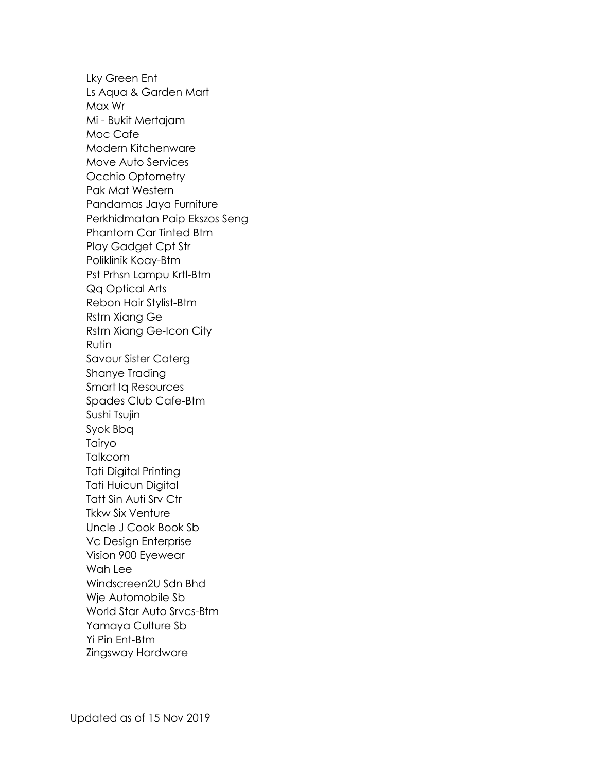Lky Green Ent
Ls Aqua & Garden Mart
Max Wr
Mi - Bukit Mertajam
Moc Cafe
Modern Kitchenware
Move Auto Services
Occhio Optometry
Pak Mat Western
Pandamas Jaya Furniture
Perkhidmatan Paip Ekszos Seng
Phantom Car Tinted Btm
Play Gadget Cpt Str
Poliklinik Koay-Btm
Pst Prhsn Lampu Krtl-Btm
Qq Optical Arts
Rebon Hair Stylist-Btm
Rstrn Xiang Ge
Rstrn Xiang Ge-Icon City
Rutin
Savour Sister Caterg
Shanye Trading
Smart Iq Resources
Spades Club Cafe-Btm
Sushi Tsujin
Syok Bbq
Tairyo
Talkcom
Tati Digital Printing
Tati Huicun Digital
Tatt Sin Auti Srv Ctr
Tkkw Six Venture
Uncle J Cook Book Sb
Vc Design Enterprise
Vision 900 Eyewear
Wah Lee
Windscreen2U Sdn Bhd
Wje Automobile Sb
World Star Auto Srvcs-Btm
Yamaya Culture Sb
Yi Pin Ent-Btm
Zingsway Hardware

Updated as of 15 Nov 2019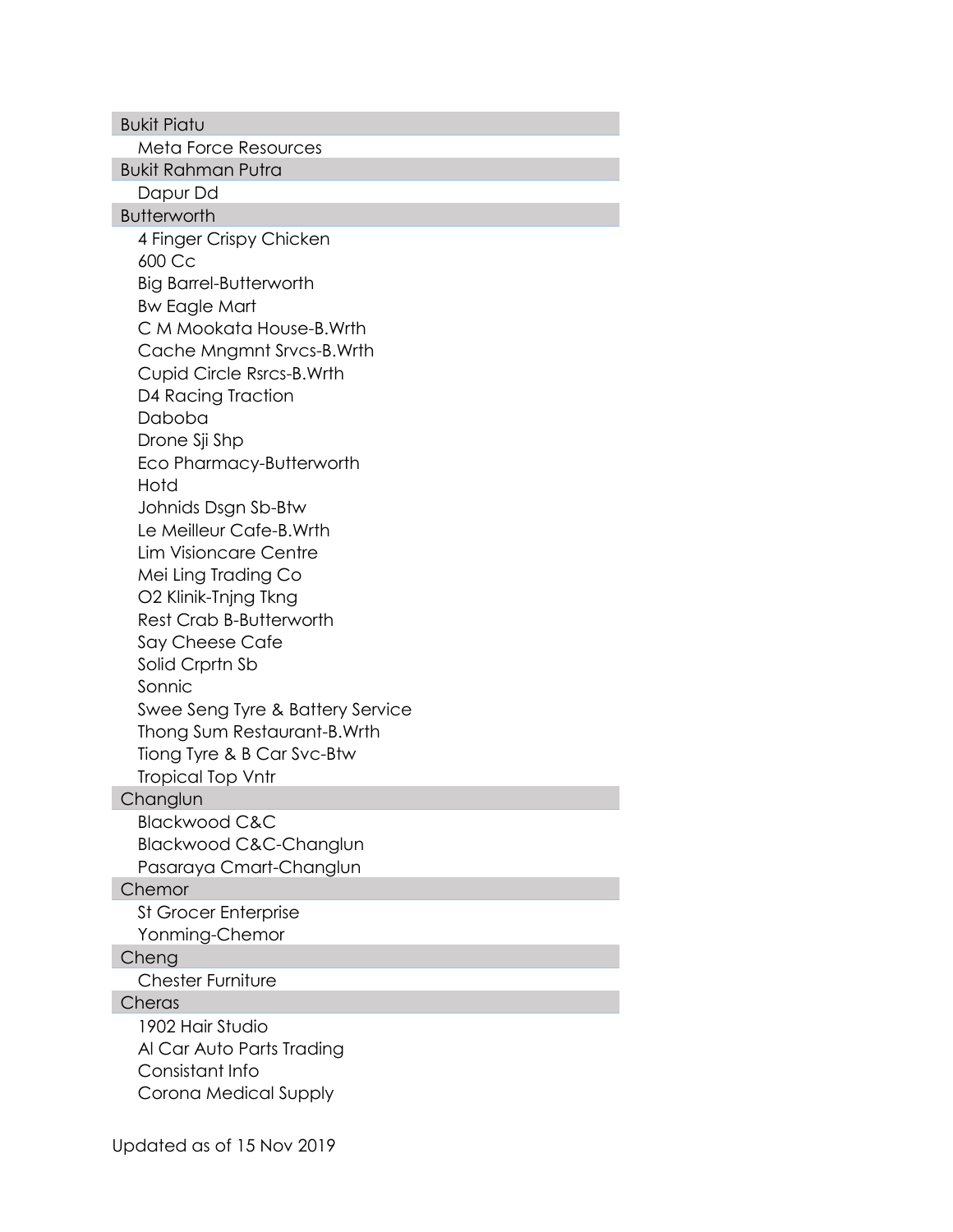## Bukit Piatu

- Meta Force Resources

## Bukit Rahman Putra

- Dapur Dd

## Butterworth

- 4 Finger Crispy Chicken
- 600 Cc
- Big Barrel-Butterworth
- Bw Eagle Mart
- C M Mookata House-B.Wrth
- Cache Mngmnt Srvcs-B.Wrth
- Cupid Circle Rsrcs-B.Wrth
- D4 Racing Traction
- Daboba
- Drone Sji Shp
- Eco Pharmacy-Butterworth
- Hotd
- Johnids Dsgn Sb-Btw
- Le Meilleur Cafe-B.Wrth
- Lim Visioncare Centre
- Mei Ling Trading Co
- O2 Klinik-Tnjng Tkng
- Rest Crab B-Butterworth
- Say Cheese Cafe
- Solid Crprtn Sb
- Sonnic
- Swee Seng Tyre & Battery Service
- Thong Sum Restaurant-B.Wrth
- Tiong Tyre & B Car Svc-Btw
- Tropical Top Vntr

## Changlun

- Blackwood C&C
- Blackwood C&C-Changlun
- Pasaraya Cmart-Changlun

## Chemor

- St Grocer Enterprise
- Yonming-Chemor

## Cheng

- Chester Furniture

## Cheras

- 1902 Hair Studio
- Al Car Auto Parts Trading
- Consistant Info
- Corona Medical Supply

Updated as of 15 Nov 2019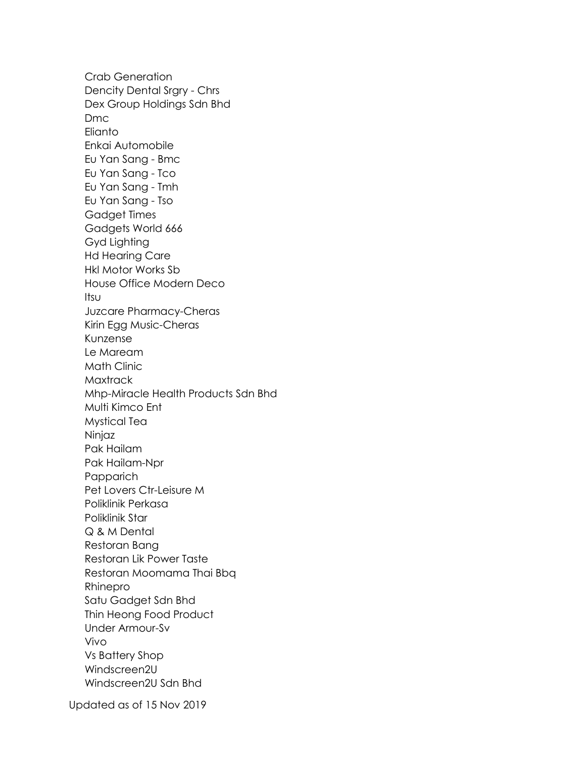Crab Generation
Dencity Dental Srgry - Chrs
Dex Group Holdings Sdn Bhd
Dmc
Elianto
Enkai Automobile
Eu Yan Sang - Bmc
Eu Yan Sang - Tco
Eu Yan Sang - Tmh
Eu Yan Sang - Tso
Gadget Times
Gadgets World 666
Gyd Lighting
Hd Hearing Care
Hkl Motor Works Sb
House Office Modern Deco
Itsu
Juzcare Pharmacy-Cheras
Kirin Egg Music-Cheras
Kunzense
Le Maream
Math Clinic
Maxtrack
Mhp-Miracle Health Products Sdn Bhd
Multi Kimco Ent
Mystical Tea
Ninjaz
Pak Hailam
Pak Hailam-Npr
Papparich
Pet Lovers Ctr-Leisure M
Poliklinik Perkasa
Poliklinik Star
Q & M Dental
Restoran Bang
Restoran Lik Power Taste
Restoran Moomama Thai Bbq
Rhinepro
Satu Gadget Sdn Bhd
Thin Heong Food Product
Under Armour-Sv
Vivo
Vs Battery Shop
Windscreen2U
Windscreen2U Sdn Bhd

Updated as of 15 Nov 2019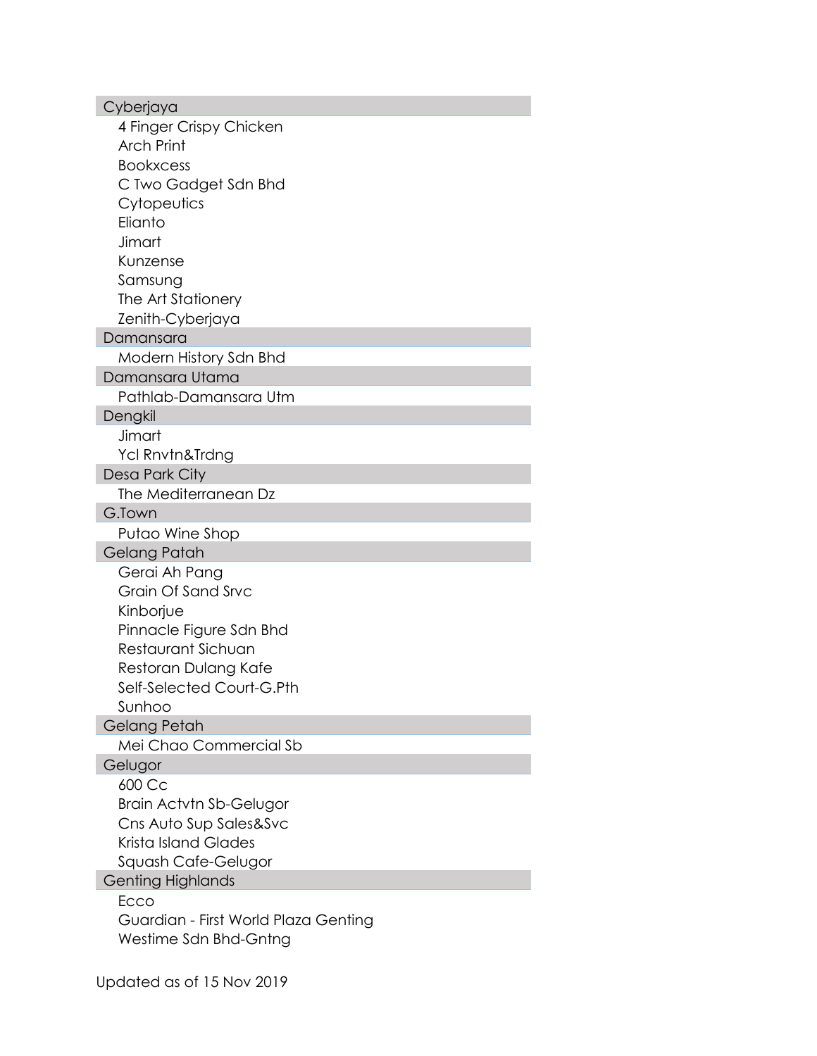## Cyberjaya

- 4 Finger Crispy Chicken
- Arch Print
- Bookxcess
- C Two Gadget Sdn Bhd
- Cytopeutics
- Elianto
- Jimart
- Kunzense
- Samsung
- The Art Stationery
- Zenith-Cyberjaya

## Damansara

- Modern History Sdn Bhd

## Damansara Utama

- Pathlab-Damansara Utm

## Dengkil

- Jimart
- Ycl Rnvtn&Trdng

## Desa Park City

- The Mediterranean Dz

## G.Town

- Putao Wine Shop

## Gelang Patah

- Gerai Ah Pang
- Grain Of Sand Srvc
- Kinborjue
- Pinnacle Figure Sdn Bhd
- Restaurant Sichuan
- Restoran Dulang Kafe
- Self-Selected Court-G.Pth
- Sunhoo

## Gelang Petah

- Mei Chao Commercial Sb

## Gelugor

- 600 Cc
- Brain Actvtn Sb-Gelugor
- Cns Auto Sup Sales&Svc
- Krista Island Glades
- Squash Cafe-Gelugor

## Genting Highlands

- Ecco
- Guardian - First World Plaza Genting
- Westime Sdn Bhd-Gntng

Updated as of 15 Nov 2019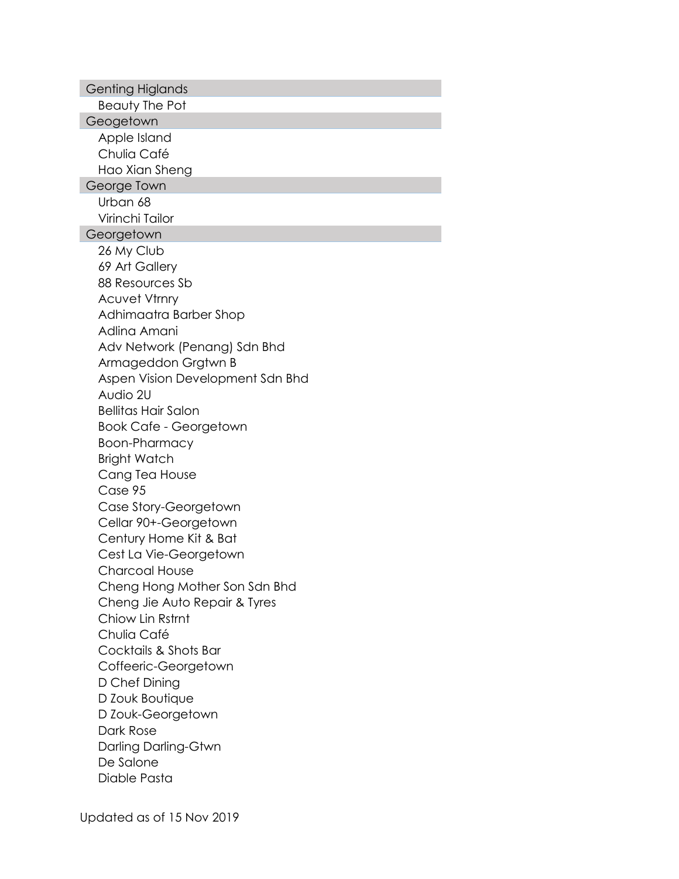**Genting Higlands**

- Beauty The Pot

**Geogetown**

- Apple Island
- Chulia Café
- Hao Xian Sheng

**George Town**

- Urban 68
- Virinchi Tailor

**Georgetown**

- 26 My Club
- 69 Art Gallery
- 88 Resources Sb
- Acuvet Vtrnry
- Adhimaatra Barber Shop
- Adlina Amani
- Adv Network (Penang) Sdn Bhd
- Armageddon Grgtwn B
- Aspen Vision Development Sdn Bhd
- Audio 2U
- Bellitas Hair Salon
- Book Cafe - Georgetown
- Boon-Pharmacy
- Bright Watch
- Cang Tea House
- Case 95
- Case Story-Georgetown
- Cellar 90+-Georgetown
- Century Home Kit & Bat
- Cest La Vie-Georgetown
- Charcoal House
- Cheng Hong Mother Son Sdn Bhd
- Cheng Jie Auto Repair & Tyres
- Chiow Lin Rstrnt
- Chulia Café
- Cocktails & Shots Bar
- Coffeeric-Georgetown
- D Chef Dining
- D Zouk Boutique
- D Zouk-Georgetown
- Dark Rose
- Darling Darling-Gtwn
- De Salone
- Diable Pasta

Updated as of 15 Nov 2019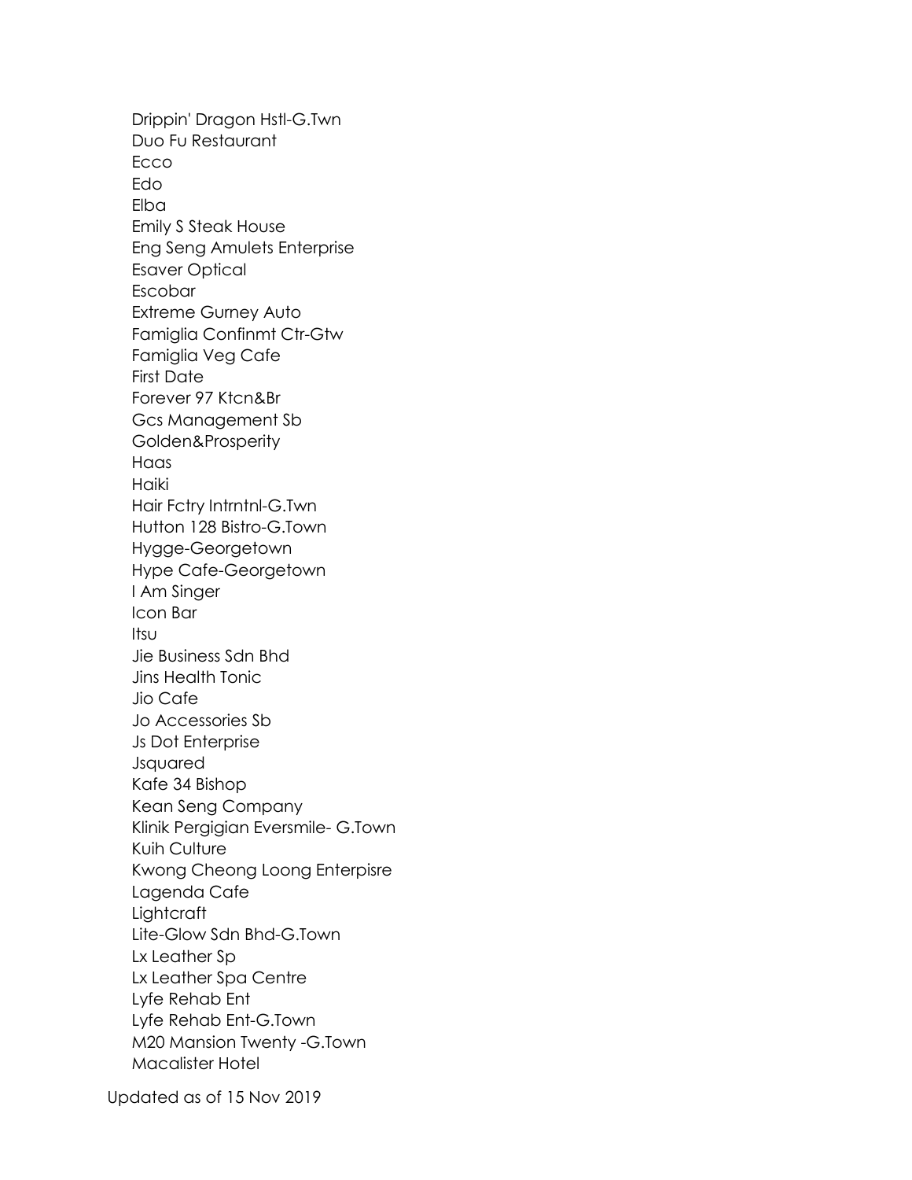Drippin' Dragon Hstl-G.Twn
Duo Fu Restaurant
Ecco
Edo
Elba
Emily S Steak House
Eng Seng Amulets Enterprise
Esaver Optical
Escobar
Extreme Gurney Auto
Famiglia Confinmt Ctr-Gtw
Famiglia Veg Cafe
First Date
Forever 97 Ktcn&Br
Gcs Management Sb
Golden&Prosperity
Haas
Haiki
Hair Fctry Intrntnl-G.Twn
Hutton 128 Bistro-G.Town
Hygge-Georgetown
Hype Cafe-Georgetown
I Am Singer
Icon Bar
Itsu
Jie Business Sdn Bhd
Jins Health Tonic
Jio Cafe
Jo Accessories Sb
Js Dot Enterprise
Jsquared
Kafe 34 Bishop
Kean Seng Company
Klinik Pergigian Eversmile- G.Town
Kuih Culture
Kwong Cheong Loong Enterpisre
Lagenda Cafe
Lightcraft
Lite-Glow Sdn Bhd-G.Town
Lx Leather Sp
Lx Leather Spa Centre
Lyfe Rehab Ent
Lyfe Rehab Ent-G.Town
M20 Mansion Twenty -G.Town
Macalister Hotel

Updated as of 15 Nov 2019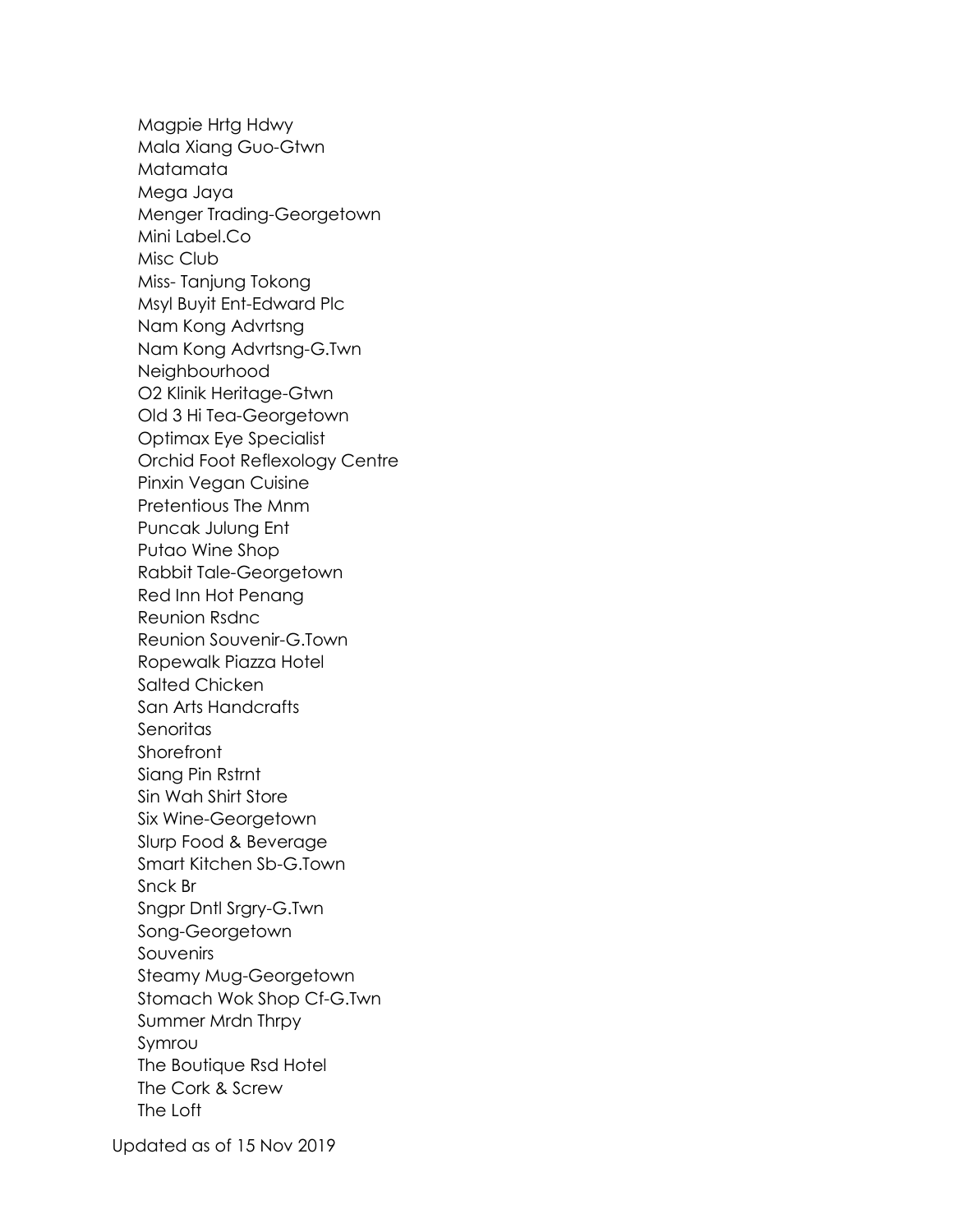Magpie Hrtg Hdwy
Mala Xiang Guo-Gtwn
Matamata
Mega Jaya
Menger Trading-Georgetown
Mini Label.Co
Misc Club
Miss- Tanjung Tokong
Msyl Buyit Ent-Edward Plc
Nam Kong Advrtsng
Nam Kong Advrtsng-G.Twn
Neighbourhood
O2 Klinik Heritage-Gtwn
Old 3 Hi Tea-Georgetown
Optimax Eye Specialist
Orchid Foot Reflexology Centre
Pinxin Vegan Cuisine
Pretentious The Mnm
Puncak Julung Ent
Putao Wine Shop
Rabbit Tale-Georgetown
Red Inn Hot Penang
Reunion Rsdnc
Reunion Souvenir-G.Town
Ropewalk Piazza Hotel
Salted Chicken
San Arts Handcrafts
Senoritas
Shorefront
Siang Pin Rstrnt
Sin Wah Shirt Store
Six Wine-Georgetown
Slurp Food & Beverage
Smart Kitchen Sb-G.Town
Snck Br
Sngpr Dntl Srgry-G.Twn
Song-Georgetown
Souvenirs
Steamy Mug-Georgetown
Stomach Wok Shop Cf-G.Twn
Summer Mrdn Thrpy
Symrou
The Boutique Rsd Hotel
The Cork & Screw
The Loft

Updated as of 15 Nov 2019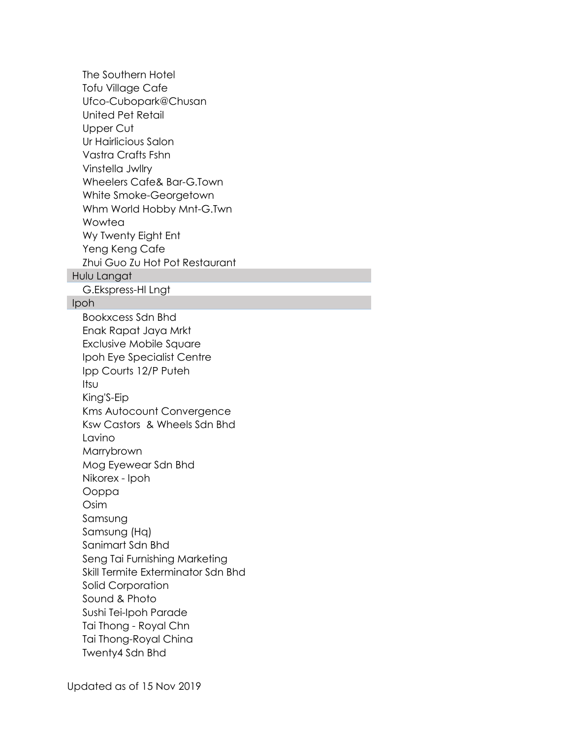- The Southern Hotel
- Tofu Village Cafe
- Ufco-Cubopark@Chusan
- United Pet Retail
- Upper Cut
- Ur Hairlicious Salon
- Vastra Crafts Fshn
- Vinstella Jwllry
- Wheelers Cafe& Bar-G.Town
- White Smoke-Georgetown
- Whm World Hobby Mnt-G.Twn
- Wowtea
- Wy Twenty Eight Ent
- Yeng Keng Cafe
- Zhui Guo Zu Hot Pot Restaurant

### Hulu Langat

- G.Ekspress-Hl Lngt

### Ipoh

- Bookxcess Sdn Bhd
- Enak Rapat Jaya Mrkt
- Exclusive Mobile Square
- Ipoh Eye Specialist Centre
- Ipp Courts 12/P Puteh
- Itsu
- King'S-Eip
- Kms Autocount Convergence
- Ksw Castors & Wheels Sdn Bhd
- Lavino
- Marrybrown
- Mog Eyewear Sdn Bhd
- Nikorex - Ipoh
- Ooppa
- Osim
- Samsung
- Samsung (Hq)
- Sanimart Sdn Bhd
- Seng Tai Furnishing Marketing
- Skill Termite Exterminator Sdn Bhd
- Solid Corporation
- Sound & Photo
- Sushi Tei-Ipoh Parade
- Tai Thong - Royal Chn
- Tai Thong-Royal China
- Twenty4 Sdn Bhd

Updated as of 15 Nov 2019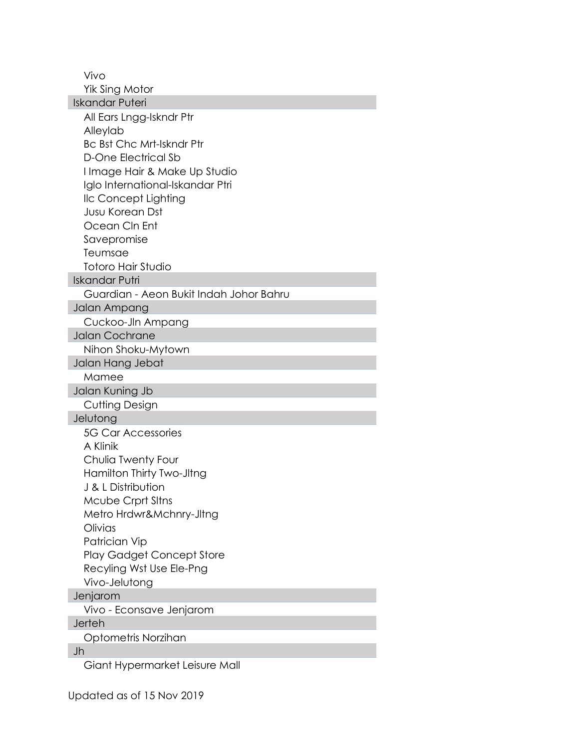- Vivo
- Yik Sing Motor

**Iskandar Puteri**

- All Ears Lngg-Iskndr Ptr
- Alleylab
- Bc Bst Chc Mrt-Iskndr Ptr
- D-One Electrical Sb
- I Image Hair & Make Up Studio
- Iglo International-Iskandar Ptri
- Ilc Concept Lighting
- Jusu Korean Dst
- Ocean Cln Ent
- Savepromise
- Teumsae
- Totoro Hair Studio

**Iskandar Putri**

- Guardian - Aeon Bukit Indah Johor Bahru

**Jalan Ampang**

- Cuckoo-Jln Ampang

**Jalan Cochrane**

- Nihon Shoku-Mytown

**Jalan Hang Jebat**

- Mamee

**Jalan Kuning Jb**

- Cutting Design

**Jelutong**

- 5G Car Accessories
- A Klinik
- Chulia Twenty Four
- Hamilton Thirty Two-Jltng
- J & L Distribution
- Mcube Crprt Sltns
- Metro Hrdwr&Mchnry-Jltng
- Olivias
- Patrician Vip
- Play Gadget Concept Store
- Recyling Wst Use Ele-Png
- Vivo-Jelutong

**Jenjarom**

- Vivo - Econsave Jenjarom

**Jerteh**

- Optometris Norzihan

**Jh**

- Giant Hypermarket Leisure Mall

Updated as of 15 Nov 2019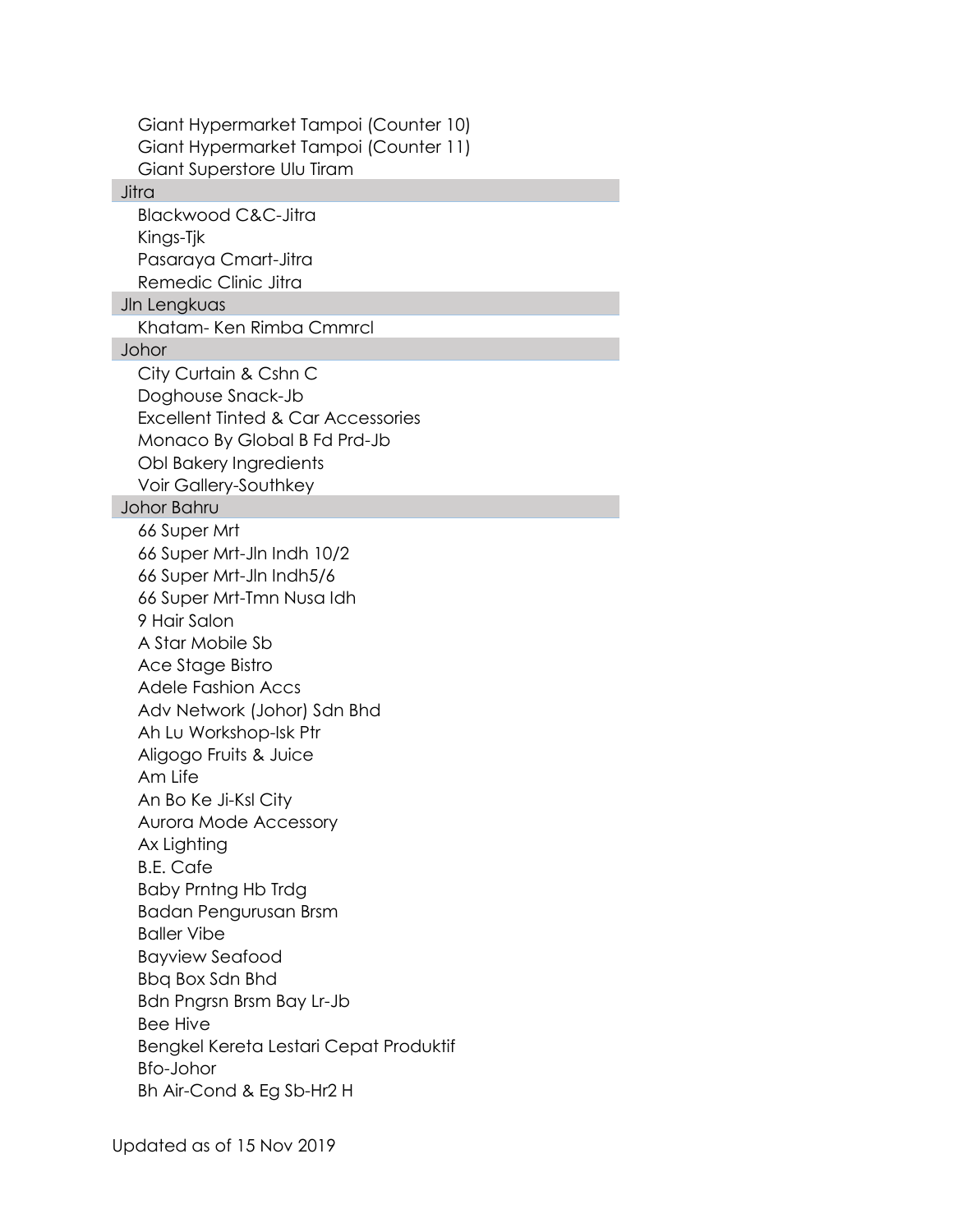Giant Hypermarket Tampoi (Counter 10)
Giant Hypermarket Tampoi (Counter 11)
Giant Superstore Ulu Tiram

### Jitra

Blackwood C&C-Jitra
Kings-Tjk
Pasaraya Cmart-Jitra
Remedic Clinic Jitra

### Jln Lengkuas

Khatam- Ken Rimba Cmmrcl

### Johor

City Curtain & Cshn C
Doghouse Snack-Jb
Excellent Tinted & Car Accessories
Monaco By Global B Fd Prd-Jb
Obl Bakery Ingredients
Voir Gallery-Southkey

### Johor Bahru

66 Super Mrt
66 Super Mrt-Jln Indh 10/2
66 Super Mrt-Jln Indh5/6
66 Super Mrt-Tmn Nusa Idh
9 Hair Salon
A Star Mobile Sb
Ace Stage Bistro
Adele Fashion Accs
Adv Network (Johor) Sdn Bhd
Ah Lu Workshop-Isk Ptr
Aligogo Fruits & Juice
Am Life
An Bo Ke Ji-Ksl City
Aurora Mode Accessory
Ax Lighting
B.E. Cafe
Baby Prntng Hb Trdg
Badan Pengurusan Brsm
Baller Vibe
Bayview Seafood
Bbq Box Sdn Bhd
Bdn Pngrsn Brsm Bay Lr-Jb
Bee Hive
Bengkel Kereta Lestari Cepat Produktif
Bfo-Johor
Bh Air-Cond & Eg Sb-Hr2 H

Updated as of 15 Nov 2019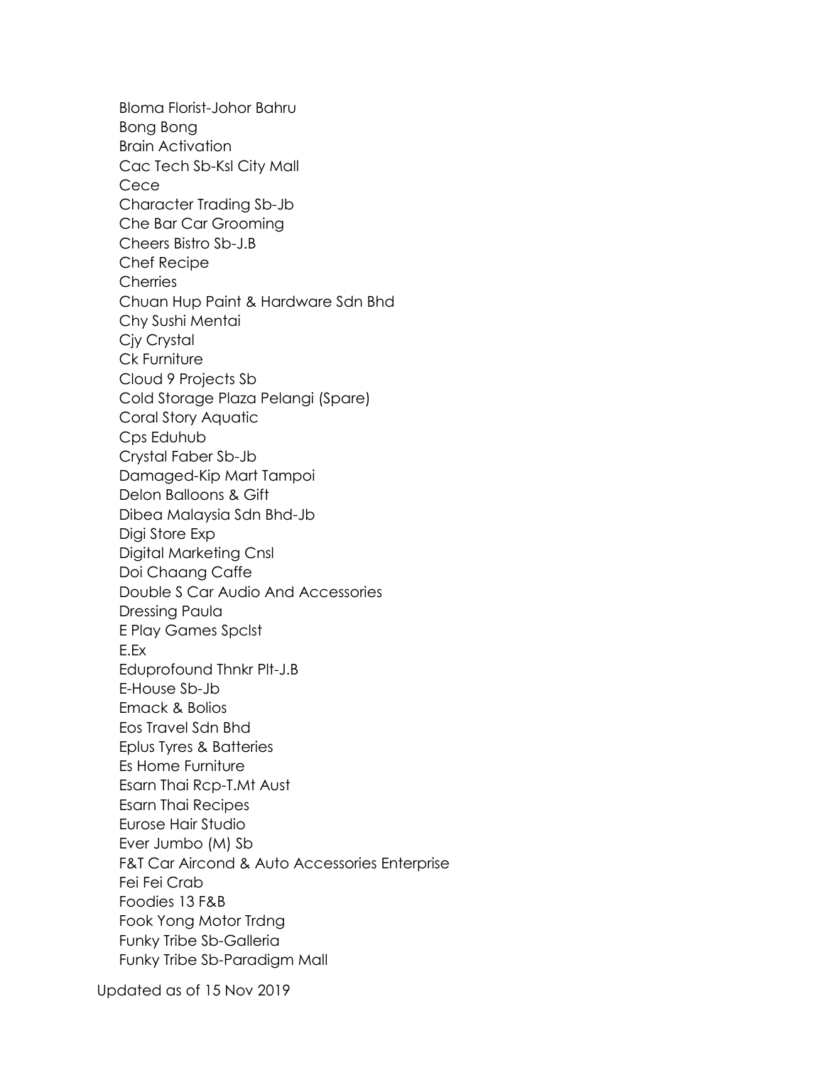Bloma Florist-Johor Bahru
Bong Bong
Brain Activation
Cac Tech Sb-Ksl City Mall
Cece
Character Trading Sb-Jb
Che Bar Car Grooming
Cheers Bistro Sb-J.B
Chef Recipe
Cherries
Chuan Hup Paint & Hardware Sdn Bhd
Chy Sushi Mentai
Cjy Crystal
Ck Furniture
Cloud 9 Projects Sb
Cold Storage Plaza Pelangi (Spare)
Coral Story Aquatic
Cps Eduhub
Crystal Faber Sb-Jb
Damaged-Kip Mart Tampoi
Delon Balloons & Gift
Dibea Malaysia Sdn Bhd-Jb
Digi Store Exp
Digital Marketing Cnsl
Doi Chaang Caffe
Double S Car Audio And Accessories
Dressing Paula
E Play Games Spclst
E.Ex
Eduprofound Thnkr Plt-J.B
E-House Sb-Jb
Emack & Bolios
Eos Travel Sdn Bhd
Eplus Tyres & Batteries
Es Home Furniture
Esarn Thai Rcp-T.Mt Aust
Esarn Thai Recipes
Eurose Hair Studio
Ever Jumbo (M) Sb
F&T Car Aircond & Auto Accessories Enterprise
Fei Fei Crab
Foodies 13 F&B
Fook Yong Motor Trdng
Funky Tribe Sb-Galleria
Funky Tribe Sb-Paradigm Mall

Updated as of 15 Nov 2019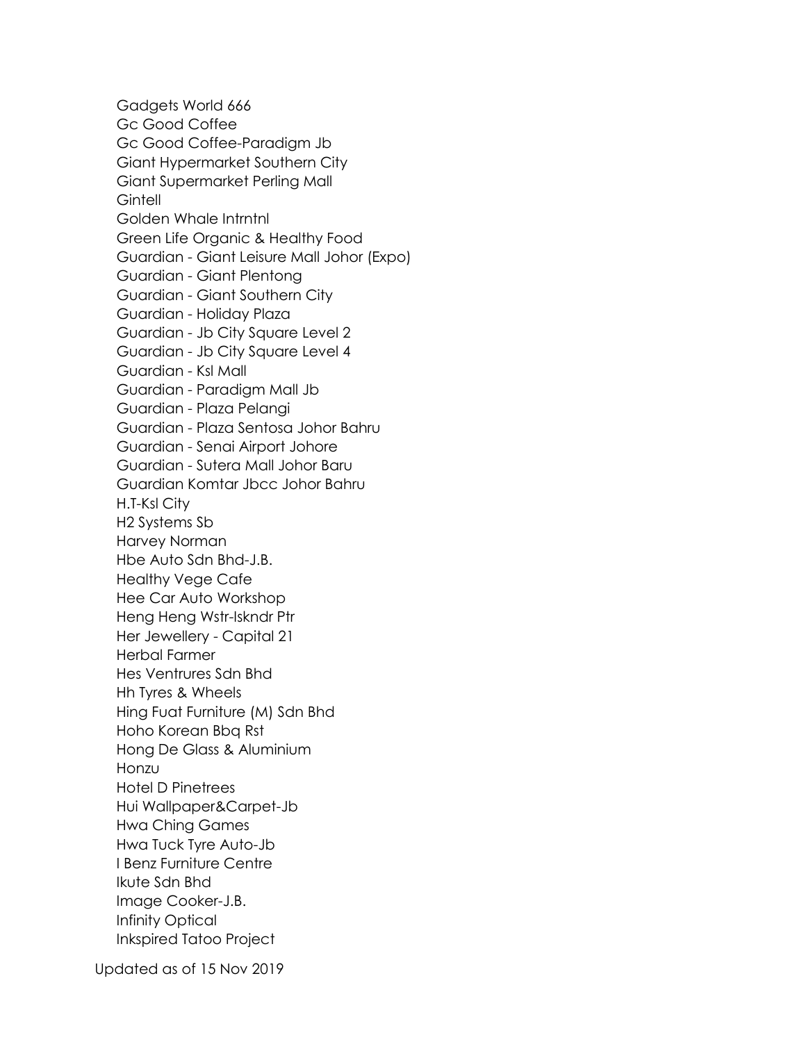Gadgets World 666
Gc Good Coffee
Gc Good Coffee-Paradigm Jb
Giant Hypermarket Southern City
Giant Supermarket Perling Mall
Gintell
Golden Whale Intrntnl
Green Life Organic & Healthy Food
Guardian - Giant Leisure Mall Johor (Expo)
Guardian - Giant Plentong
Guardian - Giant Southern City
Guardian - Holiday Plaza
Guardian - Jb City Square Level 2
Guardian - Jb City Square Level 4
Guardian - Ksl Mall
Guardian - Paradigm Mall Jb
Guardian - Plaza Pelangi
Guardian - Plaza Sentosa Johor Bahru
Guardian - Senai Airport Johore
Guardian - Sutera Mall Johor Baru
Guardian Komtar Jbcc Johor Bahru
H.T-Ksl City
H2 Systems Sb
Harvey Norman
Hbe Auto Sdn Bhd-J.B.
Healthy Vege Cafe
Hee Car Auto Workshop
Heng Heng Wstr-Iskndr Ptr
Her Jewellery - Capital 21
Herbal Farmer
Hes Ventrures Sdn Bhd
Hh Tyres & Wheels
Hing Fuat Furniture (M) Sdn Bhd
Hoho Korean Bbq Rst
Hong De Glass & Aluminium
Honzu
Hotel D Pinetrees
Hui Wallpaper&Carpet-Jb
Hwa Ching Games
Hwa Tuck Tyre Auto-Jb
I Benz Furniture Centre
Ikute Sdn Bhd
Image Cooker-J.B.
Infinity Optical
Inkspired Tatoo Project

Updated as of 15 Nov 2019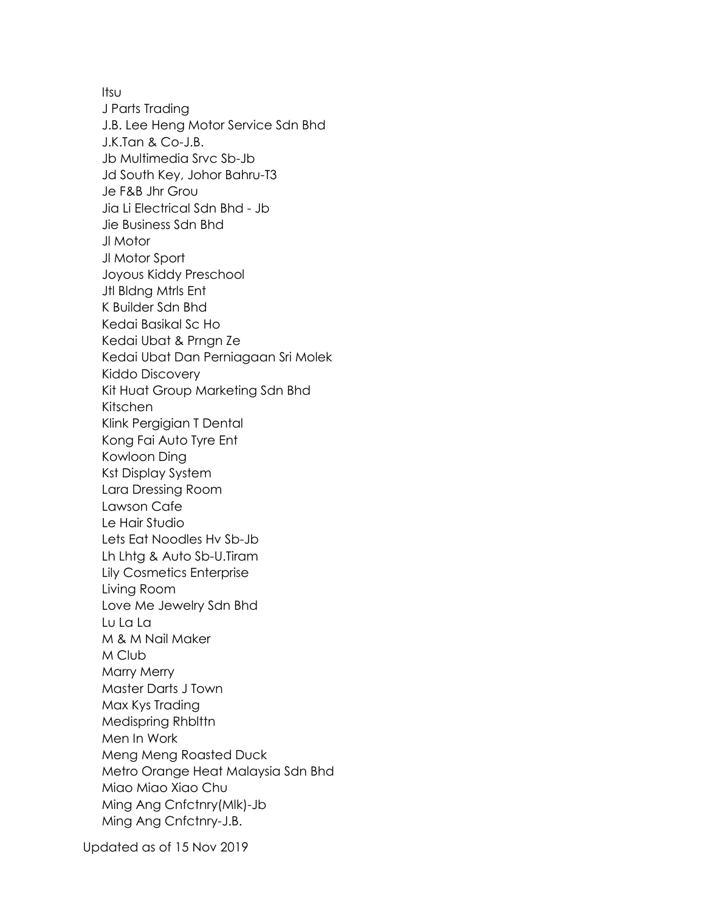Itsu
J Parts Trading
J.B. Lee Heng Motor Service Sdn Bhd
J.K.Tan & Co-J.B.
Jb Multimedia Srvc Sb-Jb
Jd South Key, Johor Bahru-T3
Je F&B Jhr Grou
Jia Li Electrical Sdn Bhd - Jb
Jie Business Sdn Bhd
Jl Motor
Jl Motor Sport
Joyous Kiddy Preschool
Jtl Bldng Mtrls Ent
K Builder Sdn Bhd
Kedai Basikal Sc Ho
Kedai Ubat & Prngn Ze
Kedai Ubat Dan Perniagaan Sri Molek
Kiddo Discovery
Kit Huat Group Marketing Sdn Bhd
Kitschen
Klink Pergigian T Dental
Kong Fai Auto Tyre Ent
Kowloon Ding
Kst Display System
Lara Dressing Room
Lawson Cafe
Le Hair Studio
Lets Eat Noodles Hv Sb-Jb
Lh Lhtg & Auto Sb-U.Tiram
Lily Cosmetics Enterprise
Living Room
Love Me Jewelry Sdn Bhd
Lu La La
M & M Nail Maker
M Club
Marry Merry
Master Darts J Town
Max Kys Trading
Medispring Rhblttn
Men In Work
Meng Meng Roasted Duck
Metro Orange Heat Malaysia Sdn Bhd
Miao Miao Xiao Chu
Ming Ang Cnfctnry(Mlk)-Jb
Ming Ang Cnfctnry-J.B.

Updated as of 15 Nov 2019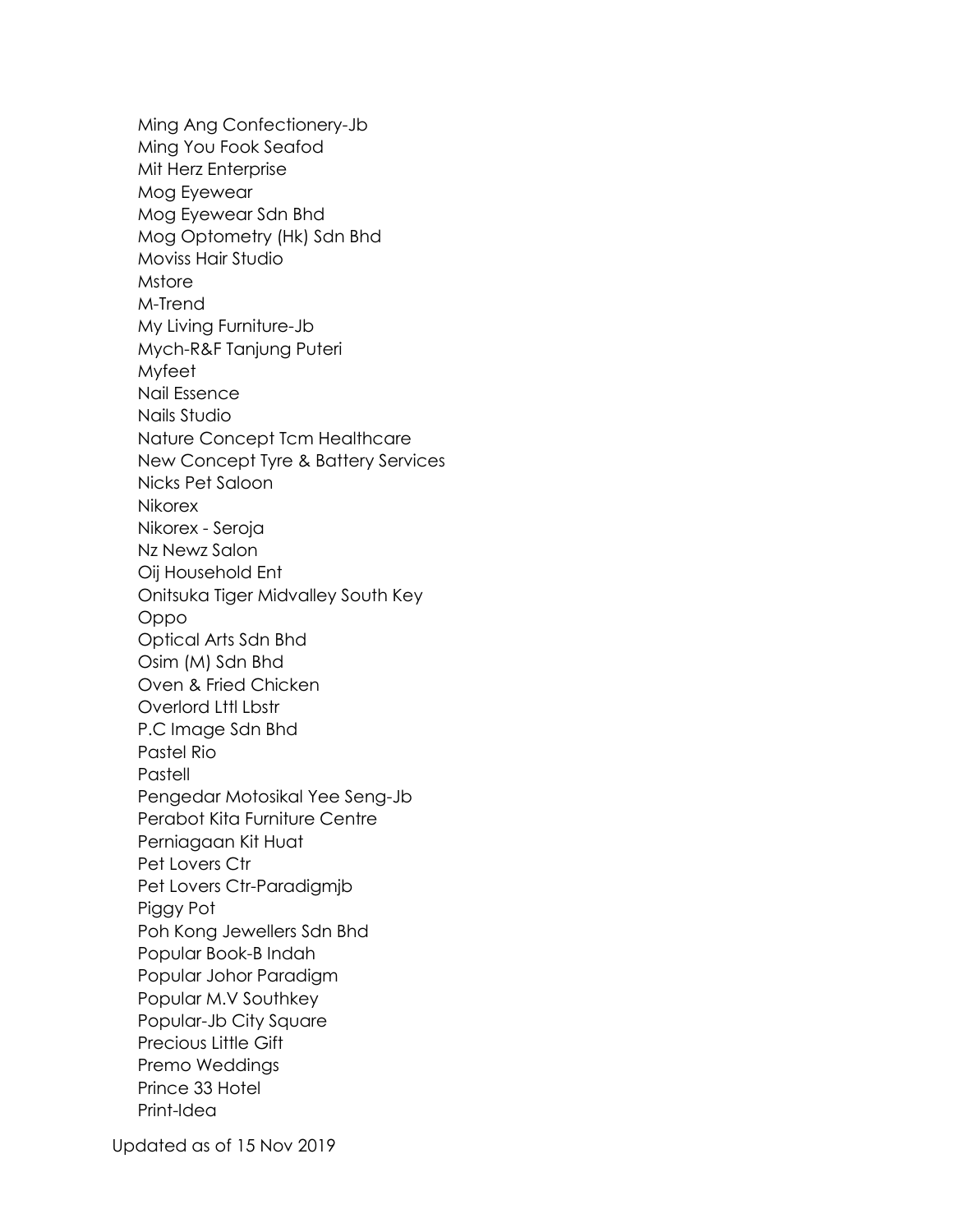Ming Ang Confectionery-Jb
Ming You Fook Seafod
Mit Herz Enterprise
Mog Eyewear
Mog Eyewear Sdn Bhd
Mog Optometry (Hk) Sdn Bhd
Moviss Hair Studio
Mstore
M-Trend
My Living Furniture-Jb
Mych-R&F Tanjung Puteri
Myfeet
Nail Essence
Nails Studio
Nature Concept Tcm Healthcare
New Concept Tyre & Battery Services
Nicks Pet Saloon
Nikorex
Nikorex - Seroja
Nz Newz Salon
Oij Household Ent
Onitsuka Tiger Midvalley South Key
Oppo
Optical Arts Sdn Bhd
Osim (M) Sdn Bhd
Oven & Fried Chicken
Overlord Lttl Lbstr
P.C Image Sdn Bhd
Pastel Rio
Pastell
Pengedar Motosikal Yee Seng-Jb
Perabot Kita Furniture Centre
Perniagaan Kit Huat
Pet Lovers Ctr
Pet Lovers Ctr-Paradigmjb
Piggy Pot
Poh Kong Jewellers Sdn Bhd
Popular Book-B Indah
Popular Johor Paradigm
Popular M.V Southkey
Popular-Jb City Square
Precious Little Gift
Premo Weddings
Prince 33 Hotel
Print-Idea

Updated as of 15 Nov 2019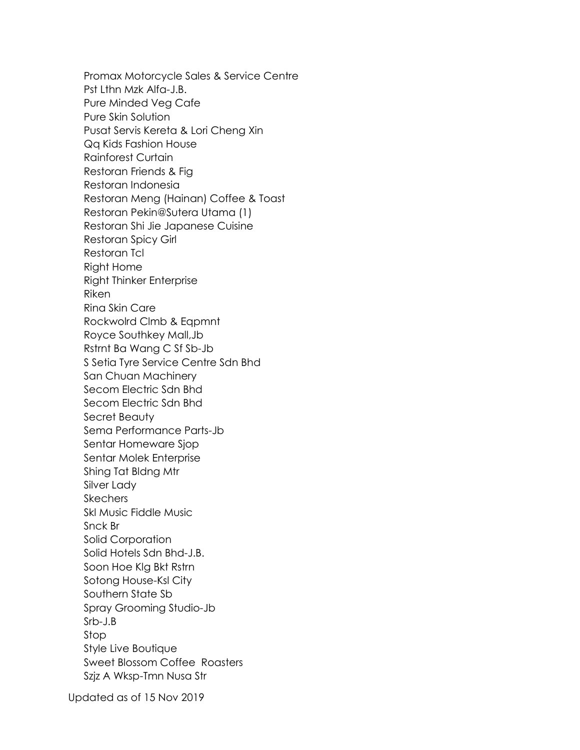Promax Motorcycle Sales & Service Centre
Pst Lthn Mzk Alfa-J.B.
Pure Minded Veg Cafe
Pure Skin Solution
Pusat Servis Kereta & Lori Cheng Xin
Qq Kids Fashion House
Rainforest Curtain
Restoran Friends & Fig
Restoran Indonesia
Restoran Meng (Hainan) Coffee & Toast
Restoran Pekin@Sutera Utama (1)
Restoran Shi Jie Japanese Cuisine
Restoran Spicy Girl
Restoran Tcl
Right Home
Right Thinker Enterprise
Riken
Rina Skin Care
Rockwolrd Clmb & Eqpmnt
Royce Southkey Mall,Jb
Rstrnt Ba Wang C Sf Sb-Jb
S Setia Tyre Service Centre Sdn Bhd
San Chuan Machinery
Secom Electric Sdn Bhd
Secom Electric Sdn Bhd
Secret Beauty
Sema Performance Parts-Jb
Sentar Homeware Sjop
Sentar Molek Enterprise
Shing Tat Bldng Mtr
Silver Lady
Skechers
Skl Music Fiddle Music
Snck Br
Solid Corporation
Solid Hotels Sdn Bhd-J.B.
Soon Hoe Klg Bkt Rstrn
Sotong House-Ksl City
Southern State Sb
Spray Grooming Studio-Jb
Srb-J.B
Stop
Style Live Boutique
Sweet Blossom Coffee  Roasters
Szjz A Wksp-Tmn Nusa Str

Updated as of 15 Nov 2019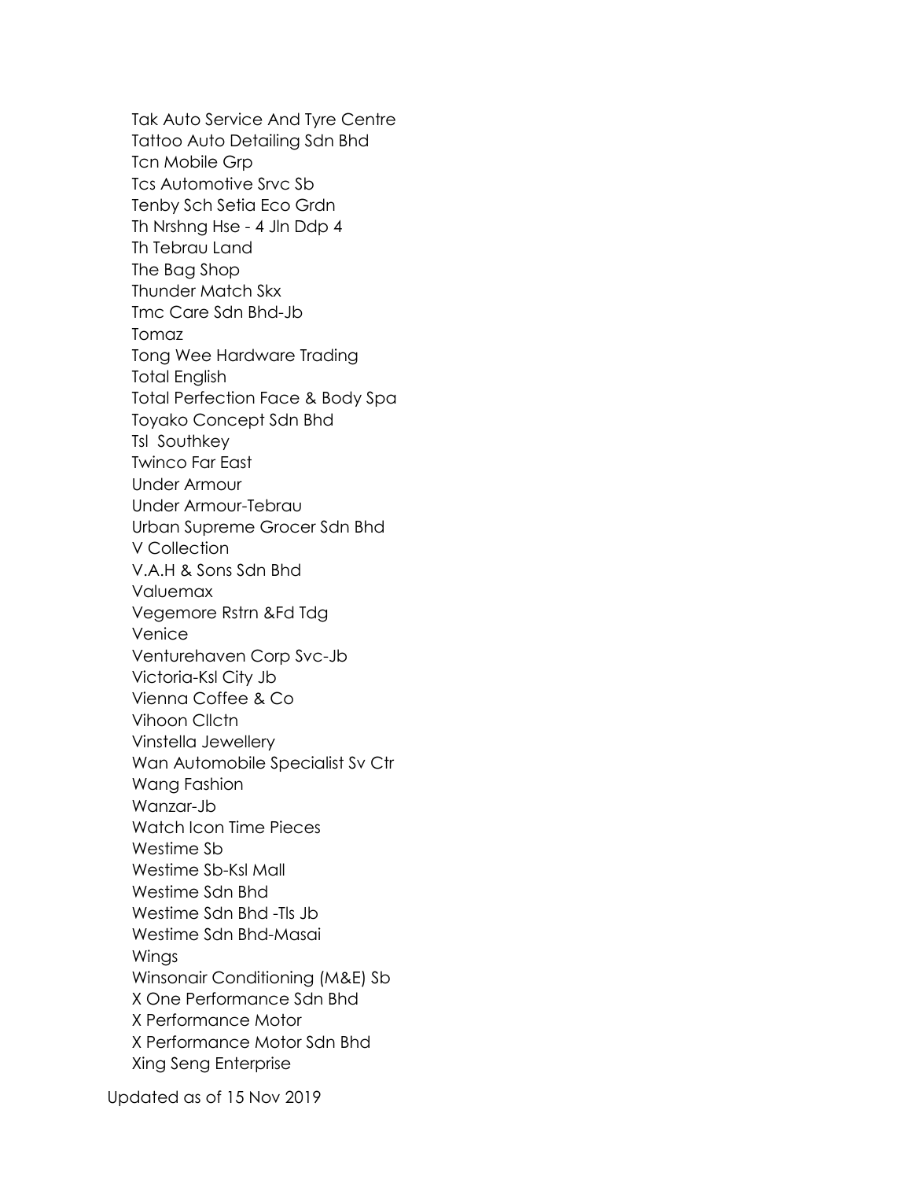Tak Auto Service And Tyre Centre
Tattoo Auto Detailing Sdn Bhd
Tcn Mobile Grp
Tcs Automotive Srvc Sb
Tenby Sch Setia Eco Grdn
Th Nrshng Hse - 4 Jln Ddp 4
Th Tebrau Land
The Bag Shop
Thunder Match Skx
Tmc Care Sdn Bhd-Jb
Tomaz
Tong Wee Hardware Trading
Total English
Total Perfection Face & Body Spa
Toyako Concept Sdn Bhd
Tsl  Southkey
Twinco Far East
Under Armour
Under Armour-Tebrau
Urban Supreme Grocer Sdn Bhd
V Collection
V.A.H & Sons Sdn Bhd
Valuemax
Vegemore Rstrn &Fd Tdg
Venice
Venturehaven Corp Svc-Jb
Victoria-Ksl City Jb
Vienna Coffee & Co
Vihoon Cllctn
Vinstella Jewellery
Wan Automobile Specialist Sv Ctr
Wang Fashion
Wanzar-Jb
Watch Icon Time Pieces
Westime Sb
Westime Sb-Ksl Mall
Westime Sdn Bhd
Westime Sdn Bhd -Tls Jb
Westime Sdn Bhd-Masai
Wings
Winsonair Conditioning (M&E) Sb
X One Performance Sdn Bhd
X Performance Motor
X Performance Motor Sdn Bhd
Xing Seng Enterprise

Updated as of 15 Nov 2019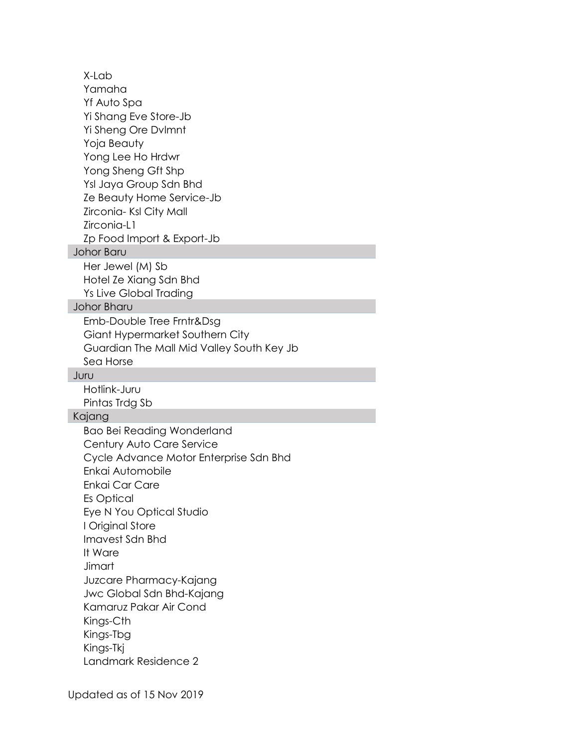X-Lab
Yamaha
Yf Auto Spa
Yi Shang Eve Store-Jb
Yi Sheng Ore Dvlmnt
Yoja Beauty
Yong Lee Ho Hrdwr
Yong Sheng Gft Shp
Ysl Jaya Group Sdn Bhd
Ze Beauty Home Service-Jb
Zirconia- Ksl City Mall
Zirconia-L1
Zp Food Import & Export-Jb

## Johor Baru

Her Jewel (M) Sb
Hotel Ze Xiang Sdn Bhd
Ys Live Global Trading

## Johor Bharu

Emb-Double Tree Frntr&Dsg
Giant Hypermarket Southern City
Guardian The Mall Mid Valley South Key Jb
Sea Horse

## Juru

Hotlink-Juru
Pintas Trdg Sb

## Kajang

Bao Bei Reading Wonderland
Century Auto Care Service
Cycle Advance Motor Enterprise Sdn Bhd
Enkai Automobile
Enkai Car Care
Es Optical
Eye N You Optical Studio
I Original Store
Imavest Sdn Bhd
It Ware
Jimart
Juzcare Pharmacy-Kajang
Jwc Global Sdn Bhd-Kajang
Kamaruz Pakar Air Cond
Kings-Cth
Kings-Tbg
Kings-Tkj
Landmark Residence 2

Updated as of 15 Nov 2019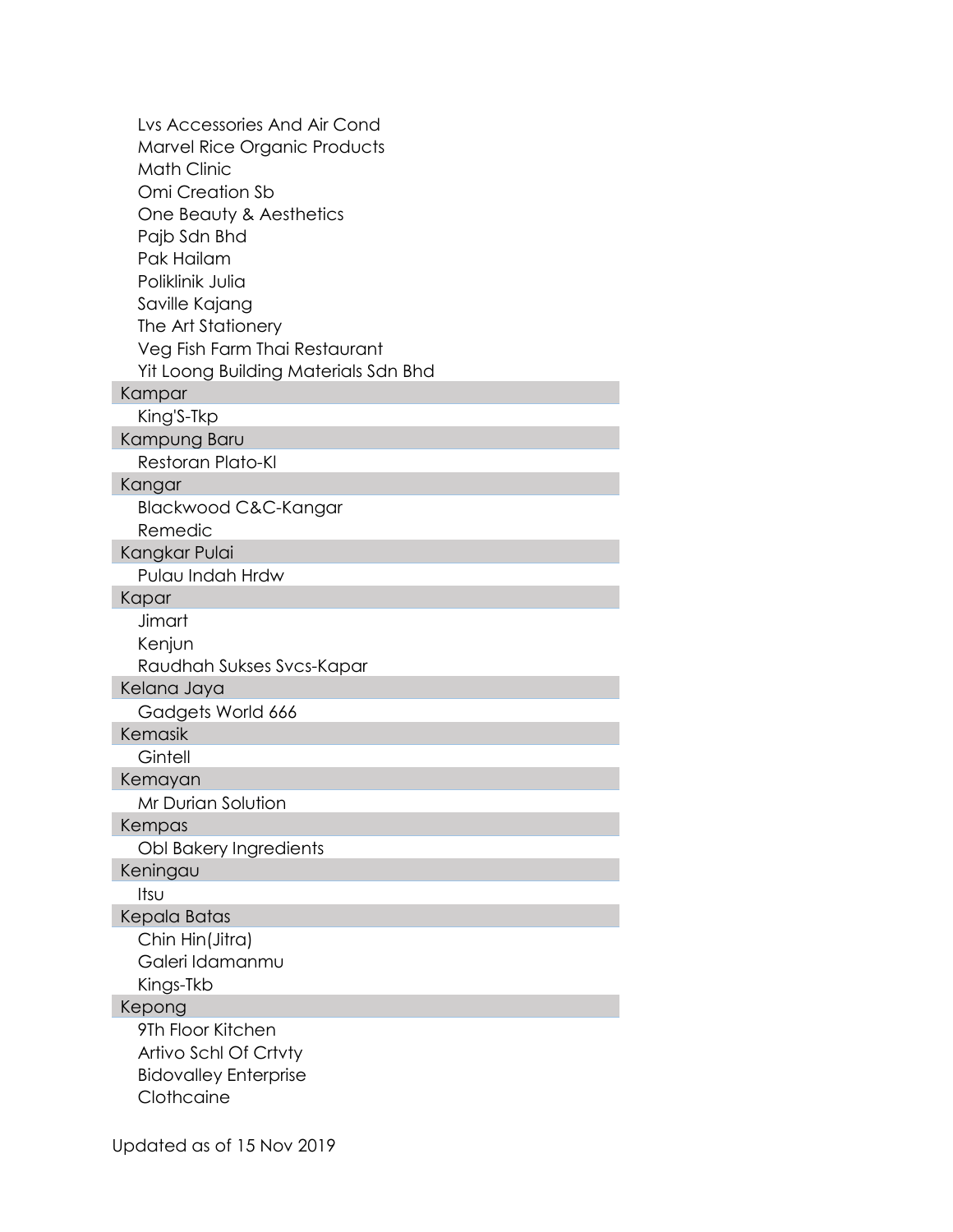Lvs Accessories And Air Cond
Marvel Rice Organic Products
Math Clinic
Omi Creation Sb
One Beauty & Aesthetics
Pajb Sdn Bhd
Pak Hailam
Poliklinik Julia
Saville Kajang
The Art Stationery
Veg Fish Farm Thai Restaurant
Yit Loong Building Materials Sdn Bhd

| Kampar |
|---|
| King'S-Tkp |

| Kampung Baru |
|---|
| Restoran Plato-Kl |

| Kangar |
|---|
| Blackwood C&C-Kangar |
| Remedic |

| Kangkar Pulai |
|---|
| Pulau Indah Hrdw |

| Kapar |
|---|
| Jimart |
| Kenjun |
| Raudhah Sukses Svcs-Kapar |

| Kelana Jaya |
|---|
| Gadgets World 666 |

| Kemasik |
|---|
| Gintell |

| Kemayan |
|---|
| Mr Durian Solution |

| Kempas |
|---|
| Obl Bakery Ingredients |

| Keningau |
|---|
| Itsu |

| Kepala Batas |
|---|
| Chin Hin(Jitra) |
| Galeri Idamanmu |
| Kings-Tkb |

| Kepong |
|---|
| 9Th Floor Kitchen |
| Artivo Schl Of Crtvty |
| Bidovalley Enterprise |
| Clothcaine |

Updated as of 15 Nov 2019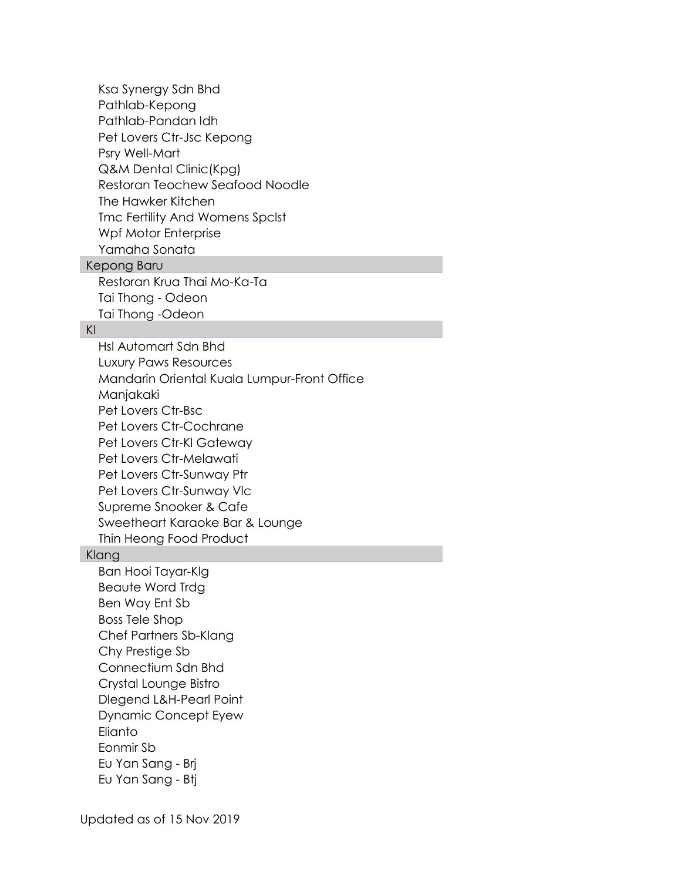Ksa Synergy Sdn Bhd
Pathlab-Kepong
Pathlab-Pandan Idh
Pet Lovers Ctr-Jsc Kepong
Psry Well-Mart
Q&M Dental Clinic(Kpg)
Restoran Teochew Seafood Noodle
The Hawker Kitchen
Tmc Fertility And Womens Spclst
Wpf Motor Enterprise
Yamaha Sonata

## Kepong Baru

Restoran Krua Thai Mo-Ka-Ta
Tai Thong - Odeon
Tai Thong -Odeon

## Kl

Hsl Automart Sdn Bhd
Luxury Paws Resources
Mandarin Oriental Kuala Lumpur-Front Office
Manjakaki
Pet Lovers Ctr-Bsc
Pet Lovers Ctr-Cochrane
Pet Lovers Ctr-Kl Gateway
Pet Lovers Ctr-Melawati
Pet Lovers Ctr-Sunway Ptr
Pet Lovers Ctr-Sunway Vlc
Supreme Snooker & Cafe
Sweetheart Karaoke Bar & Lounge
Thin Heong Food Product

## Klang

Ban Hooi Tayar-Klg
Beaute Word Trdg
Ben Way Ent Sb
Boss Tele Shop
Chef Partners Sb-Klang
Chy Prestige Sb
Connectium Sdn Bhd
Crystal Lounge Bistro
Dlegend L&H-Pearl Point
Dynamic Concept Eyew
Elianto
Eonmir Sb
Eu Yan Sang - Brj
Eu Yan Sang - Btj

Updated as of 15 Nov 2019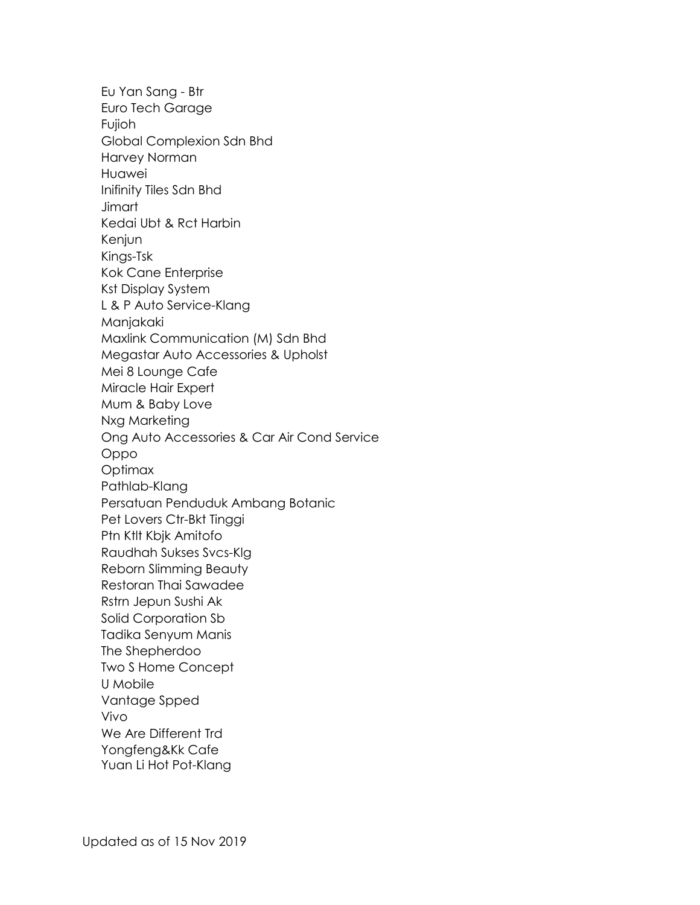Eu Yan Sang - Btr
Euro Tech Garage
Fujioh
Global Complexion Sdn Bhd
Harvey Norman
Huawei
Inifinity Tiles Sdn Bhd
Jimart
Kedai Ubt & Rct Harbin
Kenjun
Kings-Tsk
Kok Cane Enterprise
Kst Display System
L & P Auto Service-Klang
Manjakaki
Maxlink Communication (M) Sdn Bhd
Megastar Auto Accessories & Upholst
Mei 8 Lounge Cafe
Miracle Hair Expert
Mum & Baby Love
Nxg Marketing
Ong Auto Accessories & Car Air Cond Service
Oppo
Optimax
Pathlab-Klang
Persatuan Penduduk Ambang Botanic
Pet Lovers Ctr-Bkt Tinggi
Ptn Ktlt Kbjk Amitofo
Raudhah Sukses Svcs-Klg
Reborn Slimming Beauty
Restoran Thai Sawadee
Rstrn Jepun Sushi Ak
Solid Corporation Sb
Tadika Senyum Manis
The Shepherdoo
Two S Home Concept
U Mobile
Vantage Spped
Vivo
We Are Different Trd
Yongfeng&Kk Cafe
Yuan Li Hot Pot-Klang

Updated as of 15 Nov 2019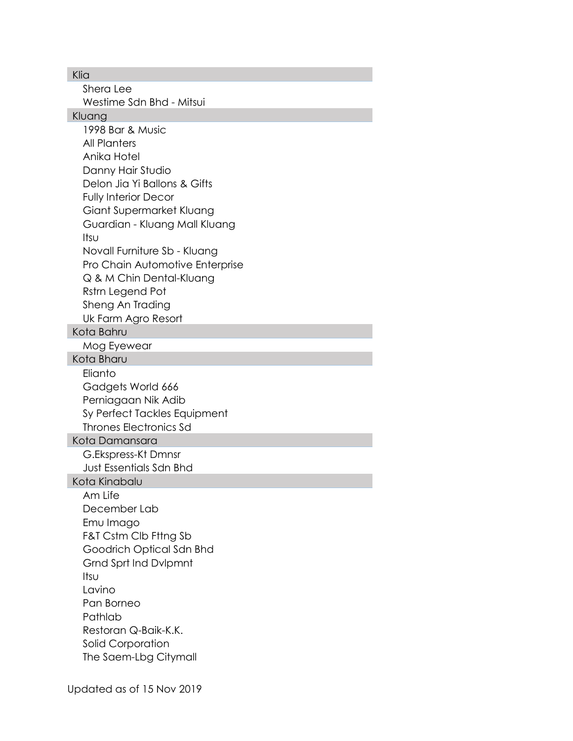## Klia

- Shera Lee
- Westime Sdn Bhd - Mitsui

## Kluang

- 1998 Bar & Music
- All Planters
- Anika Hotel
- Danny Hair Studio
- Delon Jia Yi Ballons & Gifts
- Fully Interior Decor
- Giant Supermarket Kluang
- Guardian - Kluang Mall Kluang
- Itsu
- Novall Furniture Sb - Kluang
- Pro Chain Automotive Enterprise
- Q & M Chin Dental-Kluang
- Rstrn Legend Pot
- Sheng An Trading
- Uk Farm Agro Resort

## Kota Bahru

- Mog Eyewear

## Kota Bharu

- Elianto
- Gadgets World 666
- Perniagaan Nik Adib
- Sy Perfect Tackles Equipment
- Thrones Electronics Sd

## Kota Damansara

- G.Ekspress-Kt Dmnsr
- Just Essentials Sdn Bhd

## Kota Kinabalu

- Am Life
- December Lab
- Emu Imago
- F&T Cstm Clb Fttng Sb
- Goodrich Optical Sdn Bhd
- Grnd Sprt Ind Dvlpmnt
- Itsu
- Lavino
- Pan Borneo
- Pathlab
- Restoran Q-Baik-K.K.
- Solid Corporation
- The Saem-Lbg Citymall

Updated as of 15 Nov 2019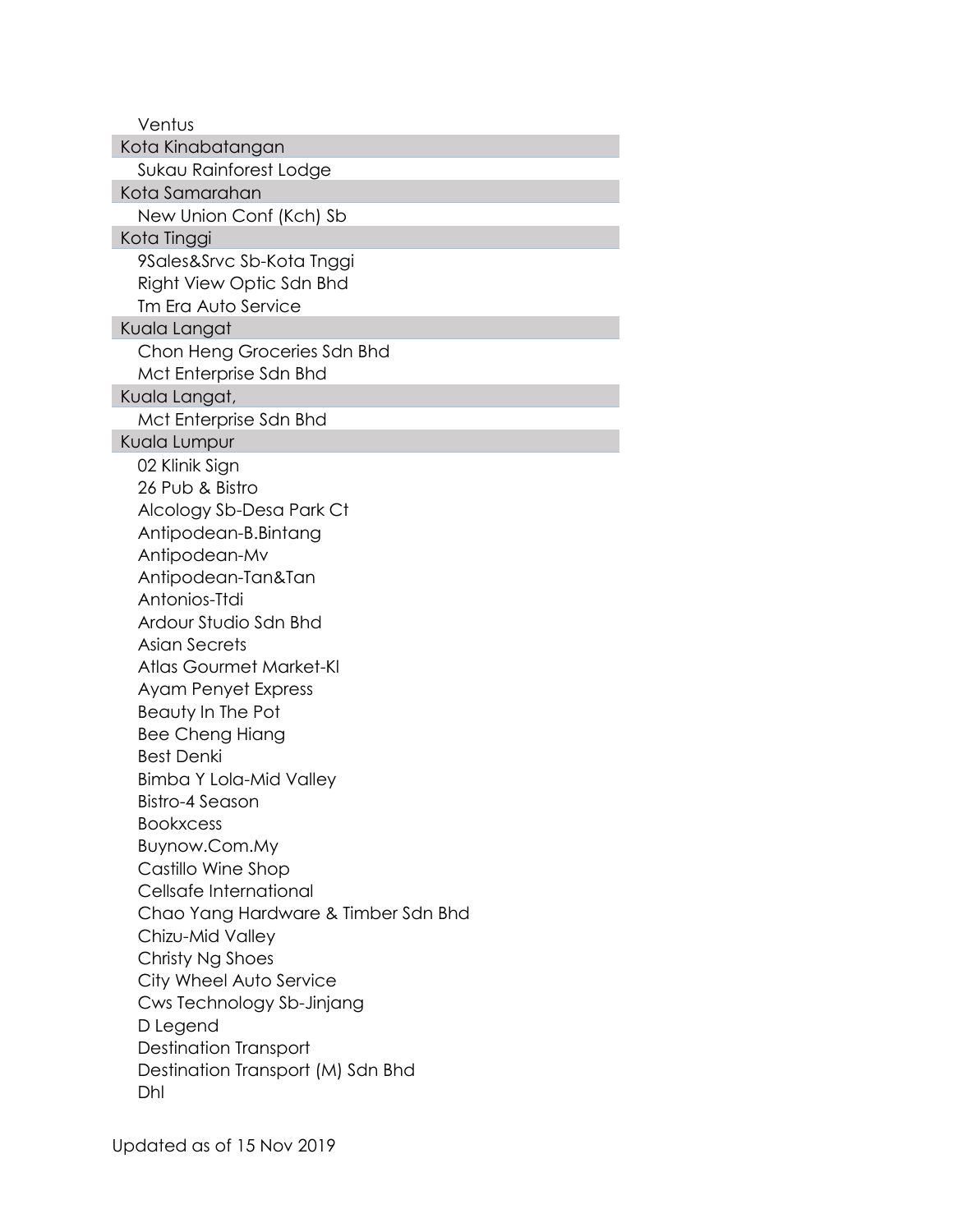Ventus

**Kota Kinabatangan**

- Sukau Rainforest Lodge

**Kota Samarahan**

- New Union Conf (Kch) Sb

**Kota Tinggi**

- 9Sales&Srvc Sb-Kota Tnggi
- Right View Optic Sdn Bhd
- Tm Era Auto Service

**Kuala Langat**

- Chon Heng Groceries Sdn Bhd
- Mct Enterprise Sdn Bhd

**Kuala Langat,**

- Mct Enterprise Sdn Bhd

**Kuala Lumpur**

- 02 Klinik Sign
- 26 Pub & Bistro
- Alcology Sb-Desa Park Ct
- Antipodean-B.Bintang
- Antipodean-Mv
- Antipodean-Tan&Tan
- Antonios-Ttdi
- Ardour Studio Sdn Bhd
- Asian Secrets
- Atlas Gourmet Market-Kl
- Ayam Penyet Express
- Beauty In The Pot
- Bee Cheng Hiang
- Best Denki
- Bimba Y Lola-Mid Valley
- Bistro-4 Season
- Bookxcess
- Buynow.Com.My
- Castillo Wine Shop
- Cellsafe International
- Chao Yang Hardware & Timber Sdn Bhd
- Chizu-Mid Valley
- Christy Ng Shoes
- City Wheel Auto Service
- Cws Technology Sb-Jinjang
- D Legend
- Destination Transport
- Destination Transport (M) Sdn Bhd
- Dhl

Updated as of 15 Nov 2019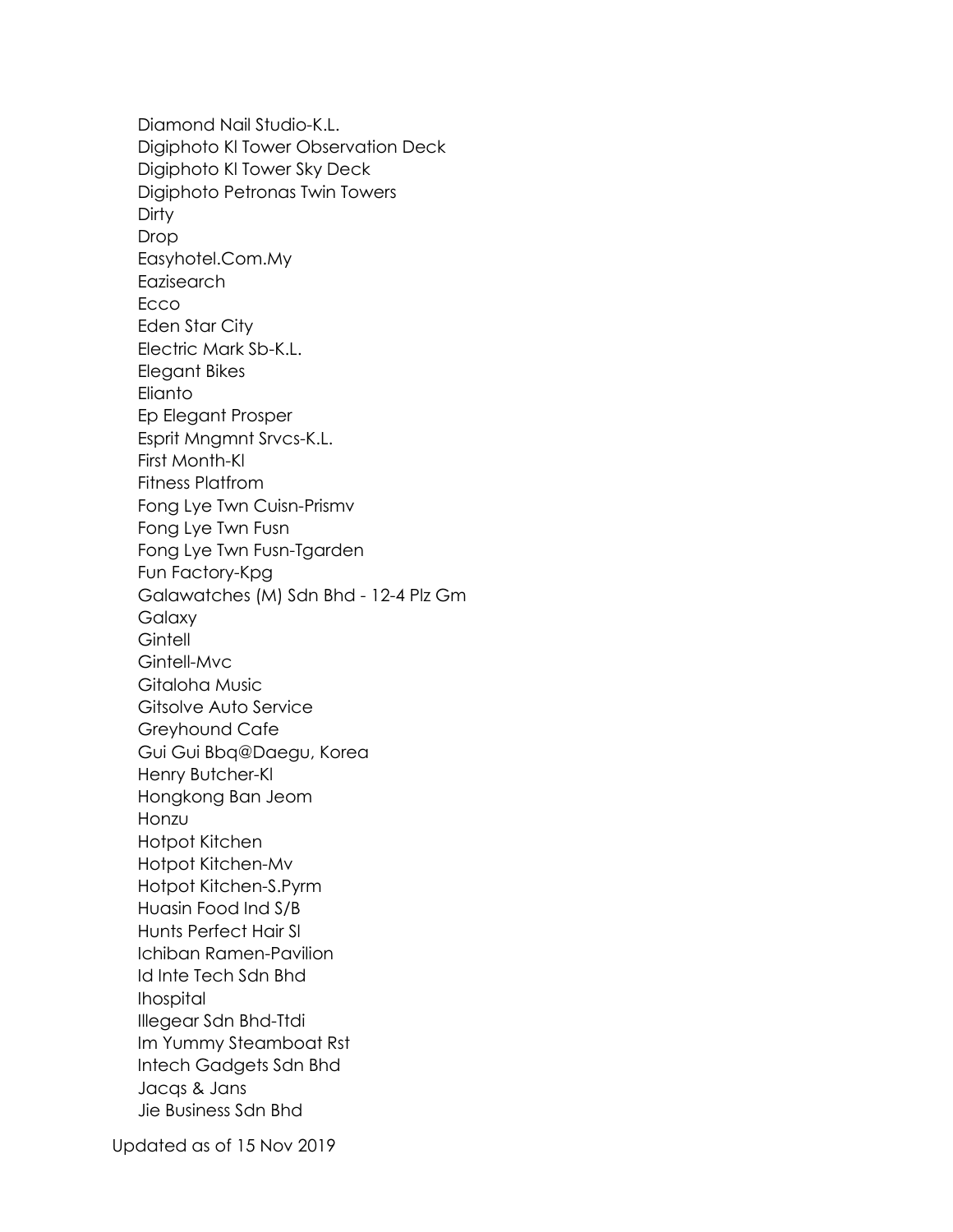Diamond Nail Studio-K.L.
Digiphoto Kl Tower Observation Deck
Digiphoto Kl Tower Sky Deck
Digiphoto Petronas Twin Towers
Dirty
Drop
Easyhotel.Com.My
Eazisearch
Ecco
Eden Star City
Electric Mark Sb-K.L.
Elegant Bikes
Elianto
Ep Elegant Prosper
Esprit Mngmnt Srvcs-K.L.
First Month-Kl
Fitness Platfrom
Fong Lye Twn Cuisn-Prismv
Fong Lye Twn Fusn
Fong Lye Twn Fusn-Tgarden
Fun Factory-Kpg
Galawatches (M) Sdn Bhd - 12-4 Plz Gm
Galaxy
Gintell
Gintell-Mvc
Gitaloha Music
Gitsolve Auto Service
Greyhound Cafe
Gui Gui Bbq@Daegu, Korea
Henry Butcher-Kl
Hongkong Ban Jeom
Honzu
Hotpot Kitchen
Hotpot Kitchen-Mv
Hotpot Kitchen-S.Pyrm
Huasin Food Ind S/B
Hunts Perfect Hair Sl
Ichiban Ramen-Pavilion
Id Inte Tech Sdn Bhd
Ihospital
Illegear Sdn Bhd-Ttdi
Im Yummy Steamboat Rst
Intech Gadgets Sdn Bhd
Jacqs & Jans
Jie Business Sdn Bhd

Updated as of 15 Nov 2019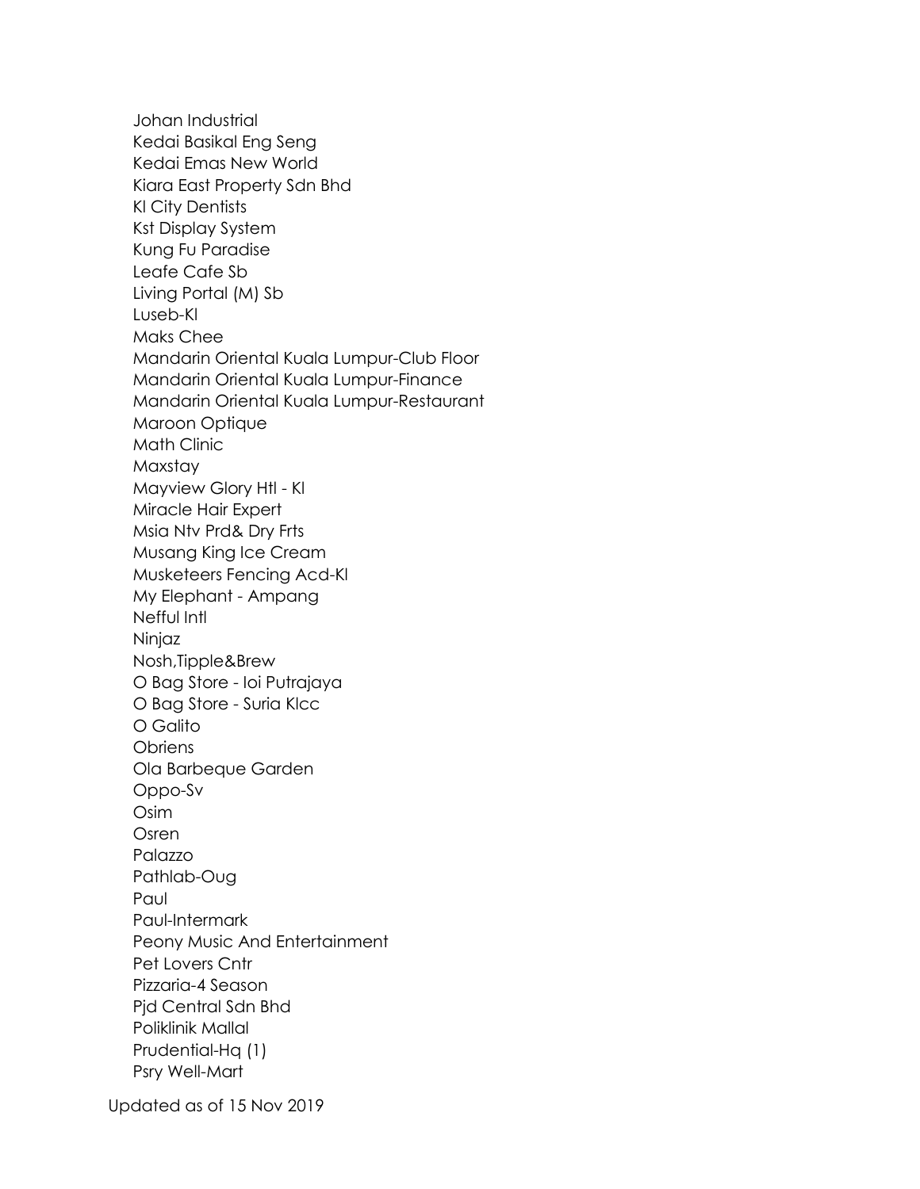Johan Industrial
Kedai Basikal Eng Seng
Kedai Emas New World
Kiara East Property Sdn Bhd
Kl City Dentists
Kst Display System
Kung Fu Paradise
Leafe Cafe Sb
Living Portal (M) Sb
Luseb-Kl
Maks Chee
Mandarin Oriental Kuala Lumpur-Club Floor
Mandarin Oriental Kuala Lumpur-Finance
Mandarin Oriental Kuala Lumpur-Restaurant
Maroon Optique
Math Clinic
Maxstay
Mayview Glory Htl - Kl
Miracle Hair Expert
Msia Ntv Prd& Dry Frts
Musang King Ice Cream
Musketeers Fencing Acd-Kl
My Elephant - Ampang
Nefful Intl
Ninjaz
Nosh,Tipple&Brew
O Bag Store - Ioi Putrajaya
O Bag Store - Suria Klcc
O Galito
Obriens
Ola Barbeque Garden
Oppo-Sv
Osim
Osren
Palazzo
Pathlab-Oug
Paul
Paul-Intermark
Peony Music And Entertainment
Pet Lovers Cntr
Pizzaria-4 Season
Pjd Central Sdn Bhd
Poliklinik Mallal
Prudential-Hq (1)
Psry Well-Mart

Updated as of 15 Nov 2019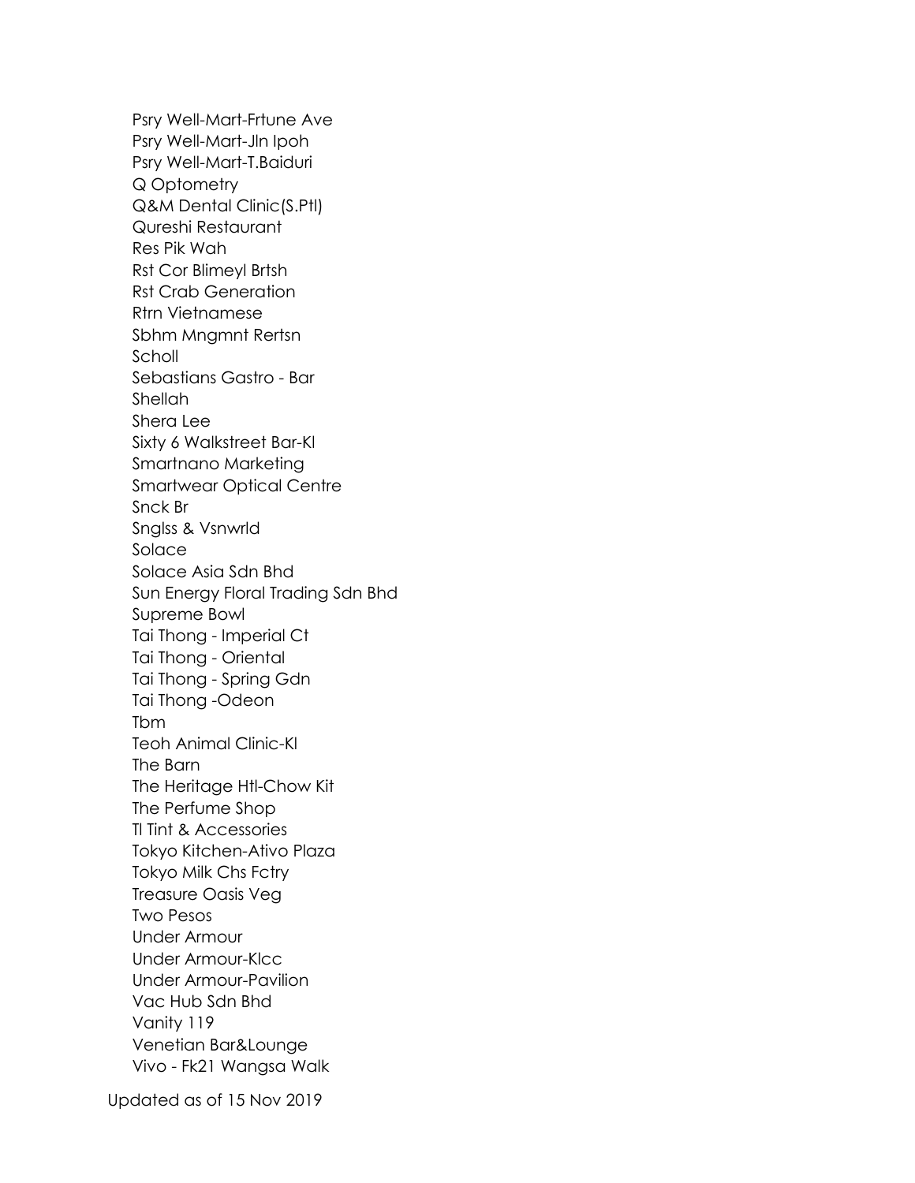Psry Well-Mart-Frtune Ave
Psry Well-Mart-Jln Ipoh
Psry Well-Mart-T.Baiduri
Q Optometry
Q&M Dental Clinic(S.Ptl)
Qureshi Restaurant
Res Pik Wah
Rst Cor Blimeyl Brtsh
Rst Crab Generation
Rtrn Vietnamese
Sbhm Mngmnt Rertsn
Scholl
Sebastians Gastro - Bar
Shellah
Shera Lee
Sixty 6 Walkstreet Bar-Kl
Smartnano Marketing
Smartwear Optical Centre
Snck Br
Snglss & Vsnwrld
Solace
Solace Asia Sdn Bhd
Sun Energy Floral Trading Sdn Bhd
Supreme Bowl
Tai Thong - Imperial Ct
Tai Thong - Oriental
Tai Thong - Spring Gdn
Tai Thong -Odeon
Tbm
Teoh Animal Clinic-Kl
The Barn
The Heritage Htl-Chow Kit
The Perfume Shop
Tl Tint & Accessories
Tokyo Kitchen-Ativo Plaza
Tokyo Milk Chs Fctry
Treasure Oasis Veg
Two Pesos
Under Armour
Under Armour-Klcc
Under Armour-Pavilion
Vac Hub Sdn Bhd
Vanity 119
Venetian Bar&Lounge
Vivo - Fk21 Wangsa Walk

Updated as of 15 Nov 2019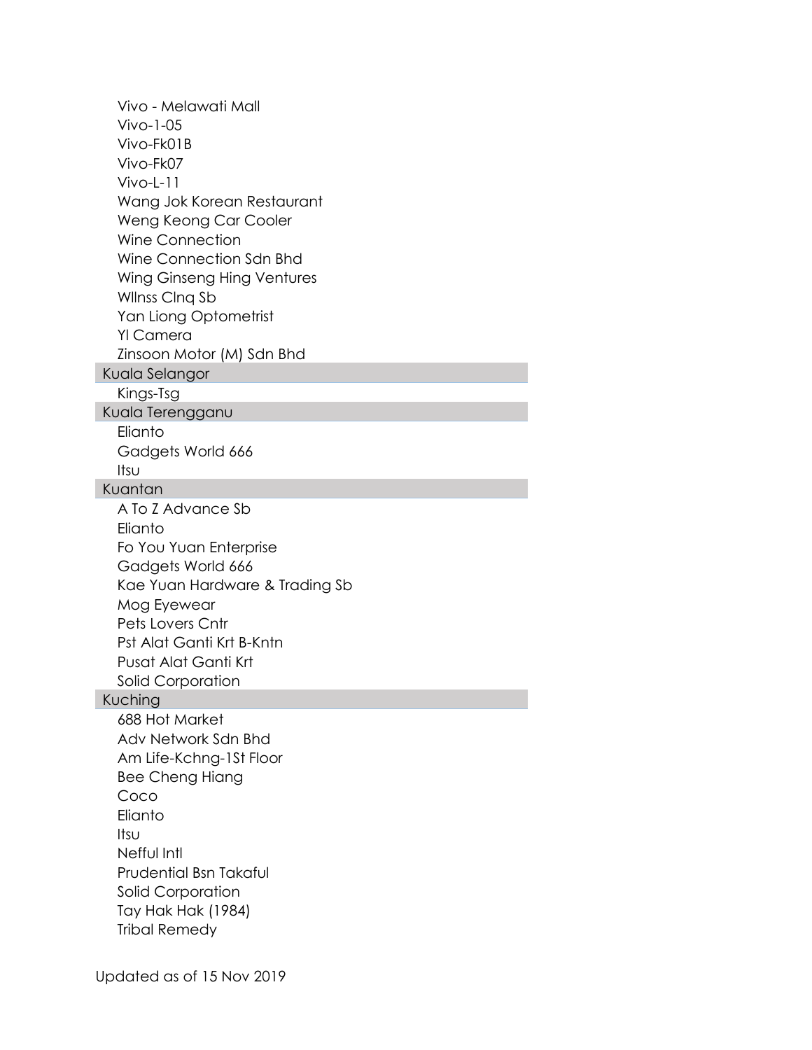- Vivo - Melawati Mall
- Vivo-1-05
- Vivo-Fk01B
- Vivo-Fk07
- Vivo-L-11
- Wang Jok Korean Restaurant
- Weng Keong Car Cooler
- Wine Connection
- Wine Connection Sdn Bhd
- Wing Ginseng Hing Ventures
- Wllnss Clnq Sb
- Yan Liong Optometrist
- Yl Camera
- Zinsoon Motor (M) Sdn Bhd

### Kuala Selangor

- Kings-Tsg

### Kuala Terengganu

- Elianto
- Gadgets World 666
- Itsu

### Kuantan

- A To Z Advance Sb
- Elianto
- Fo You Yuan Enterprise
- Gadgets World 666
- Kae Yuan Hardware & Trading Sb
- Mog Eyewear
- Pets Lovers Cntr
- Pst Alat Ganti Krt B-Kntn
- Pusat Alat Ganti Krt
- Solid Corporation

### Kuching

- 688 Hot Market
- Adv Network Sdn Bhd
- Am Life-Kchng-1St Floor
- Bee Cheng Hiang
- Coco
- Elianto
- Itsu
- Nefful Intl
- Prudential Bsn Takaful
- Solid Corporation
- Tay Hak Hak (1984)
- Tribal Remedy

Updated as of 15 Nov 2019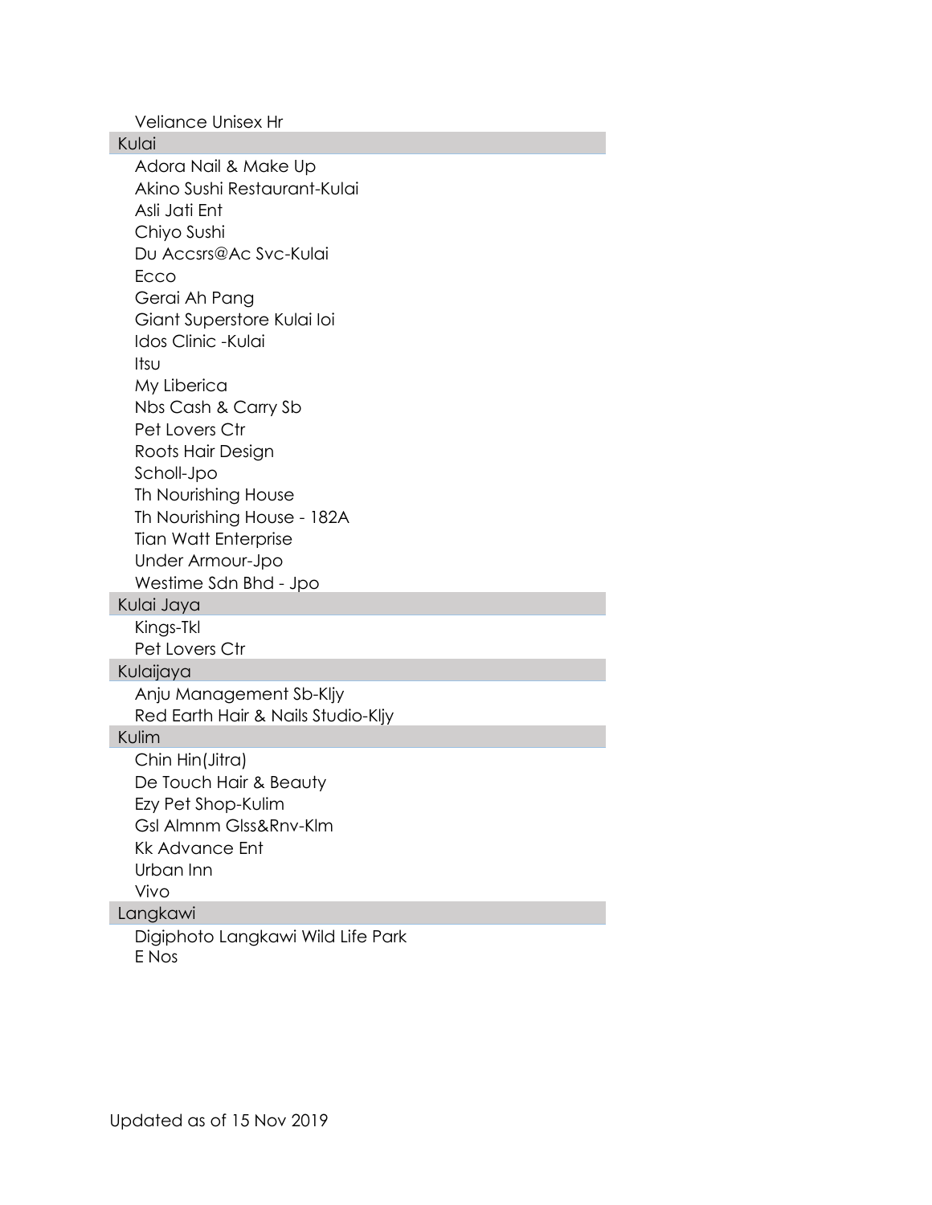Veliance Unisex Hr

## Kulai

- Adora Nail & Make Up
- Akino Sushi Restaurant-Kulai
- Asli Jati Ent
- Chiyo Sushi
- Du Accsrs@Ac Svc-Kulai
- Ecco
- Gerai Ah Pang
- Giant Superstore Kulai Ioi
- Idos Clinic -Kulai
- Itsu
- My Liberica
- Nbs Cash & Carry Sb
- Pet Lovers Ctr
- Roots Hair Design
- Scholl-Jpo
- Th Nourishing House
- Th Nourishing House - 182A
- Tian Watt Enterprise
- Under Armour-Jpo
- Westime Sdn Bhd - Jpo

## Kulai Jaya

- Kings-Tkl
- Pet Lovers Ctr

## Kulaijaya

- Anju Management Sb-Kljy
- Red Earth Hair & Nails Studio-Kljy

## Kulim

- Chin Hin(Jitra)
- De Touch Hair & Beauty
- Ezy Pet Shop-Kulim
- Gsl Almnm Glss&Rnv-Klm
- Kk Advance Ent
- Urban Inn
- Vivo

## Langkawi

- Digiphoto Langkawi Wild Life Park
- E Nos

Updated as of 15 Nov 2019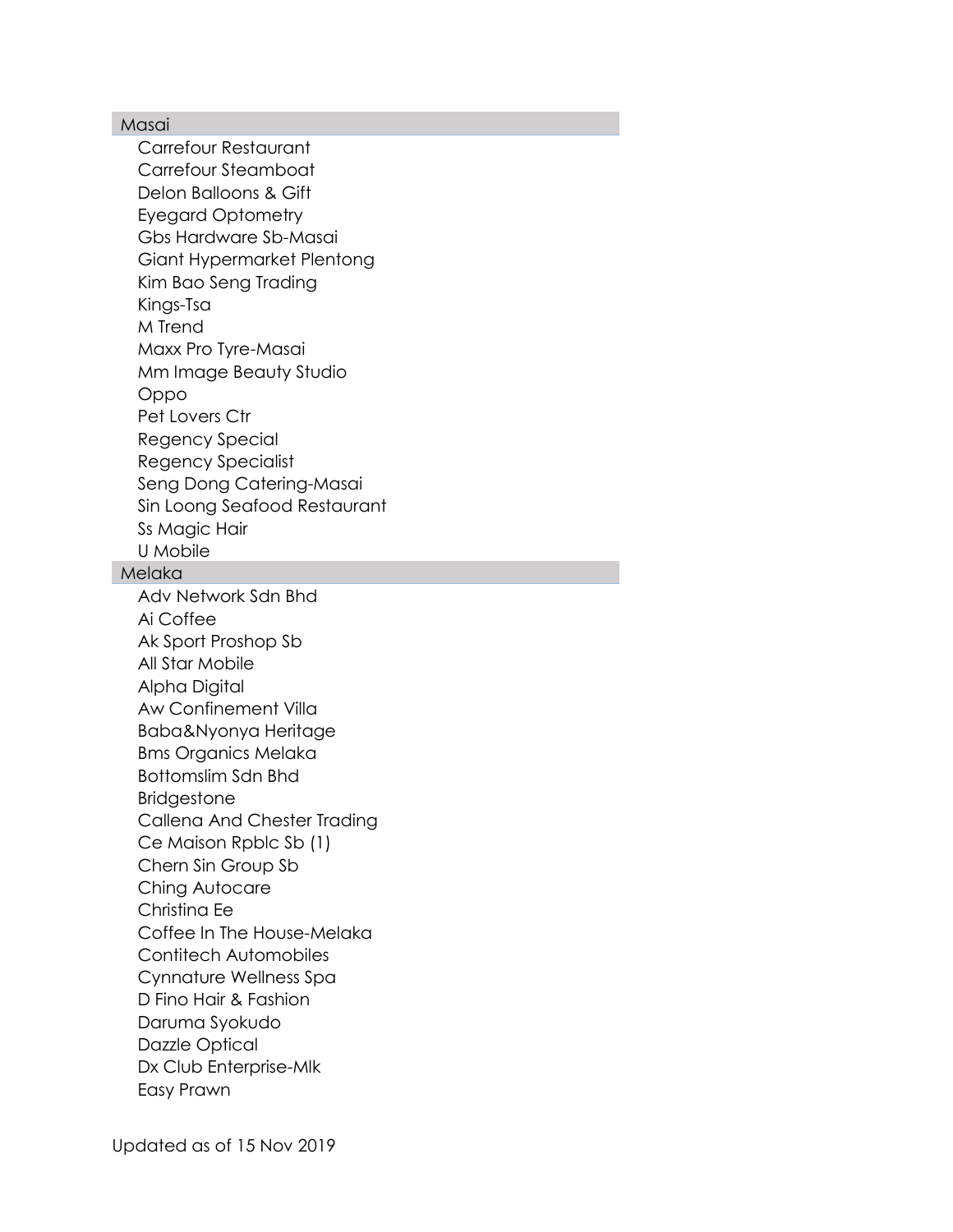## Masai

- Carrefour Restaurant
- Carrefour Steamboat
- Delon Balloons & Gift
- Eyegard Optometry
- Gbs Hardware Sb-Masai
- Giant Hypermarket Plentong
- Kim Bao Seng Trading
- Kings-Tsa
- M Trend
- Maxx Pro Tyre-Masai
- Mm Image Beauty Studio
- Oppo
- Pet Lovers Ctr
- Regency Special
- Regency Specialist
- Seng Dong Catering-Masai
- Sin Loong Seafood Restaurant
- Ss Magic Hair
- U Mobile

## Melaka

- Adv Network Sdn Bhd
- Ai Coffee
- Ak Sport Proshop Sb
- All Star Mobile
- Alpha Digital
- Aw Confinement Villa
- Baba&Nyonya Heritage
- Bms Organics Melaka
- Bottomslim Sdn Bhd
- Bridgestone
- Callena And Chester Trading
- Ce Maison Rpblc Sb (1)
- Chern Sin Group Sb
- Ching Autocare
- Christina Ee
- Coffee In The House-Melaka
- Contitech Automobiles
- Cynnature Wellness Spa
- D Fino Hair & Fashion
- Daruma Syokudo
- Dazzle Optical
- Dx Club Enterprise-Mlk
- Easy Prawn

Updated as of 15 Nov 2019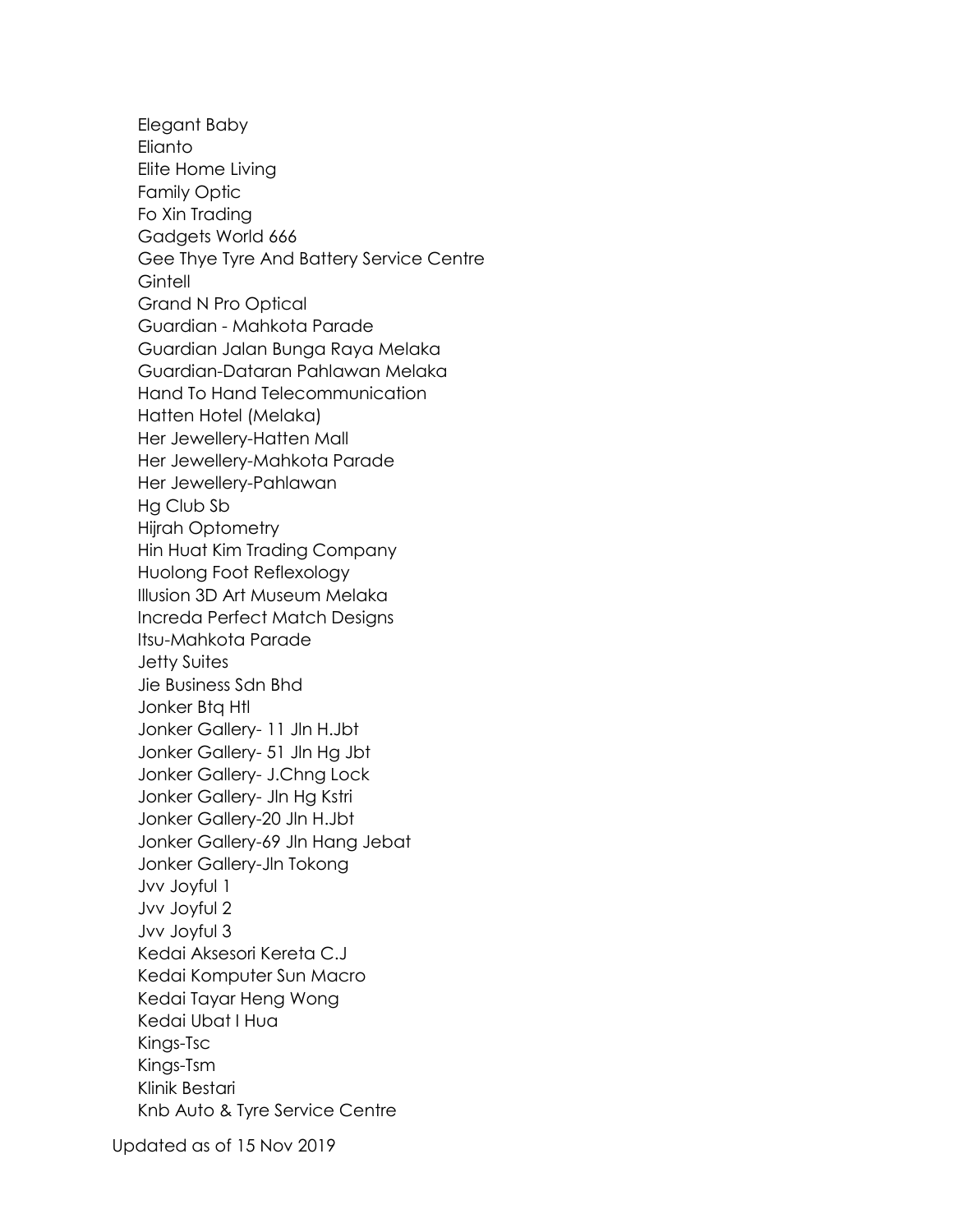Elegant Baby
Elianto
Elite Home Living
Family Optic
Fo Xin Trading
Gadgets World 666
Gee Thye Tyre And Battery Service Centre
Gintell
Grand N Pro Optical
Guardian - Mahkota Parade
Guardian Jalan Bunga Raya Melaka
Guardian-Dataran Pahlawan Melaka
Hand To Hand Telecommunication
Hatten Hotel (Melaka)
Her Jewellery-Hatten Mall
Her Jewellery-Mahkota Parade
Her Jewellery-Pahlawan
Hg Club Sb
Hijrah Optometry
Hin Huat Kim Trading Company
Huolong Foot Reflexology
Illusion 3D Art Museum Melaka
Increda Perfect Match Designs
Itsu-Mahkota Parade
Jetty Suites
Jie Business Sdn Bhd
Jonker Btq Htl
Jonker Gallery- 11 Jln H.Jbt
Jonker Gallery- 51 Jln Hg Jbt
Jonker Gallery- J.Chng Lock
Jonker Gallery- Jln Hg Kstri
Jonker Gallery-20 Jln H.Jbt
Jonker Gallery-69 Jln Hang Jebat
Jonker Gallery-Jln Tokong
Jvv Joyful 1
Jvv Joyful 2
Jvv Joyful 3
Kedai Aksesori Kereta C.J
Kedai Komputer Sun Macro
Kedai Tayar Heng Wong
Kedai Ubat I Hua
Kings-Tsc
Kings-Tsm
Klinik Bestari
Knb Auto & Tyre Service Centre

Updated as of 15 Nov 2019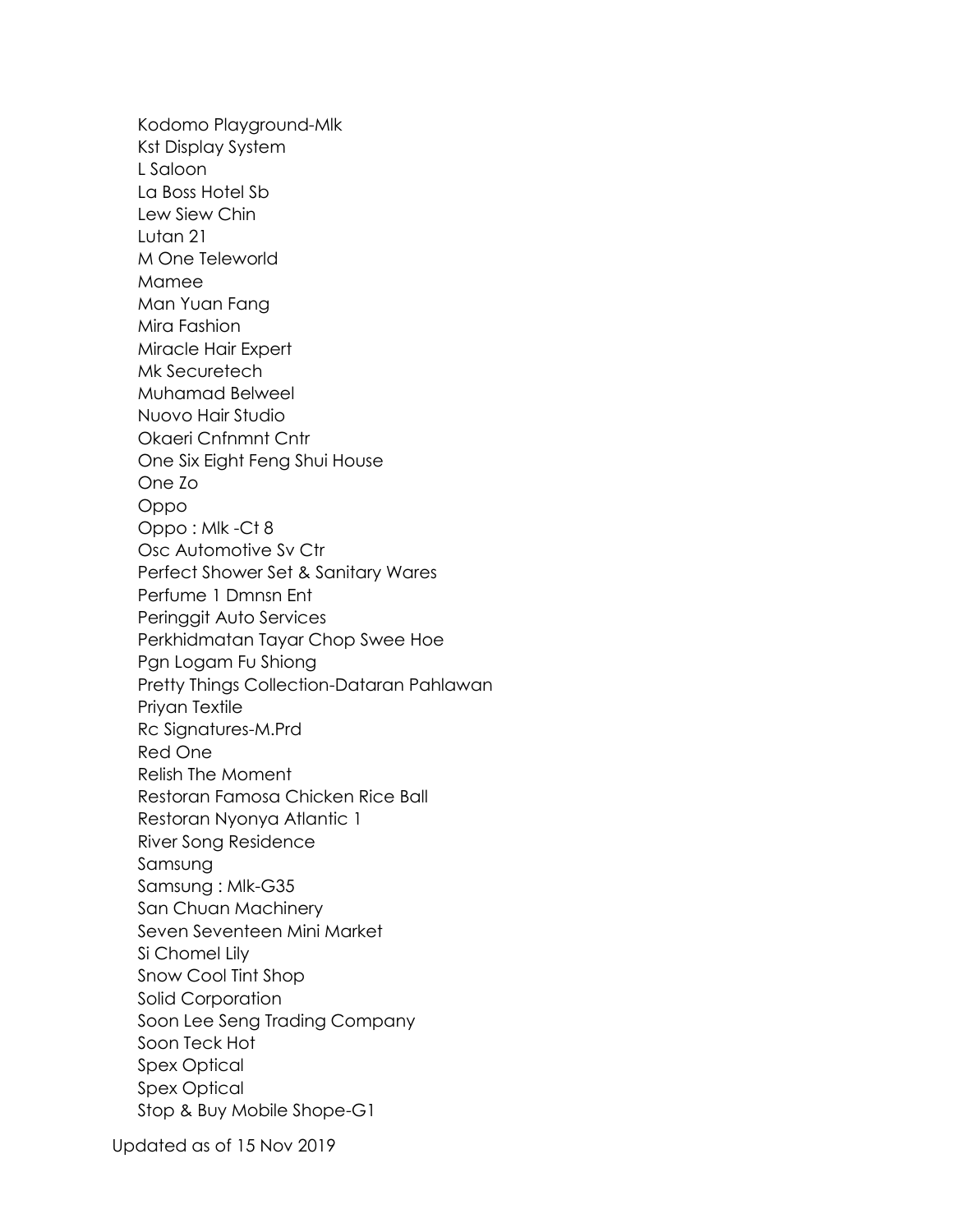Kodomo Playground-Mlk
Kst Display System
L Saloon
La Boss Hotel Sb
Lew Siew Chin
Lutan 21
M One Teleworld
Mamee
Man Yuan Fang
Mira Fashion
Miracle Hair Expert
Mk Securetech
Muhamad Belweel
Nuovo Hair Studio
Okaeri Cnfnmnt Cntr
One Six Eight Feng Shui House
One Zo
Oppo
Oppo : Mlk -Ct 8
Osc Automotive Sv Ctr
Perfect Shower Set & Sanitary Wares
Perfume 1 Dmnsn Ent
Peringgit Auto Services
Perkhidmatan Tayar Chop Swee Hoe
Pgn Logam Fu Shiong
Pretty Things Collection-Dataran Pahlawan
Priyan Textile
Rc Signatures-M.Prd
Red One
Relish The Moment
Restoran Famosa Chicken Rice Ball
Restoran Nyonya Atlantic 1
River Song Residence
Samsung
Samsung : Mlk-G35
San Chuan Machinery
Seven Seventeen Mini Market
Si Chomel Lily
Snow Cool Tint Shop
Solid Corporation
Soon Lee Seng Trading Company
Soon Teck Hot
Spex Optical
Spex Optical
Stop & Buy Mobile Shope-G1

Updated as of 15 Nov 2019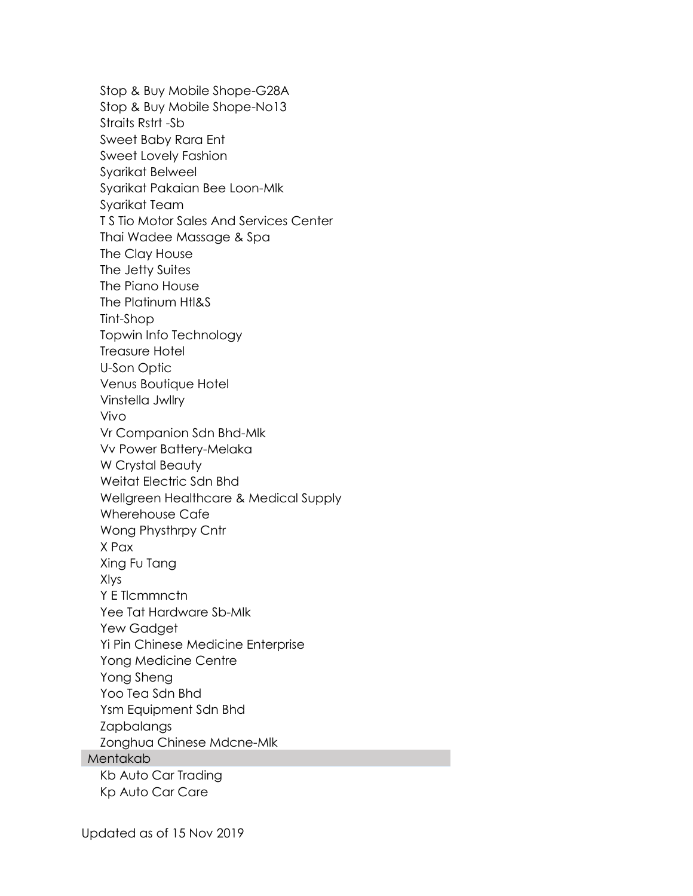- Stop & Buy Mobile Shope-G28A
- Stop & Buy Mobile Shope-No13
- Straits Rstrt -Sb
- Sweet Baby Rara Ent
- Sweet Lovely Fashion
- Syarikat Belweel
- Syarikat Pakaian Bee Loon-Mlk
- Syarikat Team
- T S Tio Motor Sales And Services Center
- Thai Wadee Massage & Spa
- The Clay House
- The Jetty Suites
- The Piano House
- The Platinum Htl&S
- Tint-Shop
- Topwin Info Technology
- Treasure Hotel
- U-Son Optic
- Venus Boutique Hotel
- Vinstella Jwllry
- Vivo
- Vr Companion Sdn Bhd-Mlk
- Vv Power Battery-Melaka
- W Crystal Beauty
- Weitat Electric Sdn Bhd
- Wellgreen Healthcare & Medical Supply
- Wherehouse Cafe
- Wong Physthrpy Cntr
- X Pax
- Xing Fu Tang
- Xlys
- Y E Tlcmmnctn
- Yee Tat Hardware Sb-Mlk
- Yew Gadget
- Yi Pin Chinese Medicine Enterprise
- Yong Medicine Centre
- Yong Sheng
- Yoo Tea Sdn Bhd
- Ysm Equipment Sdn Bhd
- Zapbalangs
- Zonghua Chinese Mdcne-Mlk

## Mentakab

- Kb Auto Car Trading
- Kp Auto Car Care

Updated as of 15 Nov 2019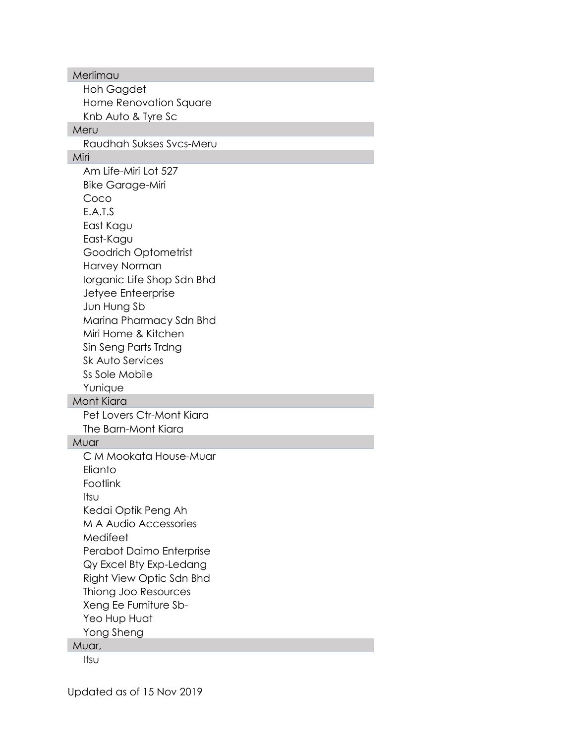| Merlimau |
|---|
| Hoh Gagdet |
| Home Renovation Square |
| Knb Auto & Tyre Sc |
| **Meru** |
| Raudhah Sukses Svcs-Meru |
| **Miri** |
| Am Life-Miri Lot 527 |
| Bike Garage-Miri |
| Coco |
| E.A.T.S |
| East Kagu |
| East-Kagu |
| Goodrich Optometrist |
| Harvey Norman |
| Iorganic Life Shop Sdn Bhd |
| Jetyee Enteerprise |
| Jun Hung Sb |
| Marina Pharmacy Sdn Bhd |
| Miri Home & Kitchen |
| Sin Seng Parts Trdng |
| Sk Auto Services |
| Ss Sole Mobile |
| Yunique |
| **Mont Kiara** |
| Pet Lovers Ctr-Mont Kiara |
| The Barn-Mont Kiara |
| **Muar** |
| C M Mookata House-Muar |
| Elianto |
| Footlink |
| Itsu |
| Kedai Optik Peng Ah |
| M A Audio Accessories |
| Medifeet |
| Perabot Daimo Enterprise |
| Qy Excel Bty Exp-Ledang |
| Right View Optic Sdn Bhd |
| Thiong Joo Resources |
| Xeng Ee Furniture Sb- |
| Yeo Hup Huat |
| Yong Sheng |
| **Muar,** |
| Itsu |

Updated as of 15 Nov 2019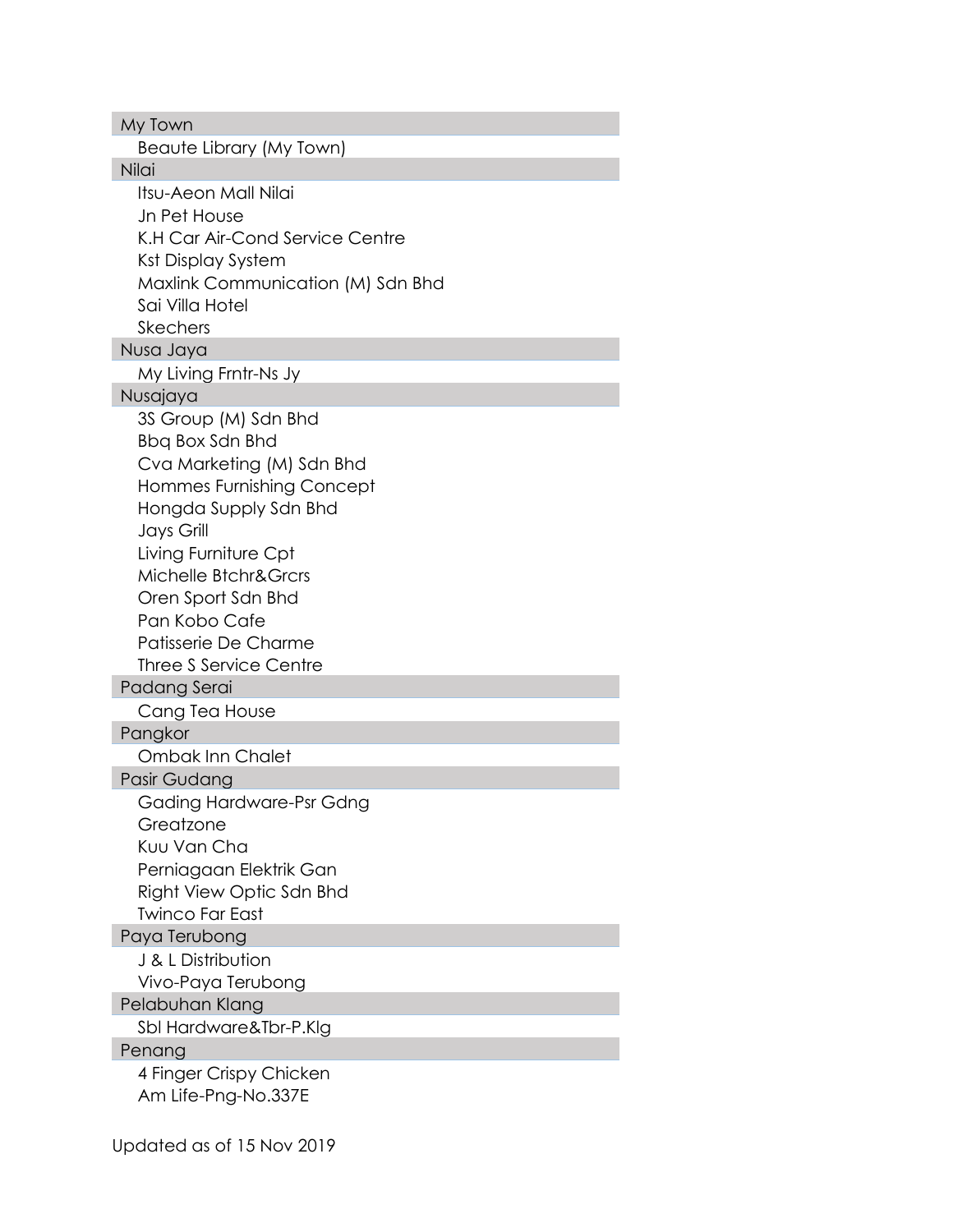**My Town**

- Beaute Library (My Town)

**Nilai**

- Itsu-Aeon Mall Nilai
- Jn Pet House
- K.H Car Air-Cond Service Centre
- Kst Display System
- Maxlink Communication (M) Sdn Bhd
- Sai Villa Hotel
- Skechers

**Nusa Jaya**

- My Living Frntr-Ns Jy

**Nusajaya**

- 3S Group (M) Sdn Bhd
- Bbq Box Sdn Bhd
- Cva Marketing (M) Sdn Bhd
- Hommes Furnishing Concept
- Hongda Supply Sdn Bhd
- Jays Grill
- Living Furniture Cpt
- Michelle Btchr&Grcrs
- Oren Sport Sdn Bhd
- Pan Kobo Cafe
- Patisserie De Charme
- Three S Service Centre

**Padang Serai**

- Cang Tea House

**Pangkor**

- Ombak Inn Chalet

**Pasir Gudang**

- Gading Hardware-Psr Gdng
- Greatzone
- Kuu Van Cha
- Perniagaan Elektrik Gan
- Right View Optic Sdn Bhd
- Twinco Far East

**Paya Terubong**

- J & L Distribution
- Vivo-Paya Terubong

**Pelabuhan Klang**

- Sbl Hardware&Tbr-P.Klg

**Penang**

- 4 Finger Crispy Chicken
- Am Life-Png-No.337E

Updated as of 15 Nov 2019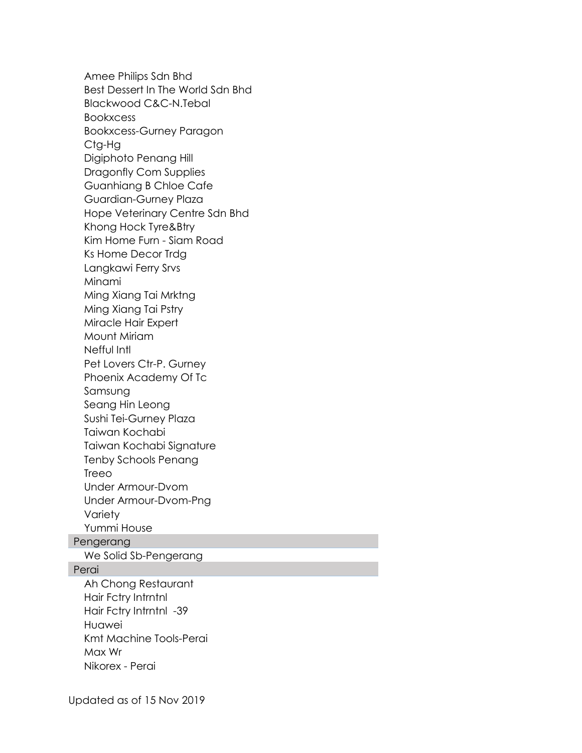- Amee Philips Sdn Bhd
- Best Dessert In The World Sdn Bhd
- Blackwood C&C-N.Tebal
- Bookxcess
- Bookxcess-Gurney Paragon
- Ctg-Hg
- Digiphoto Penang Hill
- Dragonfly Com Supplies
- Guanhiang B Chloe Cafe
- Guardian-Gurney Plaza
- Hope Veterinary Centre Sdn Bhd
- Khong Hock Tyre&Btry
- Kim Home Furn - Siam Road
- Ks Home Decor Trdg
- Langkawi Ferry Srvs
- Minami
- Ming Xiang Tai Mrktng
- Ming Xiang Tai Pstry
- Miracle Hair Expert
- Mount Miriam
- Nefful Intl
- Pet Lovers Ctr-P. Gurney
- Phoenix Academy Of Tc
- Samsung
- Seang Hin Leong
- Sushi Tei-Gurney Plaza
- Taiwan Kochabi
- Taiwan Kochabi Signature
- Tenby Schools Penang
- Treeo
- Under Armour-Dvom
- Under Armour-Dvom-Png
- Variety
- Yummi House

### Pengerang

- We Solid Sb-Pengerang

### Perai

- Ah Chong Restaurant
- Hair Fctry Intrntnl
- Hair Fctry Intrntnl -39
- Huawei
- Kmt Machine Tools-Perai
- Max Wr
- Nikorex - Perai

Updated as of 15 Nov 2019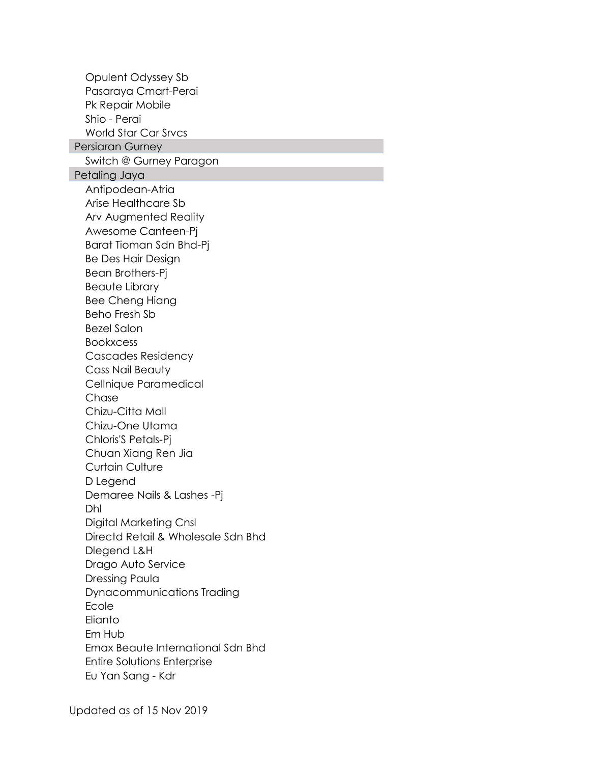Opulent Odyssey Sb
Pasaraya Cmart-Perai
Pk Repair Mobile
Shio - Perai
World Star Car Srvcs

**Persiaran Gurney**

Switch @ Gurney Paragon

**Petaling Jaya**

Antipodean-Atria
Arise Healthcare Sb
Arv Augmented Reality
Awesome Canteen-Pj
Barat Tioman Sdn Bhd-Pj
Be Des Hair Design
Bean Brothers-Pj
Beaute Library
Bee Cheng Hiang
Beho Fresh Sb
Bezel Salon
Bookxcess
Cascades Residency
Cass Nail Beauty
Cellnique Paramedical
Chase
Chizu-Citta Mall
Chizu-One Utama
Chloris'S Petals-Pj
Chuan Xiang Ren Jia
Curtain Culture
D Legend
Demaree Nails & Lashes -Pj
Dhl
Digital Marketing Cnsl
Directd Retail & Wholesale Sdn Bhd
Dlegend L&H
Drago Auto Service
Dressing Paula
Dynacommunications Trading
Ecole
Elianto
Em Hub
Emax Beaute International Sdn Bhd
Entire Solutions Enterprise
Eu Yan Sang - Kdr

Updated as of 15 Nov 2019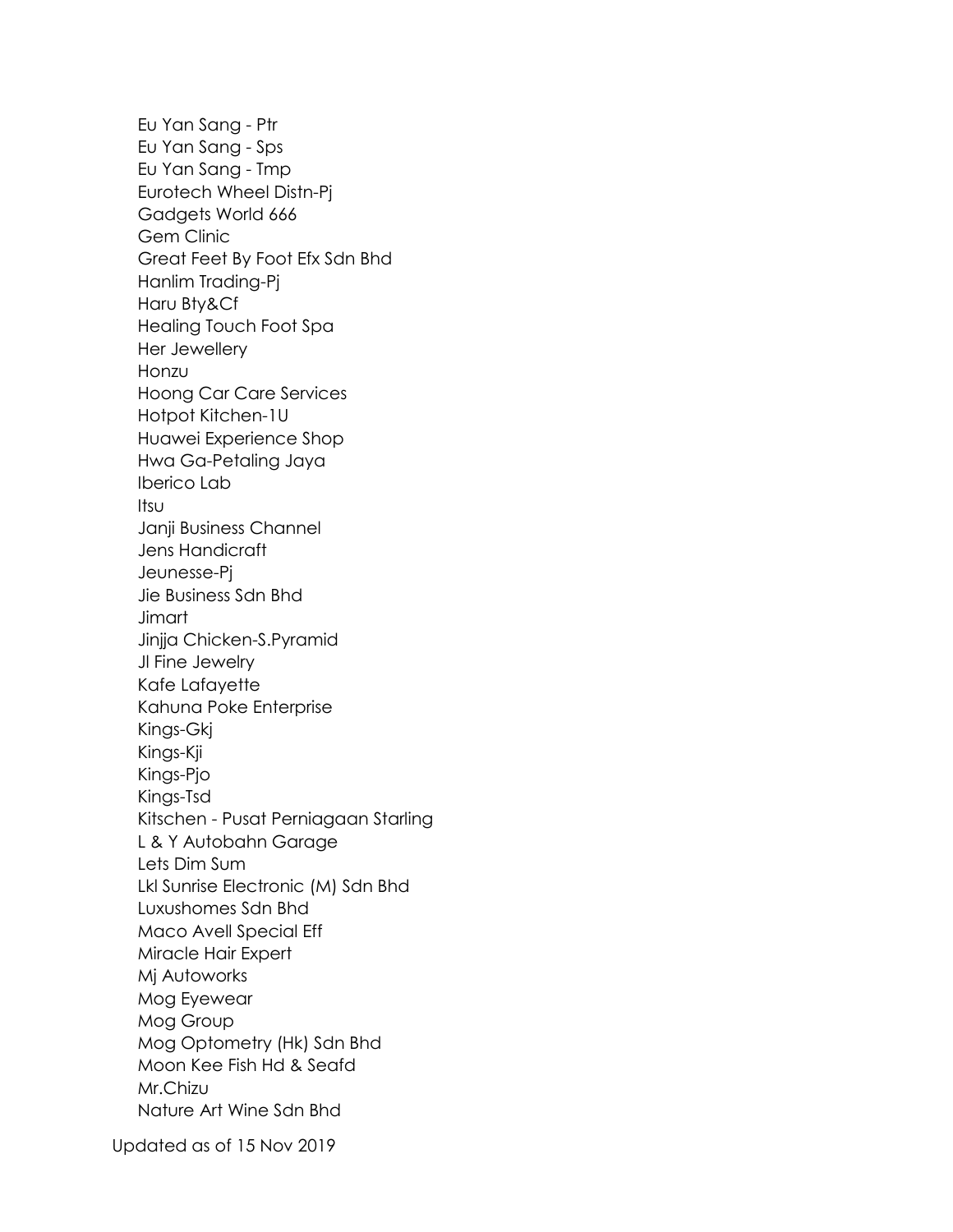Eu Yan Sang - Ptr
Eu Yan Sang - Sps
Eu Yan Sang - Tmp
Eurotech Wheel Distn-Pj
Gadgets World 666
Gem Clinic
Great Feet By Foot Efx Sdn Bhd
Hanlim Trading-Pj
Haru Bty&Cf
Healing Touch Foot Spa
Her Jewellery
Honzu
Hoong Car Care Services
Hotpot Kitchen-1U
Huawei Experience Shop
Hwa Ga-Petaling Jaya
Iberico Lab
Itsu
Janji Business Channel
Jens Handicraft
Jeunesse-Pj
Jie Business Sdn Bhd
Jimart
Jinjja Chicken-S.Pyramid
Jl Fine Jewelry
Kafe Lafayette
Kahuna Poke Enterprise
Kings-Gkj
Kings-Kji
Kings-Pjo
Kings-Tsd
Kitschen - Pusat Perniagaan Starling
L & Y Autobahn Garage
Lets Dim Sum
Lkl Sunrise Electronic (M) Sdn Bhd
Luxushomes Sdn Bhd
Maco Avell Special Eff
Miracle Hair Expert
Mj Autoworks
Mog Eyewear
Mog Group
Mog Optometry (Hk) Sdn Bhd
Moon Kee Fish Hd & Seafd
Mr.Chizu
Nature Art Wine Sdn Bhd

Updated as of 15 Nov 2019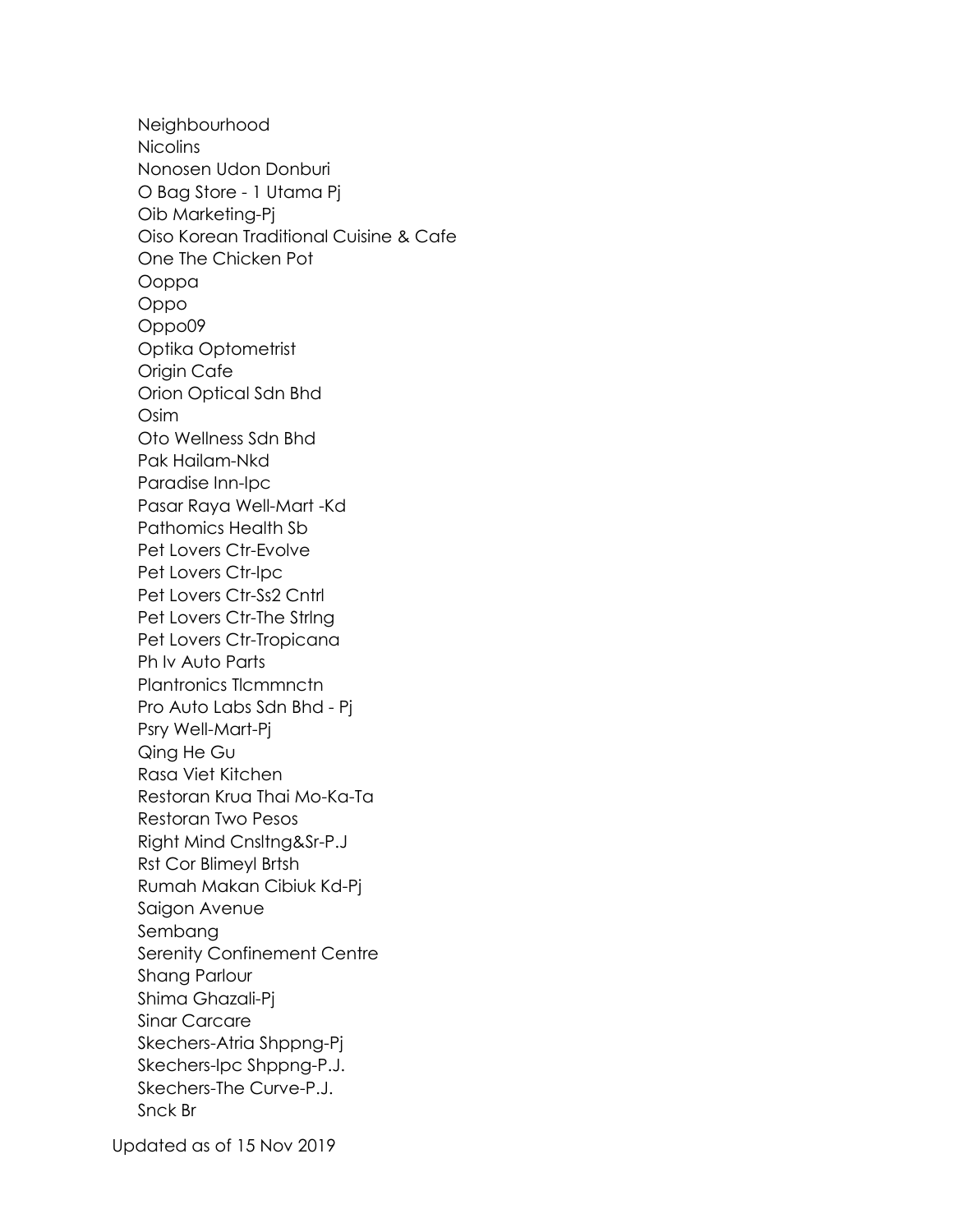Neighbourhood
Nicolins
Nonosen Udon Donburi
O Bag Store - 1 Utama Pj
Oib Marketing-Pj
Oiso Korean Traditional Cuisine & Cafe
One The Chicken Pot
Ooppa
Oppo
Oppo09
Optika Optometrist
Origin Cafe
Orion Optical Sdn Bhd
Osim
Oto Wellness Sdn Bhd
Pak Hailam-Nkd
Paradise Inn-Ipc
Pasar Raya Well-Mart -Kd
Pathomics Health Sb
Pet Lovers Ctr-Evolve
Pet Lovers Ctr-Ipc
Pet Lovers Ctr-Ss2 Cntrl
Pet Lovers Ctr-The Strlng
Pet Lovers Ctr-Tropicana
Ph Iv Auto Parts
Plantronics Tlcmmnctn
Pro Auto Labs Sdn Bhd - Pj
Psry Well-Mart-Pj
Qing He Gu
Rasa Viet Kitchen
Restoran Krua Thai Mo-Ka-Ta
Restoran Two Pesos
Right Mind Cnsltng&Sr-P.J
Rst Cor Blimeyl Brtsh
Rumah Makan Cibiuk Kd-Pj
Saigon Avenue
Sembang
Serenity Confinement Centre
Shang Parlour
Shima Ghazali-Pj
Sinar Carcare
Skechers-Atria Shppng-Pj
Skechers-Ipc Shppng-P.J.
Skechers-The Curve-P.J.
Snck Br

Updated as of 15 Nov 2019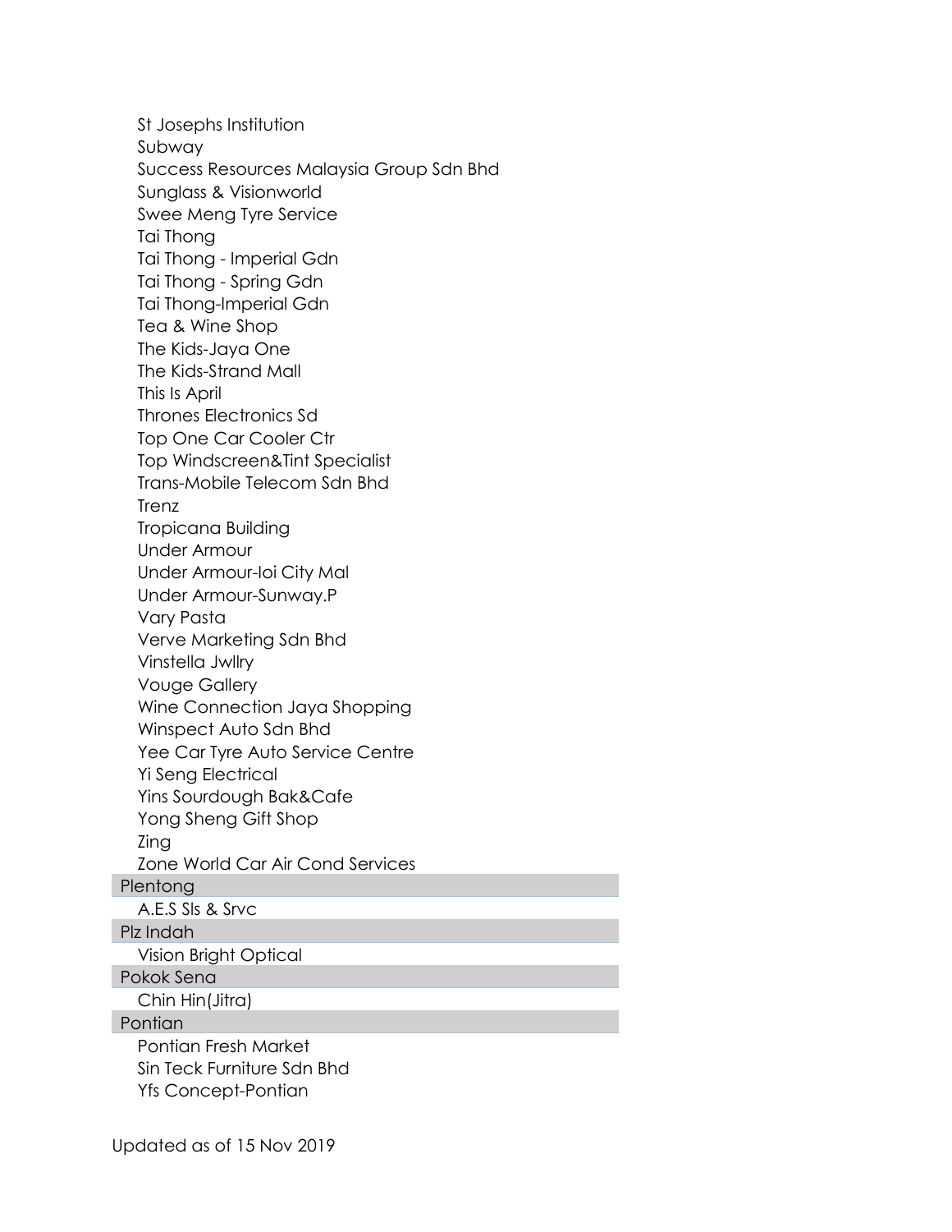St Josephs Institution
Subway
Success Resources Malaysia Group Sdn Bhd
Sunglass & Visionworld
Swee Meng Tyre Service
Tai Thong
Tai Thong - Imperial Gdn
Tai Thong - Spring Gdn
Tai Thong-Imperial Gdn
Tea & Wine Shop
The Kids-Jaya One
The Kids-Strand Mall
This Is April
Thrones Electronics Sd
Top One Car Cooler Ctr
Top Windscreen&Tint Specialist
Trans-Mobile Telecom Sdn Bhd
Trenz
Tropicana Building
Under Armour
Under Armour-Ioi City Mal
Under Armour-Sunway.P
Vary Pasta
Verve Marketing Sdn Bhd
Vinstella Jwllry
Vouge Gallery
Wine Connection Jaya Shopping
Winspect Auto Sdn Bhd
Yee Car Tyre Auto Service Centre
Yi Seng Electrical
Yins Sourdough Bak&Cafe
Yong Sheng Gift Shop
Zing
Zone World Car Air Cond Services

**Plentong**

A.E.S Sls & Srvc

**Plz Indah**

Vision Bright Optical

**Pokok Sena**

Chin Hin(Jitra)

**Pontian**

Pontian Fresh Market
Sin Teck Furniture Sdn Bhd
Yfs Concept-Pontian

Updated as of 15 Nov 2019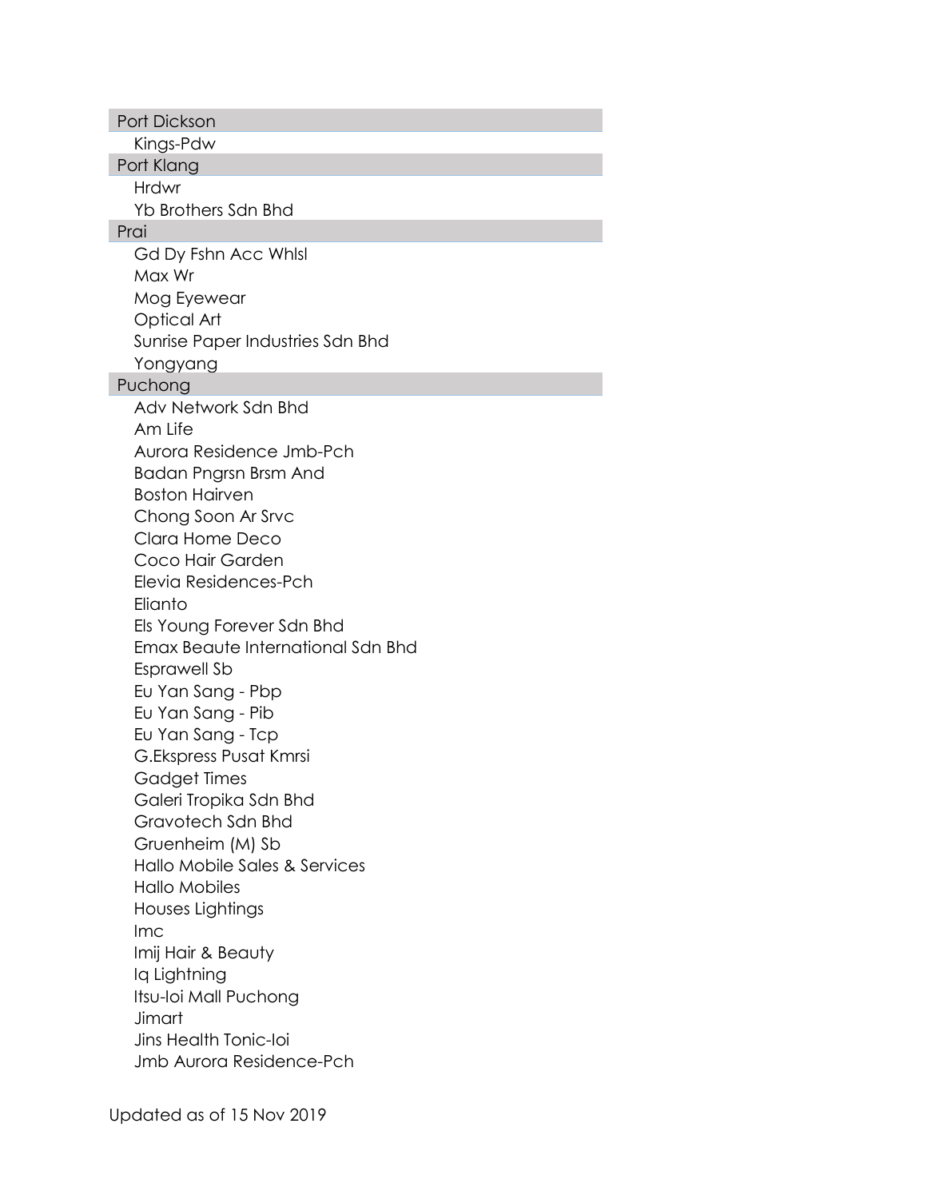## Port Dickson

- Kings-Pdw

## Port Klang

- Hrdwr
- Yb Brothers Sdn Bhd

## Prai

- Gd Dy Fshn Acc Whlsl
- Max Wr
- Mog Eyewear
- Optical Art
- Sunrise Paper Industries Sdn Bhd
- Yongyang

## Puchong

- Adv Network Sdn Bhd
- Am Life
- Aurora Residence Jmb-Pch
- Badan Pngrsn Brsm And
- Boston Hairven
- Chong Soon Ar Srvc
- Clara Home Deco
- Coco Hair Garden
- Elevia Residences-Pch
- Elianto
- Els Young Forever Sdn Bhd
- Emax Beaute International Sdn Bhd
- Esprawell Sb
- Eu Yan Sang - Pbp
- Eu Yan Sang - Pib
- Eu Yan Sang - Tcp
- G.Ekspress Pusat Kmrsi
- Gadget Times
- Galeri Tropika Sdn Bhd
- Gravotech Sdn Bhd
- Gruenheim (M) Sb
- Hallo Mobile Sales & Services
- Hallo Mobiles
- Houses Lightings
- Imc
- Imij Hair & Beauty
- Iq Lightning
- Itsu-Ioi Mall Puchong
- Jimart
- Jins Health Tonic-Ioi
- Jmb Aurora Residence-Pch

Updated as of 15 Nov 2019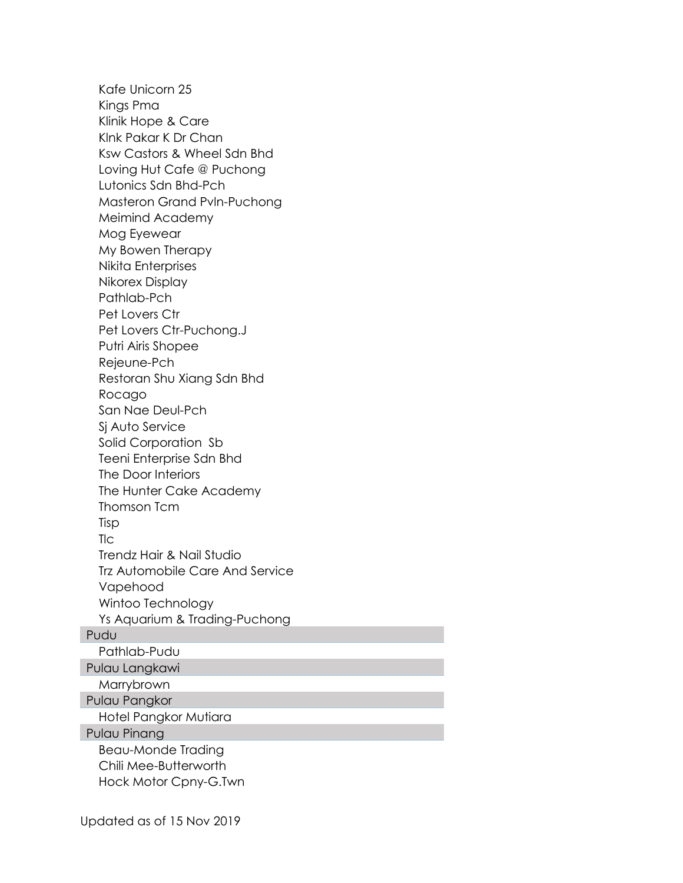- Kafe Unicorn 25
- Kings Pma
- Klinik Hope & Care
- Klnk Pakar K Dr Chan
- Ksw Castors & Wheel Sdn Bhd
- Loving Hut Cafe @ Puchong
- Lutonics Sdn Bhd-Pch
- Masteron Grand Pvln-Puchong
- Meimind Academy
- Mog Eyewear
- My Bowen Therapy
- Nikita Enterprises
- Nikorex Display
- Pathlab-Pch
- Pet Lovers Ctr
- Pet Lovers Ctr-Puchong.J
- Putri Airis Shopee
- Rejeune-Pch
- Restoran Shu Xiang Sdn Bhd
- Rocago
- San Nae Deul-Pch
- Sj Auto Service
- Solid Corporation  Sb
- Teeni Enterprise Sdn Bhd
- The Door Interiors
- The Hunter Cake Academy
- Thomson Tcm
- Tisp
- Tlc
- Trendz Hair & Nail Studio
- Trz Automobile Care And Service
- Vapehood
- Wintoo Technology
- Ys Aquarium & Trading-Puchong

**Pudu**

- Pathlab-Pudu

**Pulau Langkawi**

- Marrybrown

**Pulau Pangkor**

- Hotel Pangkor Mutiara

**Pulau Pinang**

- Beau-Monde Trading
- Chili Mee-Butterworth
- Hock Motor Cpny-G.Twn

Updated as of 15 Nov 2019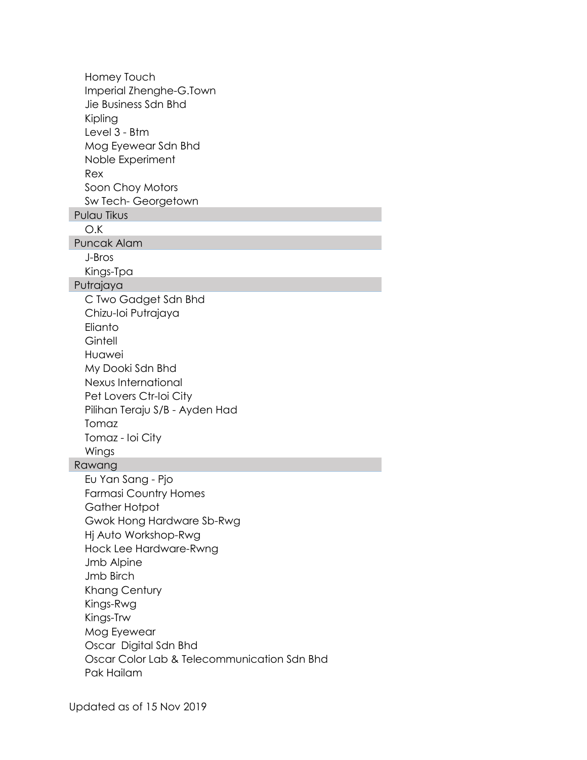- Homey Touch
- Imperial Zhenghe-G.Town
- Jie Business Sdn Bhd
- Kipling
- Level 3 - Btm
- Mog Eyewear Sdn Bhd
- Noble Experiment
- Rex
- Soon Choy Motors
- Sw Tech- Georgetown

### Pulau Tikus

- O.K

### Puncak Alam

- J-Bros
- Kings-Tpa

### Putrajaya

- C Two Gadget Sdn Bhd
- Chizu-Ioi Putrajaya
- Elianto
- Gintell
- Huawei
- My Dooki Sdn Bhd
- Nexus International
- Pet Lovers Ctr-Ioi City
- Pilihan Teraju S/B - Ayden Had
- Tomaz
- Tomaz - Ioi City
- Wings

### Rawang

- Eu Yan Sang - Pjo
- Farmasi Country Homes
- Gather Hotpot
- Gwok Hong Hardware Sb-Rwg
- Hj Auto Workshop-Rwg
- Hock Lee Hardware-Rwng
- Jmb Alpine
- Jmb Birch
- Khang Century
- Kings-Rwg
- Kings-Trw
- Mog Eyewear
- Oscar  Digital Sdn Bhd
- Oscar Color Lab & Telecommunication Sdn Bhd
- Pak Hailam

Updated as of 15 Nov 2019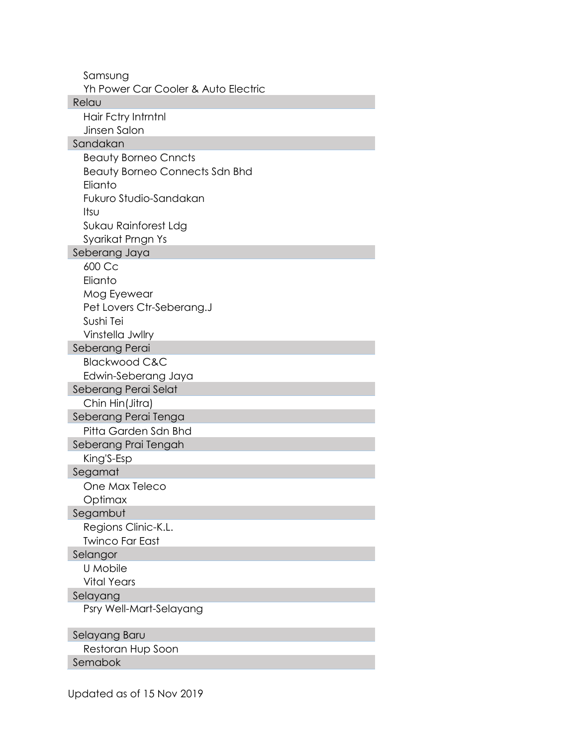Samsung
Yh Power Car Cooler & Auto Electric

**Relau**

Hair Fctry Intrntnl
Jinsen Salon

**Sandakan**

Beauty Borneo Cnncts
Beauty Borneo Connects Sdn Bhd
Elianto
Fukuro Studio-Sandakan
Itsu
Sukau Rainforest Ldg
Syarikat Prngn Ys

**Seberang Jaya**

600 Cc
Elianto
Mog Eyewear
Pet Lovers Ctr-Seberang.J
Sushi Tei
Vinstella Jwllry

**Seberang Perai**

Blackwood C&C
Edwin-Seberang Jaya

**Seberang Perai Selat**

Chin Hin(Jitra)

**Seberang Perai Tenga**

Pitta Garden Sdn Bhd

**Seberang Prai Tengah**

King'S-Esp

**Segamat**

One Max Teleco
Optimax

**Segambut**

Regions Clinic-K.L.
Twinco Far East

**Selangor**

U Mobile
Vital Years

**Selayang**

Psry Well-Mart-Selayang

**Selayang Baru**

Restoran Hup Soon

**Semabok**

Updated as of 15 Nov 2019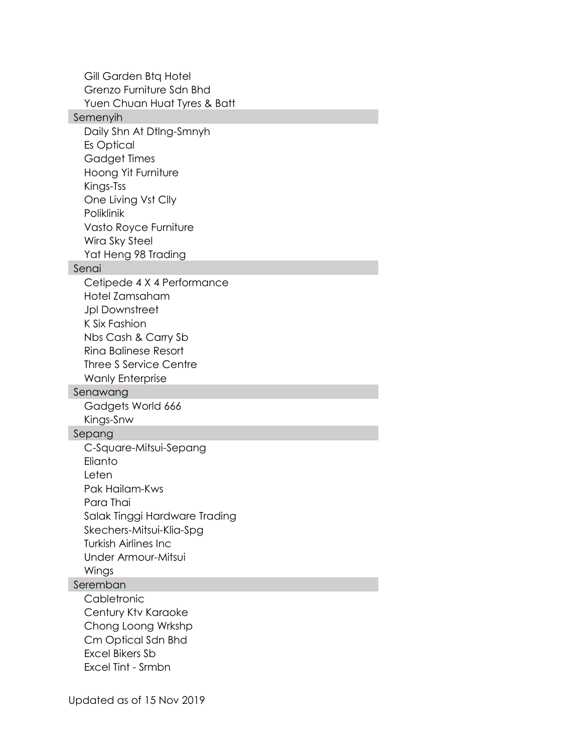- Gill Garden Btq Hotel
- Grenzo Furniture Sdn Bhd
- Yuen Chuan Huat Tyres & Batt

### Semenyih

- Daily Shn At Dtlng-Smnyh
- Es Optical
- Gadget Times
- Hoong Yit Furniture
- Kings-Tss
- One Living Vst Clly
- Poliklinik
- Vasto Royce Furniture
- Wira Sky Steel
- Yat Heng 98 Trading

### Senai

- Cetipede 4 X 4 Performance
- Hotel Zamsaham
- Jpl Downstreet
- K Six Fashion
- Nbs Cash & Carry Sb
- Rina Balinese Resort
- Three S Service Centre
- Wanly Enterprise

### Senawang

- Gadgets World 666
- Kings-Snw

### Sepang

- C-Square-Mitsui-Sepang
- Elianto
- Leten
- Pak Hailam-Kws
- Para Thai
- Salak Tinggi Hardware Trading
- Skechers-Mitsui-Klia-Spg
- Turkish Airlines Inc
- Under Armour-Mitsui
- Wings

### Seremban

- Cabletronic
- Century Ktv Karaoke
- Chong Loong Wrkshp
- Cm Optical Sdn Bhd
- Excel Bikers Sb
- Excel Tint - Srmbn

Updated as of 15 Nov 2019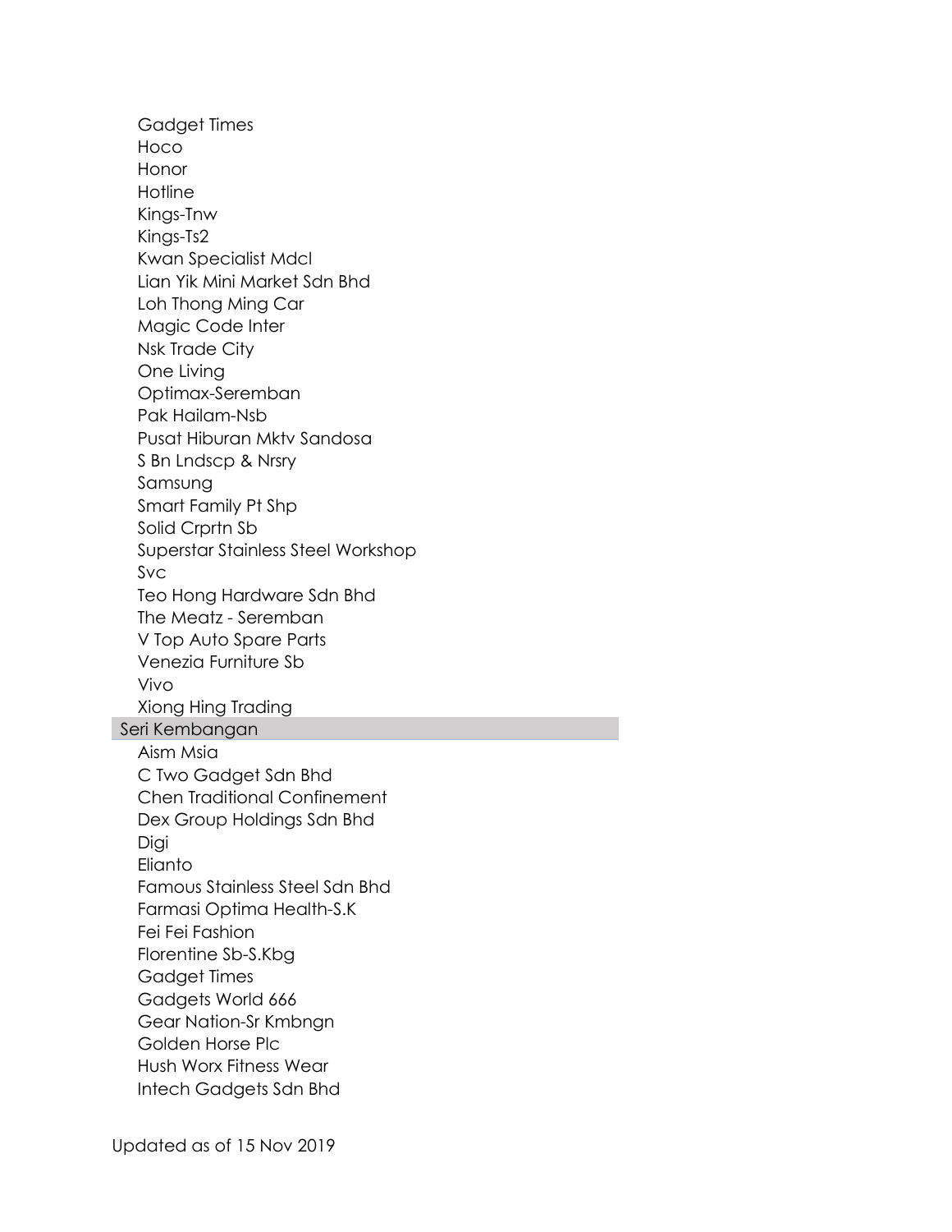- Gadget Times
- Hoco
- Honor
- Hotline
- Kings-Tnw
- Kings-Ts2
- Kwan Specialist Mdcl
- Lian Yik Mini Market Sdn Bhd
- Loh Thong Ming Car
- Magic Code Inter
- Nsk Trade City
- One Living
- Optimax-Seremban
- Pak Hailam-Nsb
- Pusat Hiburan Mktv Sandosa
- S Bn Lndscp & Nrsry
- Samsung
- Smart Family Pt Shp
- Solid Crprtn Sb
- Superstar Stainless Steel Workshop
- Svc
- Teo Hong Hardware Sdn Bhd
- The Meatz - Seremban
- V Top Auto Spare Parts
- Venezia Furniture Sb
- Vivo
- Xiong Hing Trading

### Seri Kembangan

- Aism Msia
- C Two Gadget Sdn Bhd
- Chen Traditional Confinement
- Dex Group Holdings Sdn Bhd
- Digi
- Elianto
- Famous Stainless Steel Sdn Bhd
- Farmasi Optima Health-S.K
- Fei Fei Fashion
- Florentine Sb-S.Kbg
- Gadget Times
- Gadgets World 666
- Gear Nation-Sr Kmbngn
- Golden Horse Plc
- Hush Worx Fitness Wear
- Intech Gadgets Sdn Bhd

Updated as of 15 Nov 2019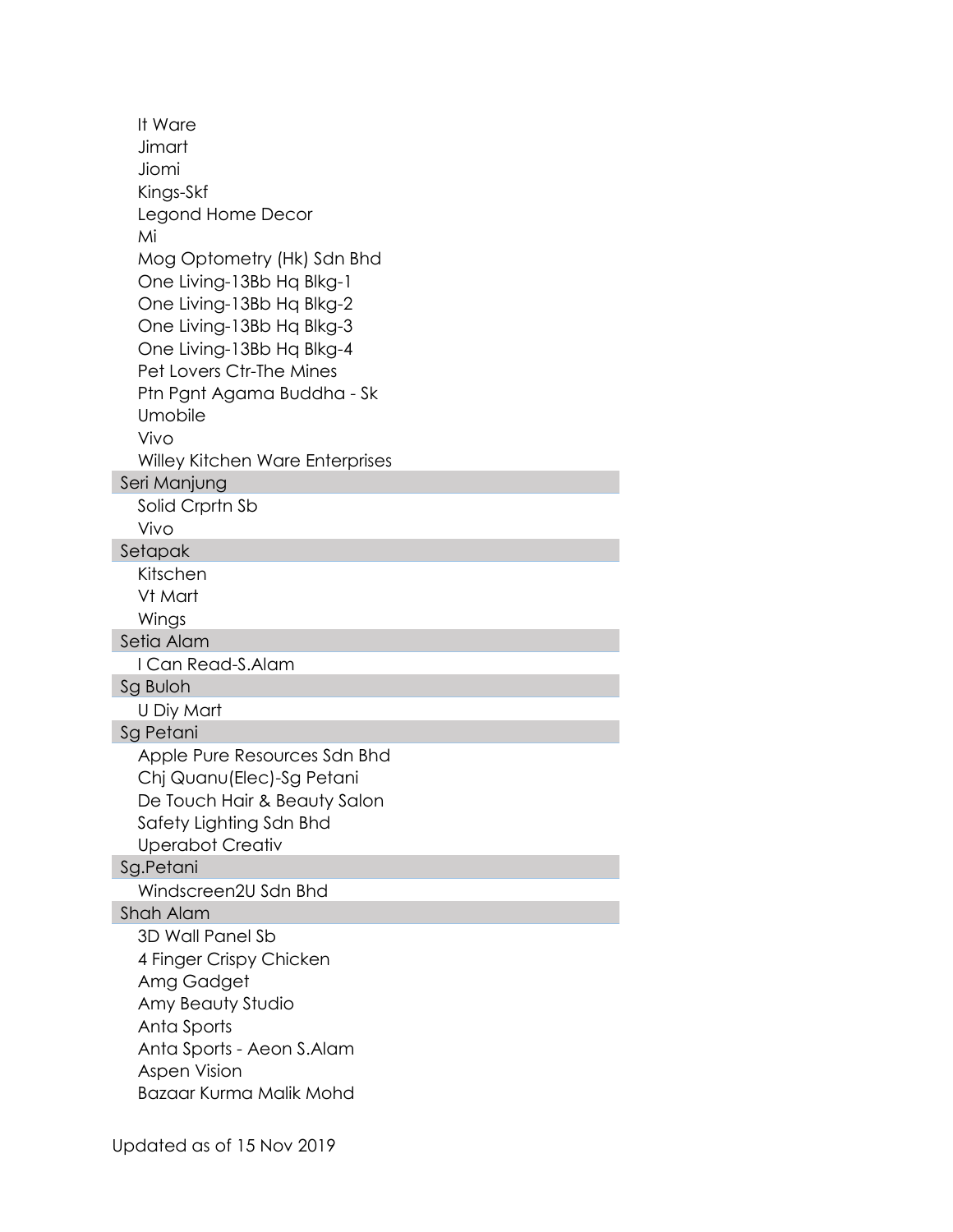It Ware
Jimart
Jiomi
Kings-Skf
Legond Home Decor
Mi
Mog Optometry (Hk) Sdn Bhd
One Living-13Bb Hq Blkg-1
One Living-13Bb Hq Blkg-2
One Living-13Bb Hq Blkg-3
One Living-13Bb Hq Blkg-4
Pet Lovers Ctr-The Mines
Ptn Pgnt Agama Buddha - Sk
Umobile
Vivo
Willey Kitchen Ware Enterprises

**Seri Manjung**

Solid Crprtn Sb
Vivo

**Setapak**

Kitschen
Vt Mart
Wings

**Setia Alam**

I Can Read-S.Alam

**Sg Buloh**

U Diy Mart

**Sg Petani**

Apple Pure Resources Sdn Bhd
Chj Quanu(Elec)-Sg Petani
De Touch Hair & Beauty Salon
Safety Lighting Sdn Bhd
Uperabot Creativ

**Sg.Petani**

Windscreen2U Sdn Bhd

**Shah Alam**

3D Wall Panel Sb
4 Finger Crispy Chicken
Amg Gadget
Amy Beauty Studio
Anta Sports
Anta Sports - Aeon S.Alam
Aspen Vision
Bazaar Kurma Malik Mohd

Updated as of 15 Nov 2019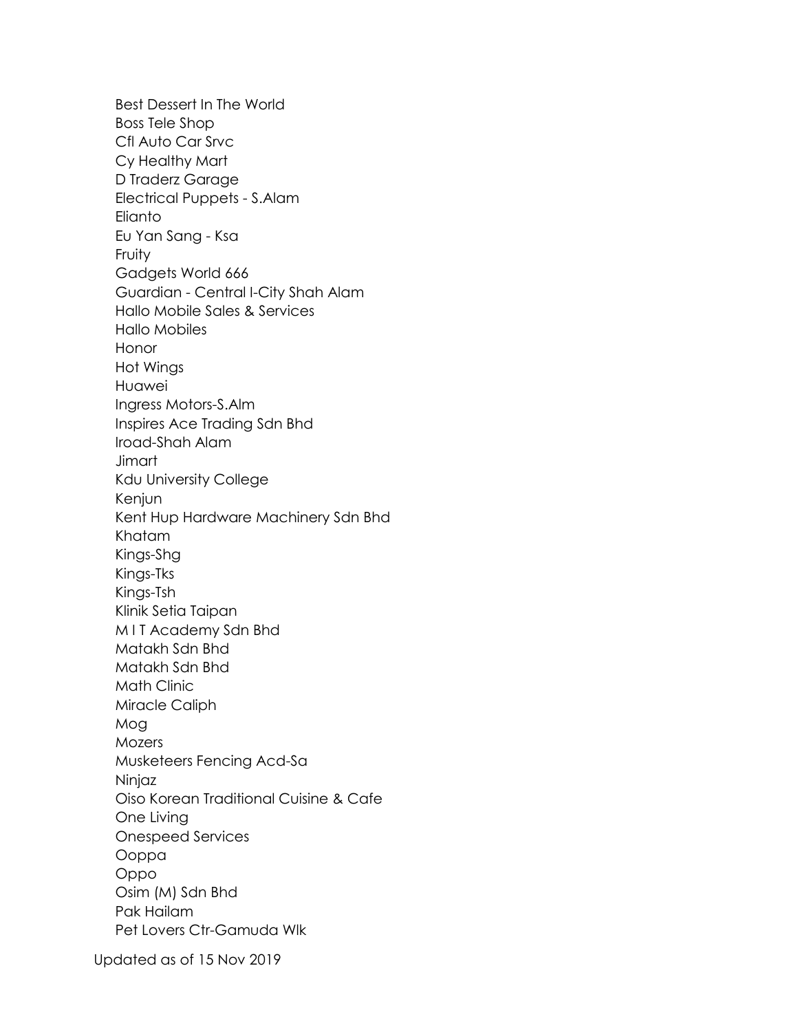Best Dessert In The World
Boss Tele Shop
Cfl Auto Car Srvc
Cy Healthy Mart
D Traderz Garage
Electrical Puppets - S.Alam
Elianto
Eu Yan Sang - Ksa
Fruity
Gadgets World 666
Guardian - Central I-City Shah Alam
Hallo Mobile Sales & Services
Hallo Mobiles
Honor
Hot Wings
Huawei
Ingress Motors-S.Alm
Inspires Ace Trading Sdn Bhd
Iroad-Shah Alam
Jimart
Kdu University College
Kenjun
Kent Hup Hardware Machinery Sdn Bhd
Khatam
Kings-Shg
Kings-Tks
Kings-Tsh
Klinik Setia Taipan
M I T Academy Sdn Bhd
Matakh Sdn Bhd
Matakh Sdn Bhd
Math Clinic
Miracle Caliph
Mog
Mozers
Musketeers Fencing Acd-Sa
Ninjaz
Oiso Korean Traditional Cuisine & Cafe
One Living
Onespeed Services
Ooppa
Oppo
Osim (M) Sdn Bhd
Pak Hailam
Pet Lovers Ctr-Gamuda Wlk

Updated as of 15 Nov 2019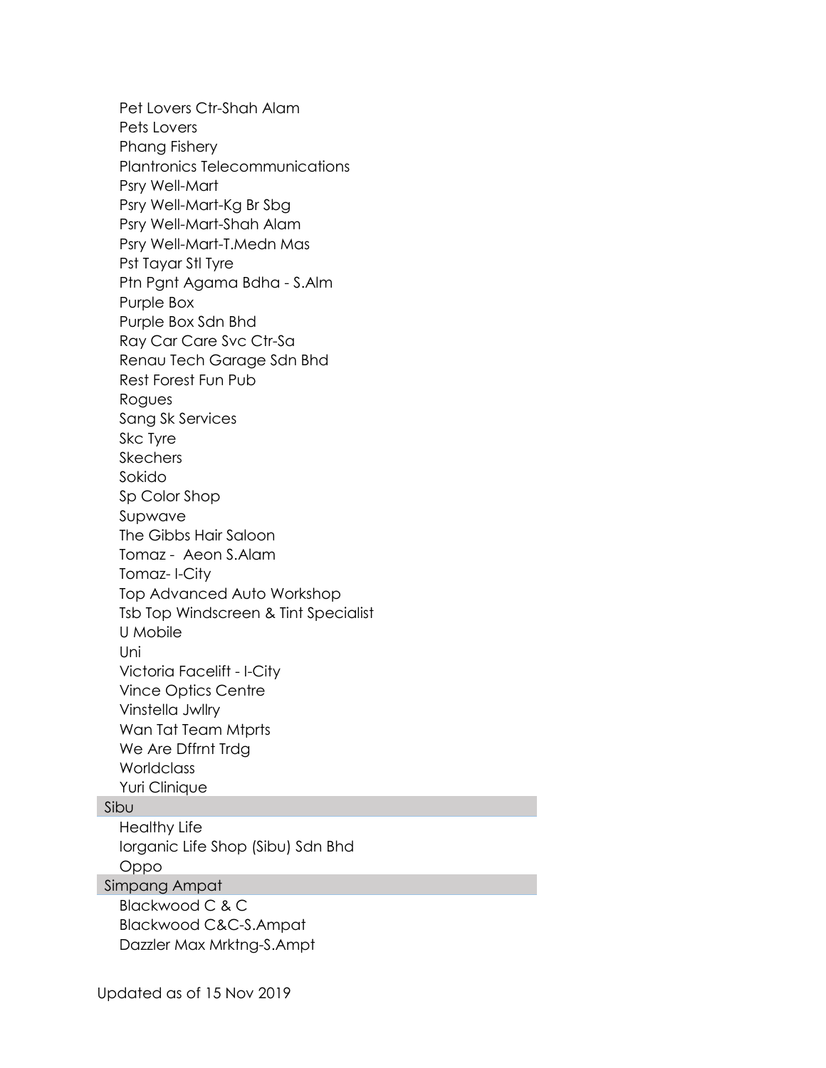Pet Lovers Ctr-Shah Alam
Pets Lovers
Phang Fishery
Plantronics Telecommunications
Psry Well-Mart
Psry Well-Mart-Kg Br Sbg
Psry Well-Mart-Shah Alam
Psry Well-Mart-T.Medn Mas
Pst Tayar Stl Tyre
Ptn Pgnt Agama Bdha - S.Alm
Purple Box
Purple Box Sdn Bhd
Ray Car Care Svc Ctr-Sa
Renau Tech Garage Sdn Bhd
Rest Forest Fun Pub
Rogues
Sang Sk Services
Skc Tyre
Skechers
Sokido
Sp Color Shop
Supwave
The Gibbs Hair Saloon
Tomaz - Aeon S.Alam
Tomaz- I-City
Top Advanced Auto Workshop
Tsb Top Windscreen & Tint Specialist
U Mobile
Uni
Victoria Facelift - I-City
Vince Optics Centre
Vinstella Jwllry
Wan Tat Team Mtprts
We Are Dffrnt Trdg
Worldclass
Yuri Clinique

**Sibu**

Healthy Life
Iorganic Life Shop (Sibu) Sdn Bhd
Oppo

**Simpang Ampat**

Blackwood C & C
Blackwood C&C-S.Ampat
Dazzler Max Mrktng-S.Ampt

Updated as of 15 Nov 2019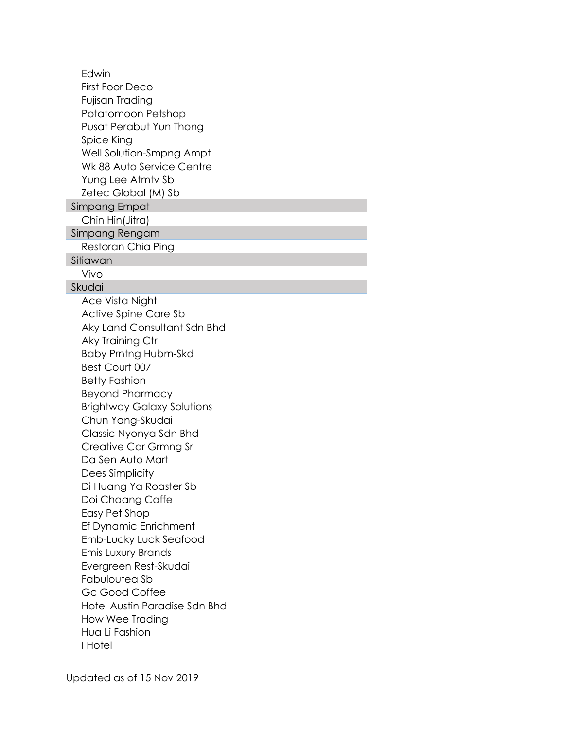Edwin
First Foor Deco
Fujisan Trading
Potatomoon Petshop
Pusat Perabut Yun Thong
Spice King
Well Solution-Smpng Ampt
Wk 88 Auto Service Centre
Yung Lee Atmtv Sb
Zetec Global (M) Sb

## Simpang Empat

Chin Hin(Jitra)

## Simpang Rengam

Restoran Chia Ping

## Sitiawan

Vivo

## Skudai

Ace Vista Night
Active Spine Care Sb
Aky Land Consultant Sdn Bhd
Aky Training Ctr
Baby Prntng Hubm-Skd
Best Court 007
Betty Fashion
Beyond Pharmacy
Brightway Galaxy Solutions
Chun Yang-Skudai
Classic Nyonya Sdn Bhd
Creative Car Grmng Sr
Da Sen Auto Mart
Dees Simplicity
Di Huang Ya Roaster Sb
Doi Chaang Caffe
Easy Pet Shop
Ef Dynamic Enrichment
Emb-Lucky Luck Seafood
Emis Luxury Brands
Evergreen Rest-Skudai
Fabuloutea Sb
Gc Good Coffee
Hotel Austin Paradise Sdn Bhd
How Wee Trading
Hua Li Fashion
I Hotel

Updated as of 15 Nov 2019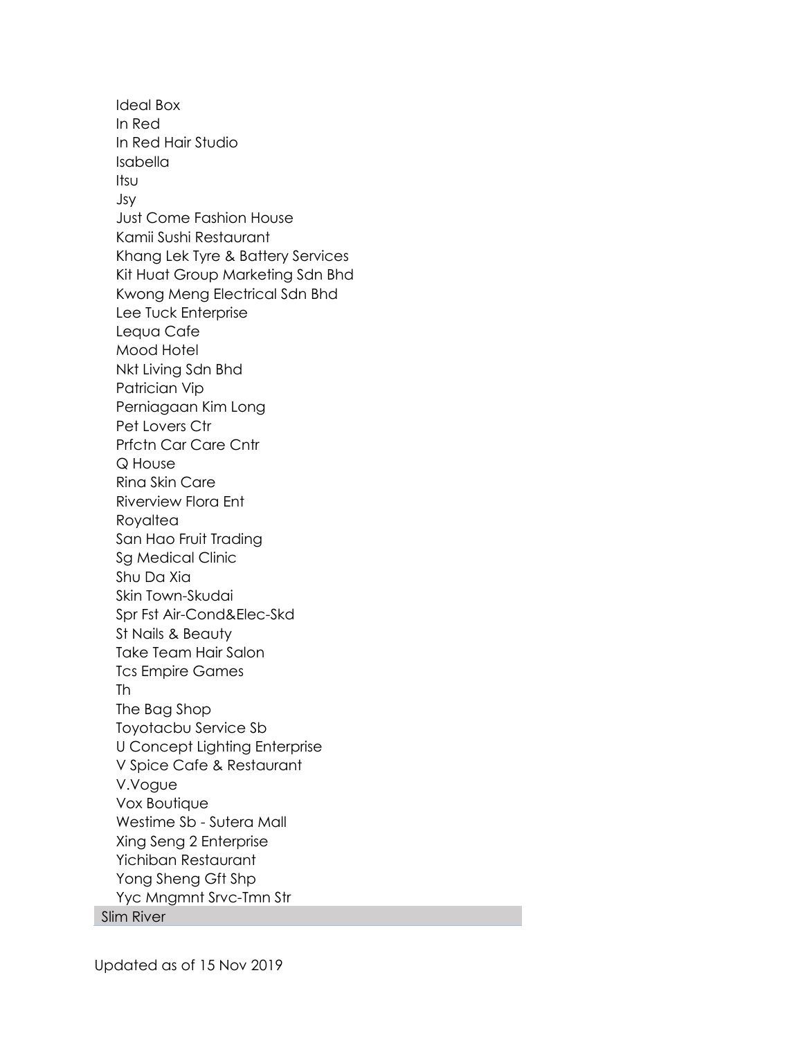Ideal Box
In Red
In Red Hair Studio
Isabella
Itsu
Jsy
Just Come Fashion House
Kamii Sushi Restaurant
Khang Lek Tyre & Battery Services
Kit Huat Group Marketing Sdn Bhd
Kwong Meng Electrical Sdn Bhd
Lee Tuck Enterprise
Lequa Cafe
Mood Hotel
Nkt Living Sdn Bhd
Patrician Vip
Perniagaan Kim Long
Pet Lovers Ctr
Prfctn Car Care Cntr
Q House
Rina Skin Care
Riverview Flora Ent
Royaltea
San Hao Fruit Trading
Sg Medical Clinic
Shu Da Xia
Skin Town-Skudai
Spr Fst Air-Cond&Elec-Skd
St Nails & Beauty
Take Team Hair Salon
Tcs Empire Games
Th
The Bag Shop
Toyotacbu Service Sb
U Concept Lighting Enterprise
V Spice Cafe & Restaurant
V.Vogue
Vox Boutique
Westime Sb - Sutera Mall
Xing Seng 2 Enterprise
Yichiban Restaurant
Yong Sheng Gft Shp
Yyc Mngmnt Srvc-Tmn Str

**Slim River**

Updated as of 15 Nov 2019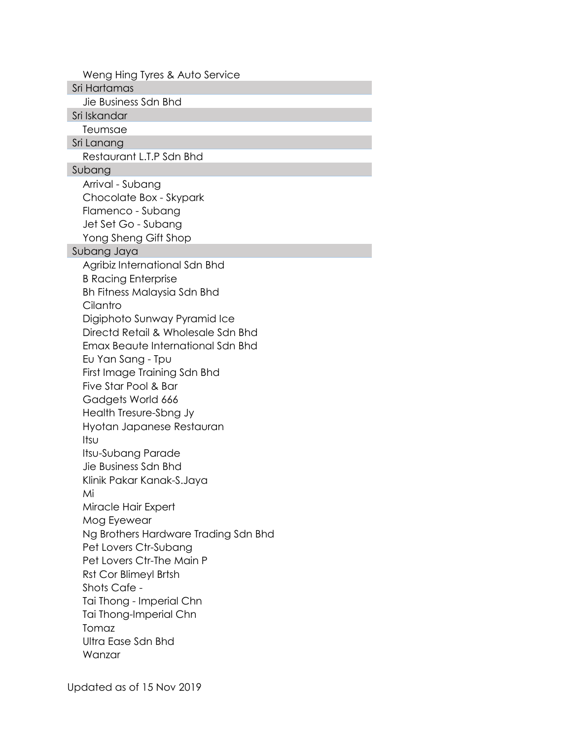Weng Hing Tyres & Auto Service

**Sri Hartamas**

Jie Business Sdn Bhd

**Sri Iskandar**

Teumsae

**Sri Lanang**

Restaurant L.T.P Sdn Bhd

**Subang**

Arrival - Subang
Chocolate Box - Skypark
Flamenco - Subang
Jet Set Go - Subang
Yong Sheng Gift Shop

**Subang Jaya**

Agribiz International Sdn Bhd
B Racing Enterprise
Bh Fitness Malaysia Sdn Bhd
Cilantro
Digiphoto Sunway Pyramid Ice
Directd Retail & Wholesale Sdn Bhd
Emax Beaute International Sdn Bhd
Eu Yan Sang - Tpu
First Image Training Sdn Bhd
Five Star Pool & Bar
Gadgets World 666
Health Tresure-Sbng Jy
Hyotan Japanese Restauran
Itsu
Itsu-Subang Parade
Jie Business Sdn Bhd
Klinik Pakar Kanak-S.Jaya
Mi
Miracle Hair Expert
Mog Eyewear
Ng Brothers Hardware Trading Sdn Bhd
Pet Lovers Ctr-Subang
Pet Lovers Ctr-The Main P
Rst Cor Blimeyl Brtsh
Shots Cafe -
Tai Thong - Imperial Chn
Tai Thong-Imperial Chn
Tomaz
Ultra Ease Sdn Bhd
Wanzar

Updated as of 15 Nov 2019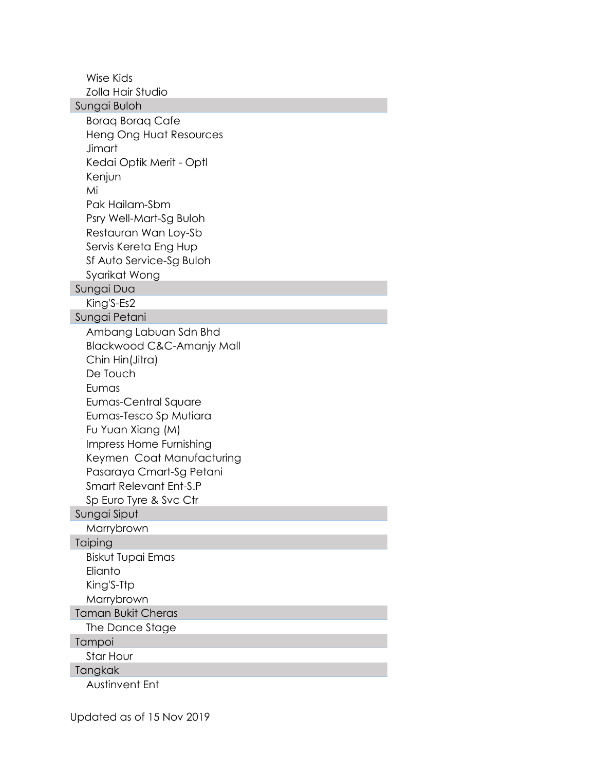- Wise Kids
- Zolla Hair Studio

**Sungai Buloh**

- Boraq Boraq Cafe
- Heng Ong Huat Resources
- Jimart
- Kedai Optik Merit - Optl
- Kenjun
- Mi
- Pak Hailam-Sbm
- Psry Well-Mart-Sg Buloh
- Restauran Wan Loy-Sb
- Servis Kereta Eng Hup
- Sf Auto Service-Sg Buloh
- Syarikat Wong

**Sungai Dua**

- King'S-Es2

**Sungai Petani**

- Ambang Labuan Sdn Bhd
- Blackwood C&C-Amanjy Mall
- Chin Hin(Jitra)
- De Touch
- Eumas
- Eumas-Central Square
- Eumas-Tesco Sp Mutiara
- Fu Yuan Xiang (M)
- Impress Home Furnishing
- Keymen  Coat Manufacturing
- Pasaraya Cmart-Sg Petani
- Smart Relevant Ent-S.P
- Sp Euro Tyre & Svc Ctr

**Sungai Siput**

- Marrybrown

**Taiping**

- Biskut Tupai Emas
- Elianto
- King'S-Ttp
- Marrybrown

**Taman Bukit Cheras**

- The Dance Stage

**Tampoi**

- Star Hour

**Tangkak**

- Austinvent Ent

Updated as of 15 Nov 2019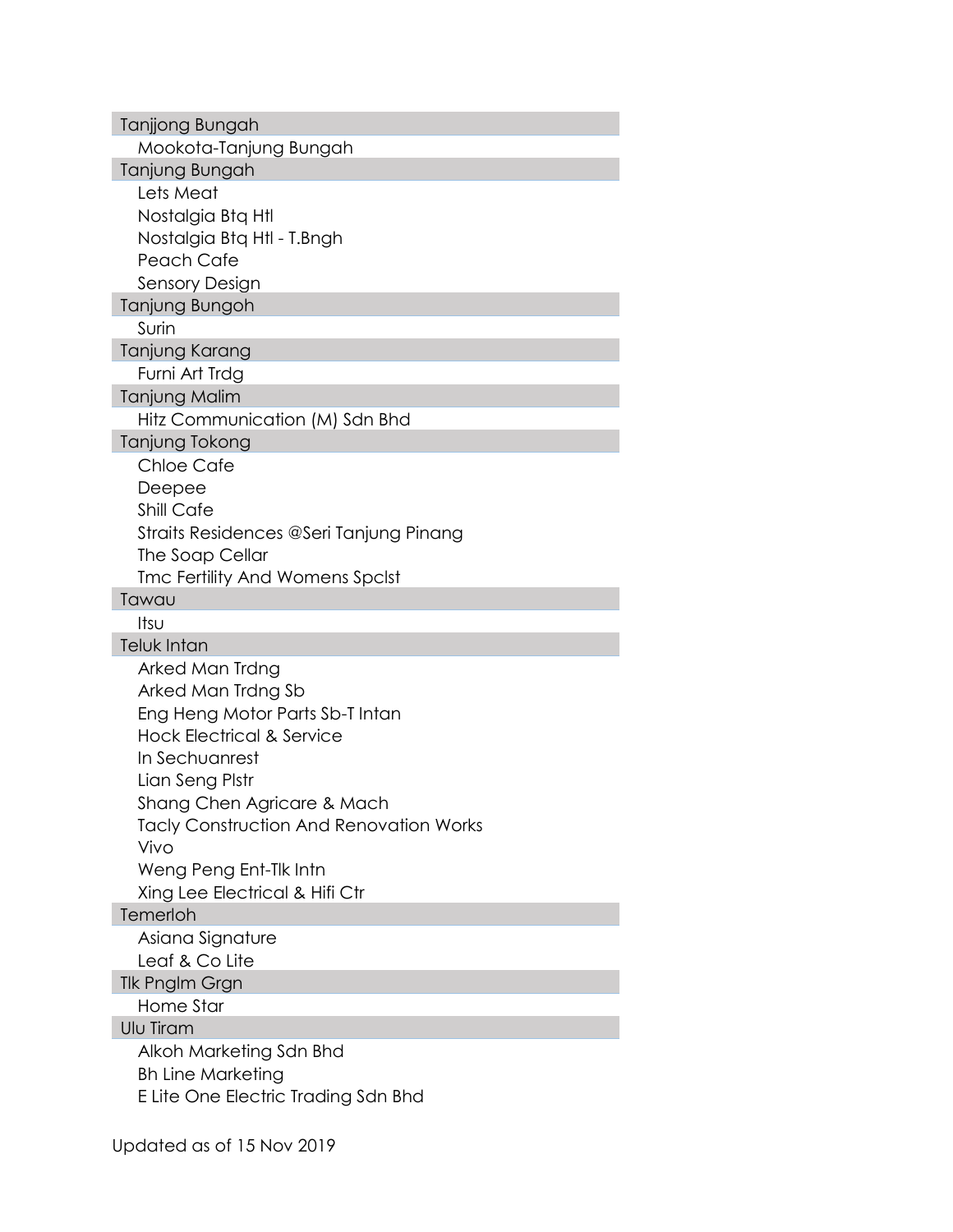| Tanjjong Bungah |
| --- |
| Mookota-Tanjung Bungah |
| **Tanjung Bungah** |
| Lets Meat |
| Nostalgia Btq Htl |
| Nostalgia Btq Htl - T.Bngh |
| Peach Cafe |
| Sensory Design |
| **Tanjung Bungoh** |
| Surin |
| **Tanjung Karang** |
| Furni Art Trdg |
| **Tanjung Malim** |
| Hitz Communication (M) Sdn Bhd |
| **Tanjung Tokong** |
| Chloe Cafe |
| Deepee |
| Shill Cafe |
| Straits Residences @Seri Tanjung Pinang |
| The Soap Cellar |
| Tmc Fertility And Womens Spclst |
| **Tawau** |
| Itsu |
| **Teluk Intan** |
| Arked Man Trdng |
| Arked Man Trdng Sb |
| Eng Heng Motor Parts Sb-T Intan |
| Hock Electrical & Service |
| In Sechuanrest |
| Lian Seng Plstr |
| Shang Chen Agricare & Mach |
| Tacly Construction And Renovation Works |
| Vivo |
| Weng Peng Ent-Tlk Intn |
| Xing Lee Electrical & Hifi Ctr |
| **Temerloh** |
| Asiana Signature |
| Leaf & Co Lite |
| **Tlk Pnglm Grgn** |
| Home Star |
| **Ulu Tiram** |
| Alkoh Marketing Sdn Bhd |
| Bh Line Marketing |
| E Lite One Electric Trading Sdn Bhd |

Updated as of 15 Nov 2019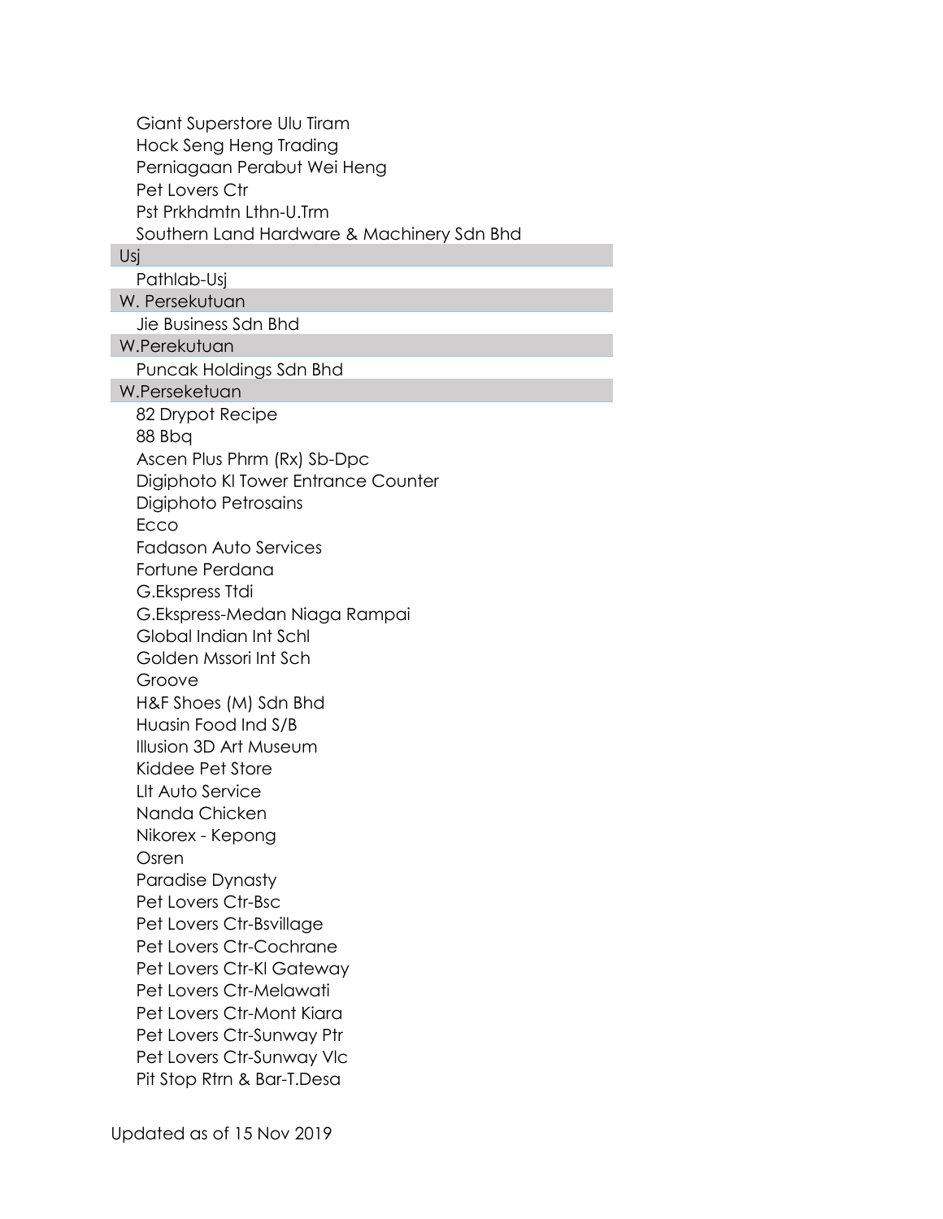- Giant Superstore Ulu Tiram
- Hock Seng Heng Trading
- Perniagaan Perabut Wei Heng
- Pet Lovers Ctr
- Pst Prkhdmtn Lthn-U.Trm
- Southern Land Hardware & Machinery Sdn Bhd

### Usj

- Pathlab-Usj

### W. Persekutuan

- Jie Business Sdn Bhd

### W.Perekutuan

- Puncak Holdings Sdn Bhd

### W.Perseketuan

- 82 Drypot Recipe
- 88 Bbq
- Ascen Plus Phrm (Rx) Sb-Dpc
- Digiphoto Kl Tower Entrance Counter
- Digiphoto Petrosains
- Ecco
- Fadason Auto Services
- Fortune Perdana
- G.Ekspress Ttdi
- G.Ekspress-Medan Niaga Rampai
- Global Indian Int Schl
- Golden Mssori Int Sch
- Groove
- H&F Shoes (M) Sdn Bhd
- Huasin Food Ind S/B
- Illusion 3D Art Museum
- Kiddee Pet Store
- Llt Auto Service
- Nanda Chicken
- Nikorex - Kepong
- Osren
- Paradise Dynasty
- Pet Lovers Ctr-Bsc
- Pet Lovers Ctr-Bsvillage
- Pet Lovers Ctr-Cochrane
- Pet Lovers Ctr-Kl Gateway
- Pet Lovers Ctr-Melawati
- Pet Lovers Ctr-Mont Kiara
- Pet Lovers Ctr-Sunway Ptr
- Pet Lovers Ctr-Sunway Vlc
- Pit Stop Rtrn & Bar-T.Desa

Updated as of 15 Nov 2019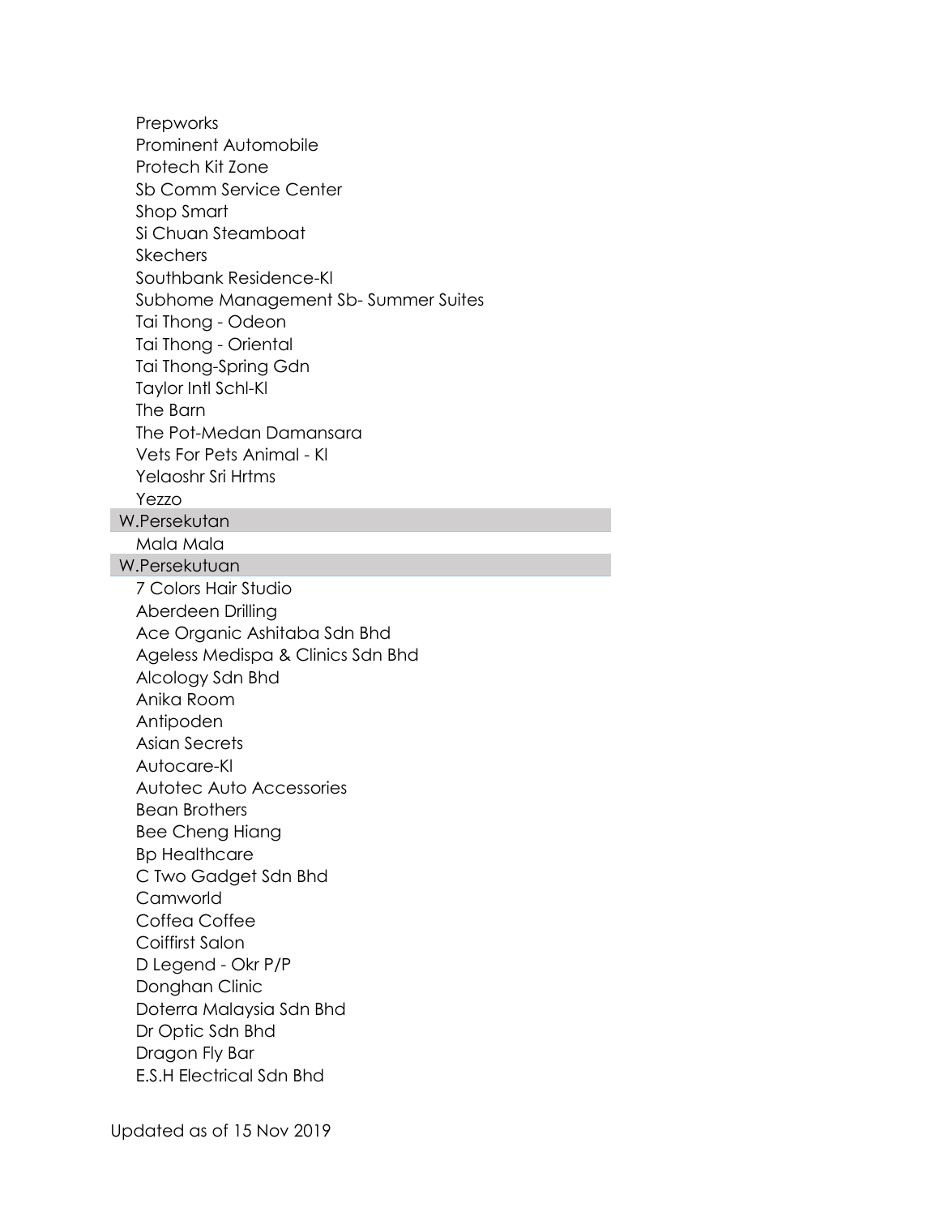- Prepworks
- Prominent Automobile
- Protech Kit Zone
- Sb Comm Service Center
- Shop Smart
- Si Chuan Steamboat
- Skechers
- Southbank Residence-Kl
- Subhome Management Sb- Summer Suites
- Tai Thong - Odeon
- Tai Thong - Oriental
- Tai Thong-Spring Gdn
- Taylor Intl Schl-Kl
- The Barn
- The Pot-Medan Damansara
- Vets For Pets Animal - Kl
- Yelaoshr Sri Hrtms
- Yezzo

**W.Persekutan**

- Mala Mala

**W.Persekutuan**

- 7 Colors Hair Studio
- Aberdeen Drilling
- Ace Organic Ashitaba Sdn Bhd
- Ageless Medispa & Clinics Sdn Bhd
- Alcology Sdn Bhd
- Anika Room
- Antipoden
- Asian Secrets
- Autocare-Kl
- Autotec Auto Accessories
- Bean Brothers
- Bee Cheng Hiang
- Bp Healthcare
- C Two Gadget Sdn Bhd
- Camworld
- Coffea Coffee
- Coiffirst Salon
- D Legend - Okr P/P
- Donghan Clinic
- Doterra Malaysia Sdn Bhd
- Dr Optic Sdn Bhd
- Dragon Fly Bar
- E.S.H Electrical Sdn Bhd

Updated as of 15 Nov 2019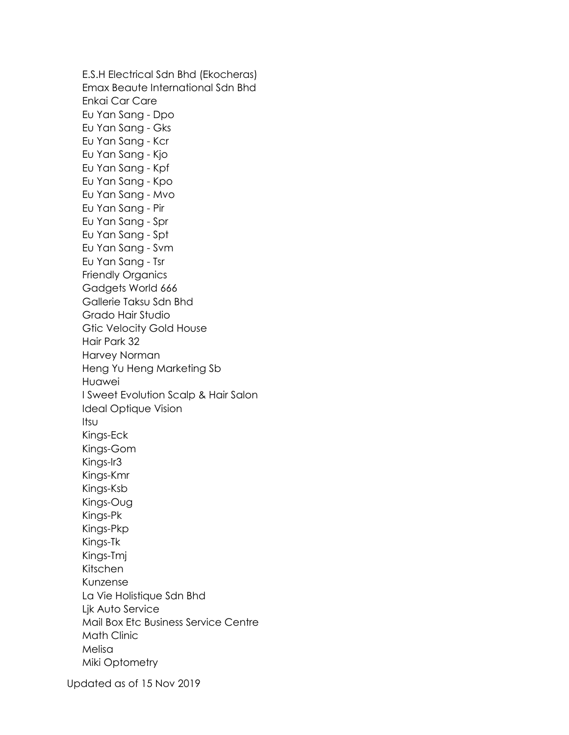E.S.H Electrical Sdn Bhd (Ekocheras)
Emax Beaute International Sdn Bhd
Enkai Car Care
Eu Yan Sang - Dpo
Eu Yan Sang - Gks
Eu Yan Sang - Kcr
Eu Yan Sang - Kjo
Eu Yan Sang - Kpf
Eu Yan Sang - Kpo
Eu Yan Sang - Mvo
Eu Yan Sang - Pir
Eu Yan Sang - Spr
Eu Yan Sang - Spt
Eu Yan Sang - Svm
Eu Yan Sang - Tsr
Friendly Organics
Gadgets World 666
Gallerie Taksu Sdn Bhd
Grado Hair Studio
Gtic Velocity Gold House
Hair Park 32
Harvey Norman
Heng Yu Heng Marketing Sb
Huawei
I Sweet Evolution Scalp & Hair Salon
Ideal Optique Vision
Itsu
Kings-Eck
Kings-Gom
Kings-Ir3
Kings-Kmr
Kings-Ksb
Kings-Oug
Kings-Pk
Kings-Pkp
Kings-Tk
Kings-Tmj
Kitschen
Kunzense
La Vie Holistique Sdn Bhd
Ljk Auto Service
Mail Box Etc Business Service Centre
Math Clinic
Melisa
Miki Optometry

Updated as of 15 Nov 2019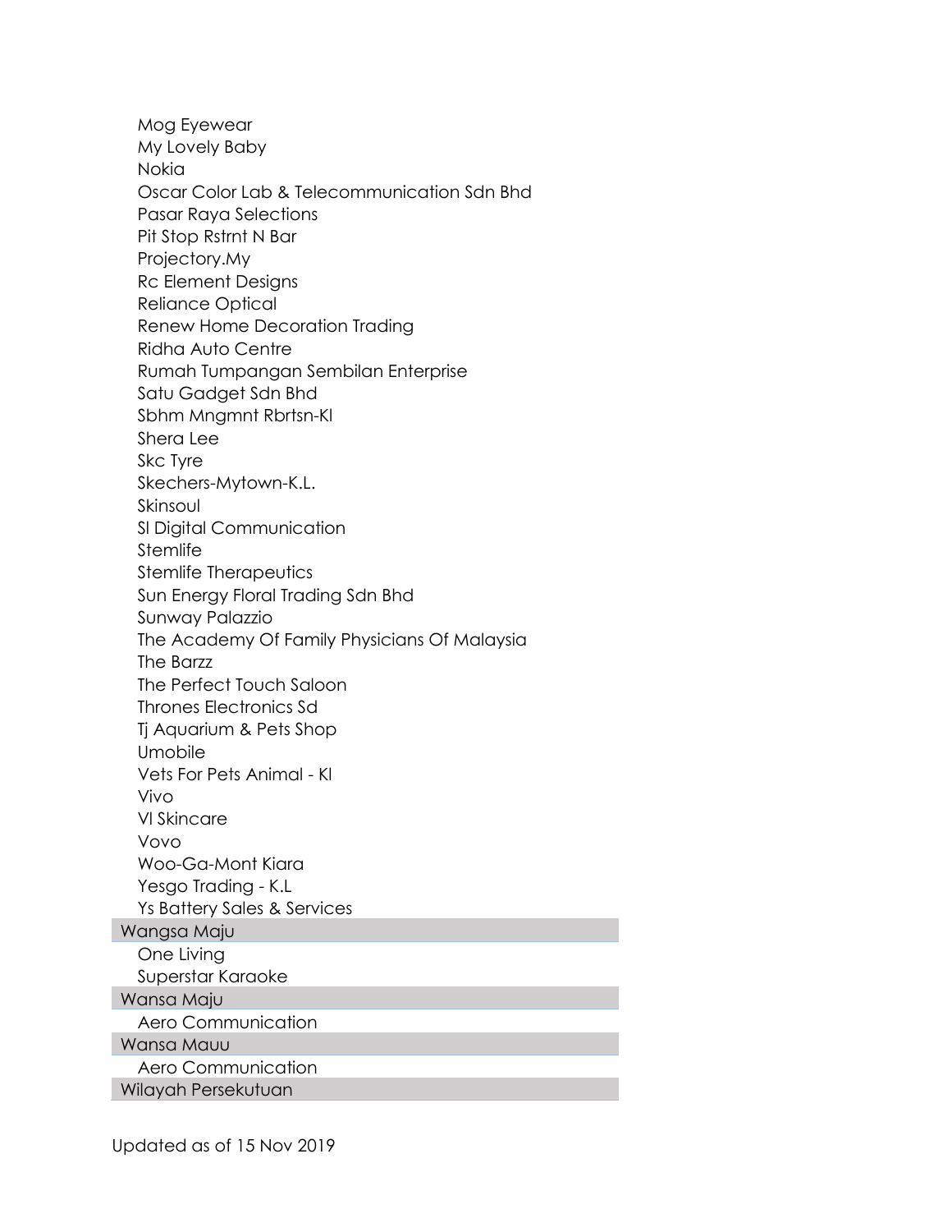Mog Eyewear
My Lovely Baby
Nokia
Oscar Color Lab & Telecommunication Sdn Bhd
Pasar Raya Selections
Pit Stop Rstrnt N Bar
Projectory.My
Rc Element Designs
Reliance Optical
Renew Home Decoration Trading
Ridha Auto Centre
Rumah Tumpangan Sembilan Enterprise
Satu Gadget Sdn Bhd
Sbhm Mngmnt Rbrtsn-Kl
Shera Lee
Skc Tyre
Skechers-Mytown-K.L.
Skinsoul
Sl Digital Communication
Stemlife
Stemlife Therapeutics
Sun Energy Floral Trading Sdn Bhd
Sunway Palazzio
The Academy Of Family Physicians Of Malaysia
The Barzz
The Perfect Touch Saloon
Thrones Electronics Sd
Tj Aquarium & Pets Shop
Umobile
Vets For Pets Animal - Kl
Vivo
Vl Skincare
Vovo
Woo-Ga-Mont Kiara
Yesgo Trading - K.L
Ys Battery Sales & Services

**Wangsa Maju**

One Living
Superstar Karaoke

**Wansa Maju**

Aero Communication

**Wansa Mauu**

Aero Communication

**Wilayah Persekutuan**

Updated as of 15 Nov 2019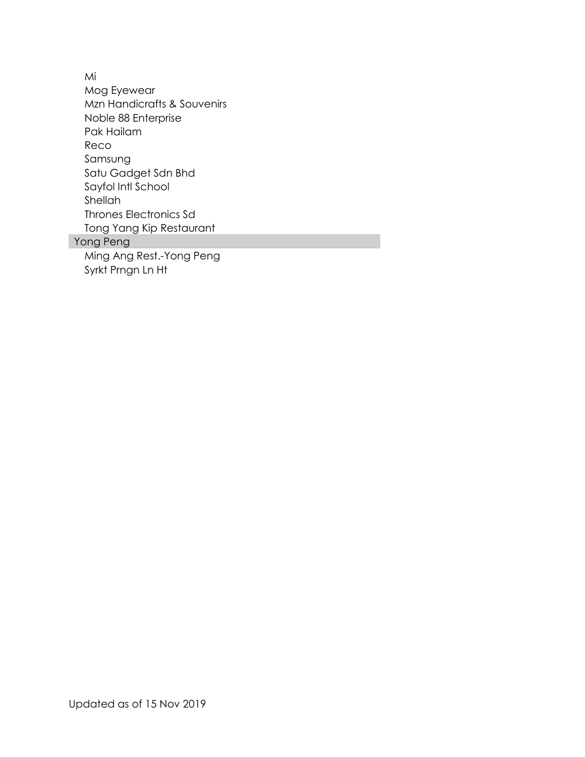- Mi
- Mog Eyewear
- Mzn Handicrafts & Souvenirs
- Noble 88 Enterprise
- Pak Hailam
- Reco
- Samsung
- Satu Gadget Sdn Bhd
- Sayfol Intl School
- Shellah
- Thrones Electronics Sd
- Tong Yang Kip Restaurant

### Yong Peng

- Ming Ang Rest.-Yong Peng
- Syrkt Prngn Ln Ht

Updated as of 15 Nov 2019